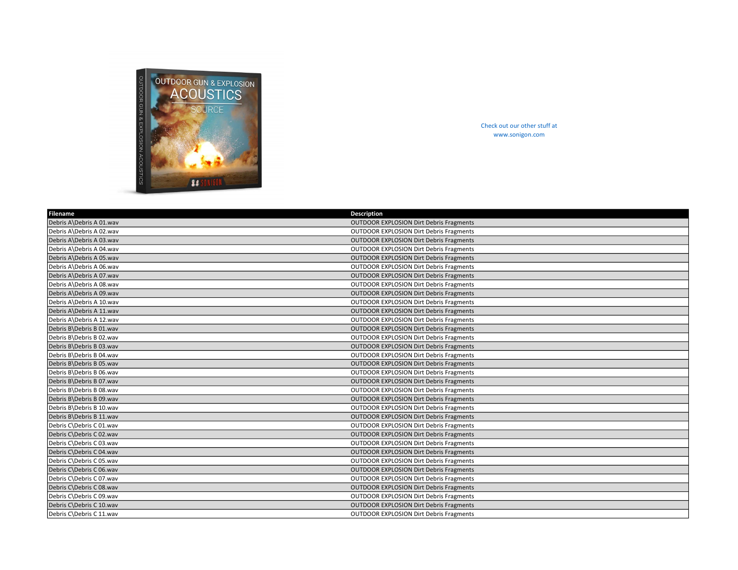Check out our other stuff at www.sonigon.com

| Filename | Description |
| --- | --- |
| Debris A\Debris A 01.wav | OUTDOOR EXPLOSION Dirt Debris Fragments |
| Debris A\Debris A 02.wav | OUTDOOR EXPLOSION Dirt Debris Fragments |
| Debris A\Debris A 03.wav | OUTDOOR EXPLOSION Dirt Debris Fragments |
| Debris A\Debris A 04.wav | OUTDOOR EXPLOSION Dirt Debris Fragments |
| Debris A\Debris A 05.wav | OUTDOOR EXPLOSION Dirt Debris Fragments |
| Debris A\Debris A 06.wav | OUTDOOR EXPLOSION Dirt Debris Fragments |
| Debris A\Debris A 07.wav | OUTDOOR EXPLOSION Dirt Debris Fragments |
| Debris A\Debris A 08.wav | OUTDOOR EXPLOSION Dirt Debris Fragments |
| Debris A\Debris A 09.wav | OUTDOOR EXPLOSION Dirt Debris Fragments |
| Debris A\Debris A 10.wav | OUTDOOR EXPLOSION Dirt Debris Fragments |
| Debris A\Debris A 11.wav | OUTDOOR EXPLOSION Dirt Debris Fragments |
| Debris A\Debris A 12.wav | OUTDOOR EXPLOSION Dirt Debris Fragments |
| Debris B\Debris B 01.wav | OUTDOOR EXPLOSION Dirt Debris Fragments |
| Debris B\Debris B 02.wav | OUTDOOR EXPLOSION Dirt Debris Fragments |
| Debris B\Debris B 03.wav | OUTDOOR EXPLOSION Dirt Debris Fragments |
| Debris B\Debris B 04.wav | OUTDOOR EXPLOSION Dirt Debris Fragments |
| Debris B\Debris B 05.wav | OUTDOOR EXPLOSION Dirt Debris Fragments |
| Debris B\Debris B 06.wav | OUTDOOR EXPLOSION Dirt Debris Fragments |
| Debris B\Debris B 07.wav | OUTDOOR EXPLOSION Dirt Debris Fragments |
| Debris B\Debris B 08.wav | OUTDOOR EXPLOSION Dirt Debris Fragments |
| Debris B\Debris B 09.wav | OUTDOOR EXPLOSION Dirt Debris Fragments |
| Debris B\Debris B 10.wav | OUTDOOR EXPLOSION Dirt Debris Fragments |
| Debris B\Debris B 11.wav | OUTDOOR EXPLOSION Dirt Debris Fragments |
| Debris C\Debris C 01.wav | OUTDOOR EXPLOSION Dirt Debris Fragments |
| Debris C\Debris C 02.wav | OUTDOOR EXPLOSION Dirt Debris Fragments |
| Debris C\Debris C 03.wav | OUTDOOR EXPLOSION Dirt Debris Fragments |
| Debris C\Debris C 04.wav | OUTDOOR EXPLOSION Dirt Debris Fragments |
| Debris C\Debris C 05.wav | OUTDOOR EXPLOSION Dirt Debris Fragments |
| Debris C\Debris C 06.wav | OUTDOOR EXPLOSION Dirt Debris Fragments |
| Debris C\Debris C 07.wav | OUTDOOR EXPLOSION Dirt Debris Fragments |
| Debris C\Debris C 08.wav | OUTDOOR EXPLOSION Dirt Debris Fragments |
| Debris C\Debris C 09.wav | OUTDOOR EXPLOSION Dirt Debris Fragments |
| Debris C\Debris C 10.wav | OUTDOOR EXPLOSION Dirt Debris Fragments |
| Debris C\Debris C 11.wav | OUTDOOR EXPLOSION Dirt Debris Fragments |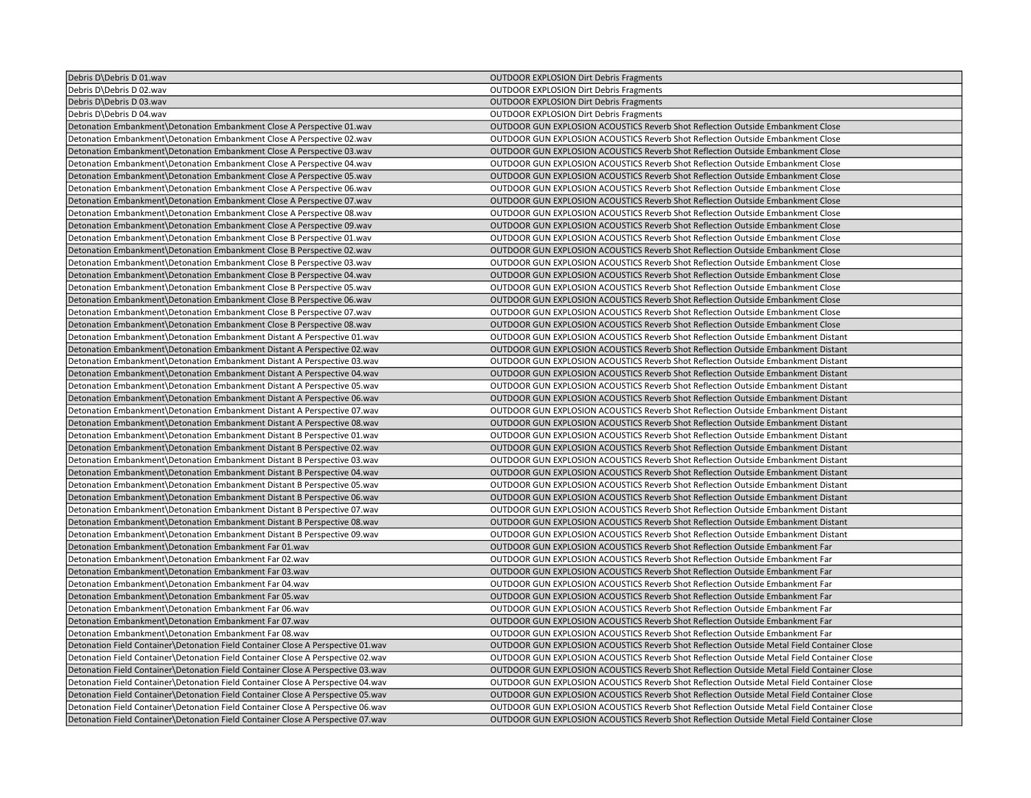| Debris D\Debris D 01.wav | OUTDOOR EXPLOSION Dirt Debris Fragments |
|---|---|
| Debris D\Debris D 02.wav | OUTDOOR EXPLOSION Dirt Debris Fragments |
| Debris D\Debris D 03.wav | OUTDOOR EXPLOSION Dirt Debris Fragments |
| Debris D\Debris D 04.wav | OUTDOOR EXPLOSION Dirt Debris Fragments |
| Detonation Embankment\Detonation Embankment Close A Perspective 01.wav | OUTDOOR GUN EXPLOSION ACOUSTICS Reverb Shot Reflection Outside Embankment Close |
| Detonation Embankment\Detonation Embankment Close A Perspective 02.wav | OUTDOOR GUN EXPLOSION ACOUSTICS Reverb Shot Reflection Outside Embankment Close |
| Detonation Embankment\Detonation Embankment Close A Perspective 03.wav | OUTDOOR GUN EXPLOSION ACOUSTICS Reverb Shot Reflection Outside Embankment Close |
| Detonation Embankment\Detonation Embankment Close A Perspective 04.wav | OUTDOOR GUN EXPLOSION ACOUSTICS Reverb Shot Reflection Outside Embankment Close |
| Detonation Embankment\Detonation Embankment Close A Perspective 05.wav | OUTDOOR GUN EXPLOSION ACOUSTICS Reverb Shot Reflection Outside Embankment Close |
| Detonation Embankment\Detonation Embankment Close A Perspective 06.wav | OUTDOOR GUN EXPLOSION ACOUSTICS Reverb Shot Reflection Outside Embankment Close |
| Detonation Embankment\Detonation Embankment Close A Perspective 07.wav | OUTDOOR GUN EXPLOSION ACOUSTICS Reverb Shot Reflection Outside Embankment Close |
| Detonation Embankment\Detonation Embankment Close A Perspective 08.wav | OUTDOOR GUN EXPLOSION ACOUSTICS Reverb Shot Reflection Outside Embankment Close |
| Detonation Embankment\Detonation Embankment Close A Perspective 09.wav | OUTDOOR GUN EXPLOSION ACOUSTICS Reverb Shot Reflection Outside Embankment Close |
| Detonation Embankment\Detonation Embankment Close B Perspective 01.wav | OUTDOOR GUN EXPLOSION ACOUSTICS Reverb Shot Reflection Outside Embankment Close |
| Detonation Embankment\Detonation Embankment Close B Perspective 02.wav | OUTDOOR GUN EXPLOSION ACOUSTICS Reverb Shot Reflection Outside Embankment Close |
| Detonation Embankment\Detonation Embankment Close B Perspective 03.wav | OUTDOOR GUN EXPLOSION ACOUSTICS Reverb Shot Reflection Outside Embankment Close |
| Detonation Embankment\Detonation Embankment Close B Perspective 04.wav | OUTDOOR GUN EXPLOSION ACOUSTICS Reverb Shot Reflection Outside Embankment Close |
| Detonation Embankment\Detonation Embankment Close B Perspective 05.wav | OUTDOOR GUN EXPLOSION ACOUSTICS Reverb Shot Reflection Outside Embankment Close |
| Detonation Embankment\Detonation Embankment Close B Perspective 06.wav | OUTDOOR GUN EXPLOSION ACOUSTICS Reverb Shot Reflection Outside Embankment Close |
| Detonation Embankment\Detonation Embankment Close B Perspective 07.wav | OUTDOOR GUN EXPLOSION ACOUSTICS Reverb Shot Reflection Outside Embankment Close |
| Detonation Embankment\Detonation Embankment Close B Perspective 08.wav | OUTDOOR GUN EXPLOSION ACOUSTICS Reverb Shot Reflection Outside Embankment Close |
| Detonation Embankment\Detonation Embankment Distant A Perspective 01.wav | OUTDOOR GUN EXPLOSION ACOUSTICS Reverb Shot Reflection Outside Embankment Distant |
| Detonation Embankment\Detonation Embankment Distant A Perspective 02.wav | OUTDOOR GUN EXPLOSION ACOUSTICS Reverb Shot Reflection Outside Embankment Distant |
| Detonation Embankment\Detonation Embankment Distant A Perspective 03.wav | OUTDOOR GUN EXPLOSION ACOUSTICS Reverb Shot Reflection Outside Embankment Distant |
| Detonation Embankment\Detonation Embankment Distant A Perspective 04.wav | OUTDOOR GUN EXPLOSION ACOUSTICS Reverb Shot Reflection Outside Embankment Distant |
| Detonation Embankment\Detonation Embankment Distant A Perspective 05.wav | OUTDOOR GUN EXPLOSION ACOUSTICS Reverb Shot Reflection Outside Embankment Distant |
| Detonation Embankment\Detonation Embankment Distant A Perspective 06.wav | OUTDOOR GUN EXPLOSION ACOUSTICS Reverb Shot Reflection Outside Embankment Distant |
| Detonation Embankment\Detonation Embankment Distant A Perspective 07.wav | OUTDOOR GUN EXPLOSION ACOUSTICS Reverb Shot Reflection Outside Embankment Distant |
| Detonation Embankment\Detonation Embankment Distant A Perspective 08.wav | OUTDOOR GUN EXPLOSION ACOUSTICS Reverb Shot Reflection Outside Embankment Distant |
| Detonation Embankment\Detonation Embankment Distant B Perspective 01.wav | OUTDOOR GUN EXPLOSION ACOUSTICS Reverb Shot Reflection Outside Embankment Distant |
| Detonation Embankment\Detonation Embankment Distant B Perspective 02.wav | OUTDOOR GUN EXPLOSION ACOUSTICS Reverb Shot Reflection Outside Embankment Distant |
| Detonation Embankment\Detonation Embankment Distant B Perspective 03.wav | OUTDOOR GUN EXPLOSION ACOUSTICS Reverb Shot Reflection Outside Embankment Distant |
| Detonation Embankment\Detonation Embankment Distant B Perspective 04.wav | OUTDOOR GUN EXPLOSION ACOUSTICS Reverb Shot Reflection Outside Embankment Distant |
| Detonation Embankment\Detonation Embankment Distant B Perspective 05.wav | OUTDOOR GUN EXPLOSION ACOUSTICS Reverb Shot Reflection Outside Embankment Distant |
| Detonation Embankment\Detonation Embankment Distant B Perspective 06.wav | OUTDOOR GUN EXPLOSION ACOUSTICS Reverb Shot Reflection Outside Embankment Distant |
| Detonation Embankment\Detonation Embankment Distant B Perspective 07.wav | OUTDOOR GUN EXPLOSION ACOUSTICS Reverb Shot Reflection Outside Embankment Distant |
| Detonation Embankment\Detonation Embankment Distant B Perspective 08.wav | OUTDOOR GUN EXPLOSION ACOUSTICS Reverb Shot Reflection Outside Embankment Distant |
| Detonation Embankment\Detonation Embankment Distant B Perspective 09.wav | OUTDOOR GUN EXPLOSION ACOUSTICS Reverb Shot Reflection Outside Embankment Distant |
| Detonation Embankment\Detonation Embankment Far 01.wav | OUTDOOR GUN EXPLOSION ACOUSTICS Reverb Shot Reflection Outside Embankment Far |
| Detonation Embankment\Detonation Embankment Far 02.wav | OUTDOOR GUN EXPLOSION ACOUSTICS Reverb Shot Reflection Outside Embankment Far |
| Detonation Embankment\Detonation Embankment Far 03.wav | OUTDOOR GUN EXPLOSION ACOUSTICS Reverb Shot Reflection Outside Embankment Far |
| Detonation Embankment\Detonation Embankment Far 04.wav | OUTDOOR GUN EXPLOSION ACOUSTICS Reverb Shot Reflection Outside Embankment Far |
| Detonation Embankment\Detonation Embankment Far 05.wav | OUTDOOR GUN EXPLOSION ACOUSTICS Reverb Shot Reflection Outside Embankment Far |
| Detonation Embankment\Detonation Embankment Far 06.wav | OUTDOOR GUN EXPLOSION ACOUSTICS Reverb Shot Reflection Outside Embankment Far |
| Detonation Embankment\Detonation Embankment Far 07.wav | OUTDOOR GUN EXPLOSION ACOUSTICS Reverb Shot Reflection Outside Embankment Far |
| Detonation Embankment\Detonation Embankment Far 08.wav | OUTDOOR GUN EXPLOSION ACOUSTICS Reverb Shot Reflection Outside Embankment Far |
| Detonation Field Container\Detonation Field Container Close A Perspective 01.wav | OUTDOOR GUN EXPLOSION ACOUSTICS Reverb Shot Reflection Outside Metal Field Container Close |
| Detonation Field Container\Detonation Field Container Close A Perspective 02.wav | OUTDOOR GUN EXPLOSION ACOUSTICS Reverb Shot Reflection Outside Metal Field Container Close |
| Detonation Field Container\Detonation Field Container Close A Perspective 03.wav | OUTDOOR GUN EXPLOSION ACOUSTICS Reverb Shot Reflection Outside Metal Field Container Close |
| Detonation Field Container\Detonation Field Container Close A Perspective 04.wav | OUTDOOR GUN EXPLOSION ACOUSTICS Reverb Shot Reflection Outside Metal Field Container Close |
| Detonation Field Container\Detonation Field Container Close A Perspective 05.wav | OUTDOOR GUN EXPLOSION ACOUSTICS Reverb Shot Reflection Outside Metal Field Container Close |
| Detonation Field Container\Detonation Field Container Close A Perspective 06.wav | OUTDOOR GUN EXPLOSION ACOUSTICS Reverb Shot Reflection Outside Metal Field Container Close |
| Detonation Field Container\Detonation Field Container Close A Perspective 07.wav | OUTDOOR GUN EXPLOSION ACOUSTICS Reverb Shot Reflection Outside Metal Field Container Close |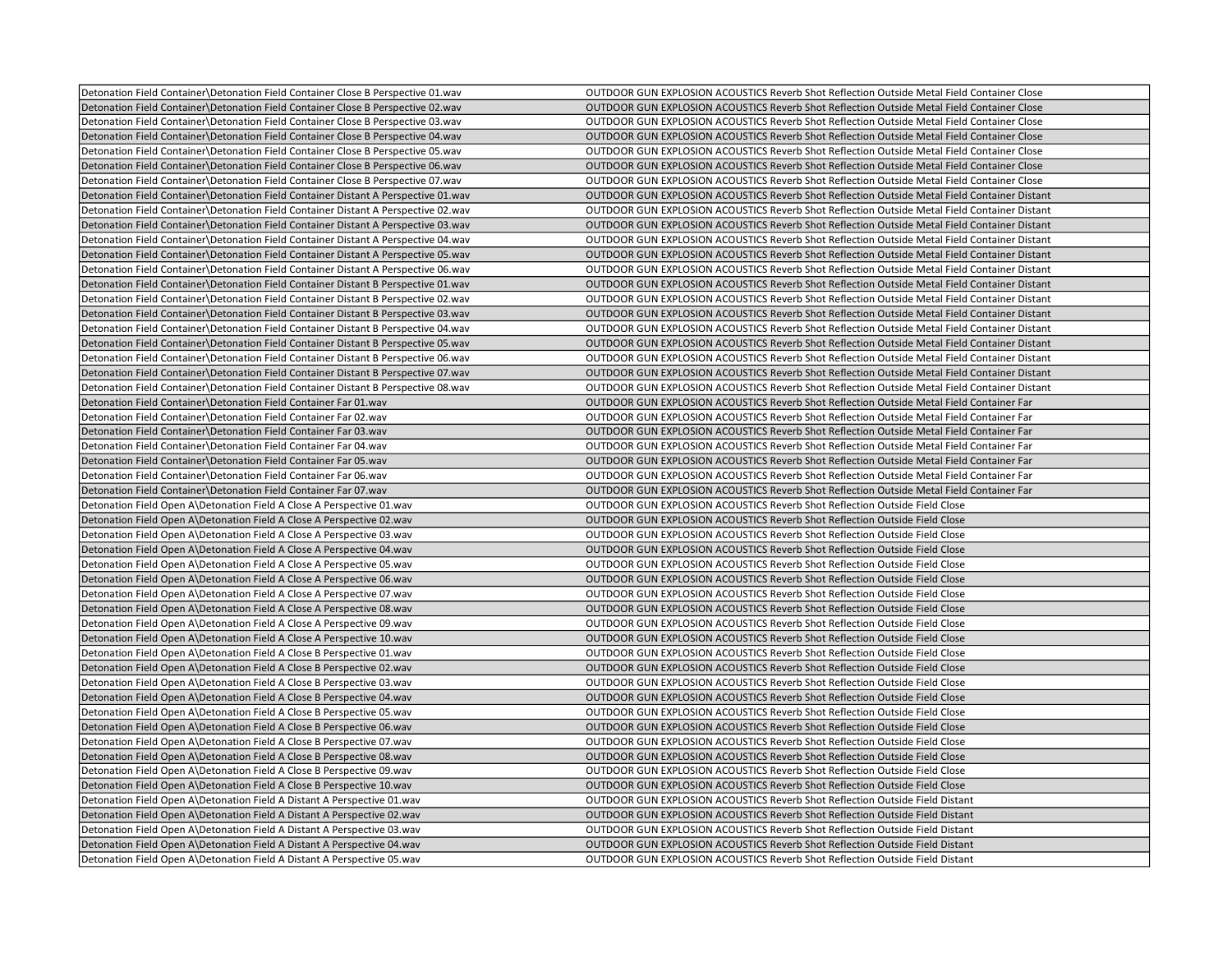| Detonation Field Container\Detonation Field Container Close B Perspective 01.wav | OUTDOOR GUN EXPLOSION ACOUSTICS Reverb Shot Reflection Outside Metal Field Container Close |
|---|---|
| Detonation Field Container\Detonation Field Container Close B Perspective 02.wav | OUTDOOR GUN EXPLOSION ACOUSTICS Reverb Shot Reflection Outside Metal Field Container Close |
| Detonation Field Container\Detonation Field Container Close B Perspective 03.wav | OUTDOOR GUN EXPLOSION ACOUSTICS Reverb Shot Reflection Outside Metal Field Container Close |
| Detonation Field Container\Detonation Field Container Close B Perspective 04.wav | OUTDOOR GUN EXPLOSION ACOUSTICS Reverb Shot Reflection Outside Metal Field Container Close |
| Detonation Field Container\Detonation Field Container Close B Perspective 05.wav | OUTDOOR GUN EXPLOSION ACOUSTICS Reverb Shot Reflection Outside Metal Field Container Close |
| Detonation Field Container\Detonation Field Container Close B Perspective 06.wav | OUTDOOR GUN EXPLOSION ACOUSTICS Reverb Shot Reflection Outside Metal Field Container Close |
| Detonation Field Container\Detonation Field Container Close B Perspective 07.wav | OUTDOOR GUN EXPLOSION ACOUSTICS Reverb Shot Reflection Outside Metal Field Container Close |
| Detonation Field Container\Detonation Field Container Distant A Perspective 01.wav | OUTDOOR GUN EXPLOSION ACOUSTICS Reverb Shot Reflection Outside Metal Field Container Distant |
| Detonation Field Container\Detonation Field Container Distant A Perspective 02.wav | OUTDOOR GUN EXPLOSION ACOUSTICS Reverb Shot Reflection Outside Metal Field Container Distant |
| Detonation Field Container\Detonation Field Container Distant A Perspective 03.wav | OUTDOOR GUN EXPLOSION ACOUSTICS Reverb Shot Reflection Outside Metal Field Container Distant |
| Detonation Field Container\Detonation Field Container Distant A Perspective 04.wav | OUTDOOR GUN EXPLOSION ACOUSTICS Reverb Shot Reflection Outside Metal Field Container Distant |
| Detonation Field Container\Detonation Field Container Distant A Perspective 05.wav | OUTDOOR GUN EXPLOSION ACOUSTICS Reverb Shot Reflection Outside Metal Field Container Distant |
| Detonation Field Container\Detonation Field Container Distant A Perspective 06.wav | OUTDOOR GUN EXPLOSION ACOUSTICS Reverb Shot Reflection Outside Metal Field Container Distant |
| Detonation Field Container\Detonation Field Container Distant B Perspective 01.wav | OUTDOOR GUN EXPLOSION ACOUSTICS Reverb Shot Reflection Outside Metal Field Container Distant |
| Detonation Field Container\Detonation Field Container Distant B Perspective 02.wav | OUTDOOR GUN EXPLOSION ACOUSTICS Reverb Shot Reflection Outside Metal Field Container Distant |
| Detonation Field Container\Detonation Field Container Distant B Perspective 03.wav | OUTDOOR GUN EXPLOSION ACOUSTICS Reverb Shot Reflection Outside Metal Field Container Distant |
| Detonation Field Container\Detonation Field Container Distant B Perspective 04.wav | OUTDOOR GUN EXPLOSION ACOUSTICS Reverb Shot Reflection Outside Metal Field Container Distant |
| Detonation Field Container\Detonation Field Container Distant B Perspective 05.wav | OUTDOOR GUN EXPLOSION ACOUSTICS Reverb Shot Reflection Outside Metal Field Container Distant |
| Detonation Field Container\Detonation Field Container Distant B Perspective 06.wav | OUTDOOR GUN EXPLOSION ACOUSTICS Reverb Shot Reflection Outside Metal Field Container Distant |
| Detonation Field Container\Detonation Field Container Distant B Perspective 07.wav | OUTDOOR GUN EXPLOSION ACOUSTICS Reverb Shot Reflection Outside Metal Field Container Distant |
| Detonation Field Container\Detonation Field Container Distant B Perspective 08.wav | OUTDOOR GUN EXPLOSION ACOUSTICS Reverb Shot Reflection Outside Metal Field Container Distant |
| Detonation Field Container\Detonation Field Container Far 01.wav | OUTDOOR GUN EXPLOSION ACOUSTICS Reverb Shot Reflection Outside Metal Field Container Far |
| Detonation Field Container\Detonation Field Container Far 02.wav | OUTDOOR GUN EXPLOSION ACOUSTICS Reverb Shot Reflection Outside Metal Field Container Far |
| Detonation Field Container\Detonation Field Container Far 03.wav | OUTDOOR GUN EXPLOSION ACOUSTICS Reverb Shot Reflection Outside Metal Field Container Far |
| Detonation Field Container\Detonation Field Container Far 04.wav | OUTDOOR GUN EXPLOSION ACOUSTICS Reverb Shot Reflection Outside Metal Field Container Far |
| Detonation Field Container\Detonation Field Container Far 05.wav | OUTDOOR GUN EXPLOSION ACOUSTICS Reverb Shot Reflection Outside Metal Field Container Far |
| Detonation Field Container\Detonation Field Container Far 06.wav | OUTDOOR GUN EXPLOSION ACOUSTICS Reverb Shot Reflection Outside Metal Field Container Far |
| Detonation Field Container\Detonation Field Container Far 07.wav | OUTDOOR GUN EXPLOSION ACOUSTICS Reverb Shot Reflection Outside Metal Field Container Far |
| Detonation Field Open A\Detonation Field A Close A Perspective 01.wav | OUTDOOR GUN EXPLOSION ACOUSTICS Reverb Shot Reflection Outside Field Close |
| Detonation Field Open A\Detonation Field A Close A Perspective 02.wav | OUTDOOR GUN EXPLOSION ACOUSTICS Reverb Shot Reflection Outside Field Close |
| Detonation Field Open A\Detonation Field A Close A Perspective 03.wav | OUTDOOR GUN EXPLOSION ACOUSTICS Reverb Shot Reflection Outside Field Close |
| Detonation Field Open A\Detonation Field A Close A Perspective 04.wav | OUTDOOR GUN EXPLOSION ACOUSTICS Reverb Shot Reflection Outside Field Close |
| Detonation Field Open A\Detonation Field A Close A Perspective 05.wav | OUTDOOR GUN EXPLOSION ACOUSTICS Reverb Shot Reflection Outside Field Close |
| Detonation Field Open A\Detonation Field A Close A Perspective 06.wav | OUTDOOR GUN EXPLOSION ACOUSTICS Reverb Shot Reflection Outside Field Close |
| Detonation Field Open A\Detonation Field A Close A Perspective 07.wav | OUTDOOR GUN EXPLOSION ACOUSTICS Reverb Shot Reflection Outside Field Close |
| Detonation Field Open A\Detonation Field A Close A Perspective 08.wav | OUTDOOR GUN EXPLOSION ACOUSTICS Reverb Shot Reflection Outside Field Close |
| Detonation Field Open A\Detonation Field A Close A Perspective 09.wav | OUTDOOR GUN EXPLOSION ACOUSTICS Reverb Shot Reflection Outside Field Close |
| Detonation Field Open A\Detonation Field A Close A Perspective 10.wav | OUTDOOR GUN EXPLOSION ACOUSTICS Reverb Shot Reflection Outside Field Close |
| Detonation Field Open A\Detonation Field A Close B Perspective 01.wav | OUTDOOR GUN EXPLOSION ACOUSTICS Reverb Shot Reflection Outside Field Close |
| Detonation Field Open A\Detonation Field A Close B Perspective 02.wav | OUTDOOR GUN EXPLOSION ACOUSTICS Reverb Shot Reflection Outside Field Close |
| Detonation Field Open A\Detonation Field A Close B Perspective 03.wav | OUTDOOR GUN EXPLOSION ACOUSTICS Reverb Shot Reflection Outside Field Close |
| Detonation Field Open A\Detonation Field A Close B Perspective 04.wav | OUTDOOR GUN EXPLOSION ACOUSTICS Reverb Shot Reflection Outside Field Close |
| Detonation Field Open A\Detonation Field A Close B Perspective 05.wav | OUTDOOR GUN EXPLOSION ACOUSTICS Reverb Shot Reflection Outside Field Close |
| Detonation Field Open A\Detonation Field A Close B Perspective 06.wav | OUTDOOR GUN EXPLOSION ACOUSTICS Reverb Shot Reflection Outside Field Close |
| Detonation Field Open A\Detonation Field A Close B Perspective 07.wav | OUTDOOR GUN EXPLOSION ACOUSTICS Reverb Shot Reflection Outside Field Close |
| Detonation Field Open A\Detonation Field A Close B Perspective 08.wav | OUTDOOR GUN EXPLOSION ACOUSTICS Reverb Shot Reflection Outside Field Close |
| Detonation Field Open A\Detonation Field A Close B Perspective 09.wav | OUTDOOR GUN EXPLOSION ACOUSTICS Reverb Shot Reflection Outside Field Close |
| Detonation Field Open A\Detonation Field A Close B Perspective 10.wav | OUTDOOR GUN EXPLOSION ACOUSTICS Reverb Shot Reflection Outside Field Close |
| Detonation Field Open A\Detonation Field A Distant A Perspective 01.wav | OUTDOOR GUN EXPLOSION ACOUSTICS Reverb Shot Reflection Outside Field Distant |
| Detonation Field Open A\Detonation Field A Distant A Perspective 02.wav | OUTDOOR GUN EXPLOSION ACOUSTICS Reverb Shot Reflection Outside Field Distant |
| Detonation Field Open A\Detonation Field A Distant A Perspective 03.wav | OUTDOOR GUN EXPLOSION ACOUSTICS Reverb Shot Reflection Outside Field Distant |
| Detonation Field Open A\Detonation Field A Distant A Perspective 04.wav | OUTDOOR GUN EXPLOSION ACOUSTICS Reverb Shot Reflection Outside Field Distant |
| Detonation Field Open A\Detonation Field A Distant A Perspective 05.wav | OUTDOOR GUN EXPLOSION ACOUSTICS Reverb Shot Reflection Outside Field Distant |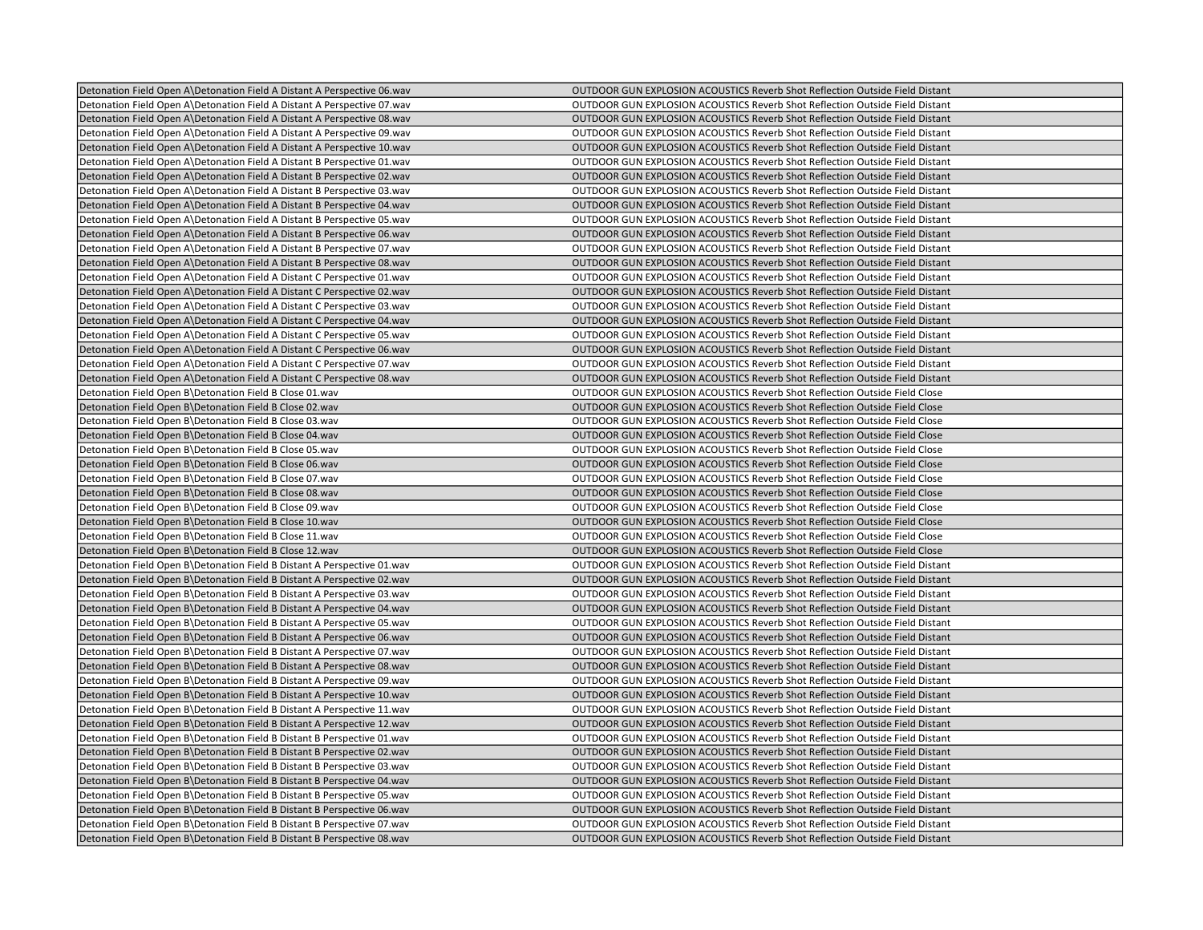| | |
|---|---|
| Detonation Field Open A\Detonation Field A Distant A Perspective 06.wav | OUTDOOR GUN EXPLOSION ACOUSTICS Reverb Shot Reflection Outside Field Distant |
| Detonation Field Open A\Detonation Field A Distant A Perspective 07.wav | OUTDOOR GUN EXPLOSION ACOUSTICS Reverb Shot Reflection Outside Field Distant |
| Detonation Field Open A\Detonation Field A Distant A Perspective 08.wav | OUTDOOR GUN EXPLOSION ACOUSTICS Reverb Shot Reflection Outside Field Distant |
| Detonation Field Open A\Detonation Field A Distant A Perspective 09.wav | OUTDOOR GUN EXPLOSION ACOUSTICS Reverb Shot Reflection Outside Field Distant |
| Detonation Field Open A\Detonation Field A Distant A Perspective 10.wav | OUTDOOR GUN EXPLOSION ACOUSTICS Reverb Shot Reflection Outside Field Distant |
| Detonation Field Open A\Detonation Field A Distant B Perspective 01.wav | OUTDOOR GUN EXPLOSION ACOUSTICS Reverb Shot Reflection Outside Field Distant |
| Detonation Field Open A\Detonation Field A Distant B Perspective 02.wav | OUTDOOR GUN EXPLOSION ACOUSTICS Reverb Shot Reflection Outside Field Distant |
| Detonation Field Open A\Detonation Field A Distant B Perspective 03.wav | OUTDOOR GUN EXPLOSION ACOUSTICS Reverb Shot Reflection Outside Field Distant |
| Detonation Field Open A\Detonation Field A Distant B Perspective 04.wav | OUTDOOR GUN EXPLOSION ACOUSTICS Reverb Shot Reflection Outside Field Distant |
| Detonation Field Open A\Detonation Field A Distant B Perspective 05.wav | OUTDOOR GUN EXPLOSION ACOUSTICS Reverb Shot Reflection Outside Field Distant |
| Detonation Field Open A\Detonation Field A Distant B Perspective 06.wav | OUTDOOR GUN EXPLOSION ACOUSTICS Reverb Shot Reflection Outside Field Distant |
| Detonation Field Open A\Detonation Field A Distant B Perspective 07.wav | OUTDOOR GUN EXPLOSION ACOUSTICS Reverb Shot Reflection Outside Field Distant |
| Detonation Field Open A\Detonation Field A Distant B Perspective 08.wav | OUTDOOR GUN EXPLOSION ACOUSTICS Reverb Shot Reflection Outside Field Distant |
| Detonation Field Open A\Detonation Field A Distant C Perspective 01.wav | OUTDOOR GUN EXPLOSION ACOUSTICS Reverb Shot Reflection Outside Field Distant |
| Detonation Field Open A\Detonation Field A Distant C Perspective 02.wav | OUTDOOR GUN EXPLOSION ACOUSTICS Reverb Shot Reflection Outside Field Distant |
| Detonation Field Open A\Detonation Field A Distant C Perspective 03.wav | OUTDOOR GUN EXPLOSION ACOUSTICS Reverb Shot Reflection Outside Field Distant |
| Detonation Field Open A\Detonation Field A Distant C Perspective 04.wav | OUTDOOR GUN EXPLOSION ACOUSTICS Reverb Shot Reflection Outside Field Distant |
| Detonation Field Open A\Detonation Field A Distant C Perspective 05.wav | OUTDOOR GUN EXPLOSION ACOUSTICS Reverb Shot Reflection Outside Field Distant |
| Detonation Field Open A\Detonation Field A Distant C Perspective 06.wav | OUTDOOR GUN EXPLOSION ACOUSTICS Reverb Shot Reflection Outside Field Distant |
| Detonation Field Open A\Detonation Field A Distant C Perspective 07.wav | OUTDOOR GUN EXPLOSION ACOUSTICS Reverb Shot Reflection Outside Field Distant |
| Detonation Field Open A\Detonation Field A Distant C Perspective 08.wav | OUTDOOR GUN EXPLOSION ACOUSTICS Reverb Shot Reflection Outside Field Distant |
| Detonation Field Open B\Detonation Field B Close 01.wav | OUTDOOR GUN EXPLOSION ACOUSTICS Reverb Shot Reflection Outside Field Close |
| Detonation Field Open B\Detonation Field B Close 02.wav | OUTDOOR GUN EXPLOSION ACOUSTICS Reverb Shot Reflection Outside Field Close |
| Detonation Field Open B\Detonation Field B Close 03.wav | OUTDOOR GUN EXPLOSION ACOUSTICS Reverb Shot Reflection Outside Field Close |
| Detonation Field Open B\Detonation Field B Close 04.wav | OUTDOOR GUN EXPLOSION ACOUSTICS Reverb Shot Reflection Outside Field Close |
| Detonation Field Open B\Detonation Field B Close 05.wav | OUTDOOR GUN EXPLOSION ACOUSTICS Reverb Shot Reflection Outside Field Close |
| Detonation Field Open B\Detonation Field B Close 06.wav | OUTDOOR GUN EXPLOSION ACOUSTICS Reverb Shot Reflection Outside Field Close |
| Detonation Field Open B\Detonation Field B Close 07.wav | OUTDOOR GUN EXPLOSION ACOUSTICS Reverb Shot Reflection Outside Field Close |
| Detonation Field Open B\Detonation Field B Close 08.wav | OUTDOOR GUN EXPLOSION ACOUSTICS Reverb Shot Reflection Outside Field Close |
| Detonation Field Open B\Detonation Field B Close 09.wav | OUTDOOR GUN EXPLOSION ACOUSTICS Reverb Shot Reflection Outside Field Close |
| Detonation Field Open B\Detonation Field B Close 10.wav | OUTDOOR GUN EXPLOSION ACOUSTICS Reverb Shot Reflection Outside Field Close |
| Detonation Field Open B\Detonation Field B Close 11.wav | OUTDOOR GUN EXPLOSION ACOUSTICS Reverb Shot Reflection Outside Field Close |
| Detonation Field Open B\Detonation Field B Close 12.wav | OUTDOOR GUN EXPLOSION ACOUSTICS Reverb Shot Reflection Outside Field Close |
| Detonation Field Open B\Detonation Field B Distant A Perspective 01.wav | OUTDOOR GUN EXPLOSION ACOUSTICS Reverb Shot Reflection Outside Field Distant |
| Detonation Field Open B\Detonation Field B Distant A Perspective 02.wav | OUTDOOR GUN EXPLOSION ACOUSTICS Reverb Shot Reflection Outside Field Distant |
| Detonation Field Open B\Detonation Field B Distant A Perspective 03.wav | OUTDOOR GUN EXPLOSION ACOUSTICS Reverb Shot Reflection Outside Field Distant |
| Detonation Field Open B\Detonation Field B Distant A Perspective 04.wav | OUTDOOR GUN EXPLOSION ACOUSTICS Reverb Shot Reflection Outside Field Distant |
| Detonation Field Open B\Detonation Field B Distant A Perspective 05.wav | OUTDOOR GUN EXPLOSION ACOUSTICS Reverb Shot Reflection Outside Field Distant |
| Detonation Field Open B\Detonation Field B Distant A Perspective 06.wav | OUTDOOR GUN EXPLOSION ACOUSTICS Reverb Shot Reflection Outside Field Distant |
| Detonation Field Open B\Detonation Field B Distant A Perspective 07.wav | OUTDOOR GUN EXPLOSION ACOUSTICS Reverb Shot Reflection Outside Field Distant |
| Detonation Field Open B\Detonation Field B Distant A Perspective 08.wav | OUTDOOR GUN EXPLOSION ACOUSTICS Reverb Shot Reflection Outside Field Distant |
| Detonation Field Open B\Detonation Field B Distant A Perspective 09.wav | OUTDOOR GUN EXPLOSION ACOUSTICS Reverb Shot Reflection Outside Field Distant |
| Detonation Field Open B\Detonation Field B Distant A Perspective 10.wav | OUTDOOR GUN EXPLOSION ACOUSTICS Reverb Shot Reflection Outside Field Distant |
| Detonation Field Open B\Detonation Field B Distant A Perspective 11.wav | OUTDOOR GUN EXPLOSION ACOUSTICS Reverb Shot Reflection Outside Field Distant |
| Detonation Field Open B\Detonation Field B Distant A Perspective 12.wav | OUTDOOR GUN EXPLOSION ACOUSTICS Reverb Shot Reflection Outside Field Distant |
| Detonation Field Open B\Detonation Field B Distant B Perspective 01.wav | OUTDOOR GUN EXPLOSION ACOUSTICS Reverb Shot Reflection Outside Field Distant |
| Detonation Field Open B\Detonation Field B Distant B Perspective 02.wav | OUTDOOR GUN EXPLOSION ACOUSTICS Reverb Shot Reflection Outside Field Distant |
| Detonation Field Open B\Detonation Field B Distant B Perspective 03.wav | OUTDOOR GUN EXPLOSION ACOUSTICS Reverb Shot Reflection Outside Field Distant |
| Detonation Field Open B\Detonation Field B Distant B Perspective 04.wav | OUTDOOR GUN EXPLOSION ACOUSTICS Reverb Shot Reflection Outside Field Distant |
| Detonation Field Open B\Detonation Field B Distant B Perspective 05.wav | OUTDOOR GUN EXPLOSION ACOUSTICS Reverb Shot Reflection Outside Field Distant |
| Detonation Field Open B\Detonation Field B Distant B Perspective 06.wav | OUTDOOR GUN EXPLOSION ACOUSTICS Reverb Shot Reflection Outside Field Distant |
| Detonation Field Open B\Detonation Field B Distant B Perspective 07.wav | OUTDOOR GUN EXPLOSION ACOUSTICS Reverb Shot Reflection Outside Field Distant |
| Detonation Field Open B\Detonation Field B Distant B Perspective 08.wav | OUTDOOR GUN EXPLOSION ACOUSTICS Reverb Shot Reflection Outside Field Distant |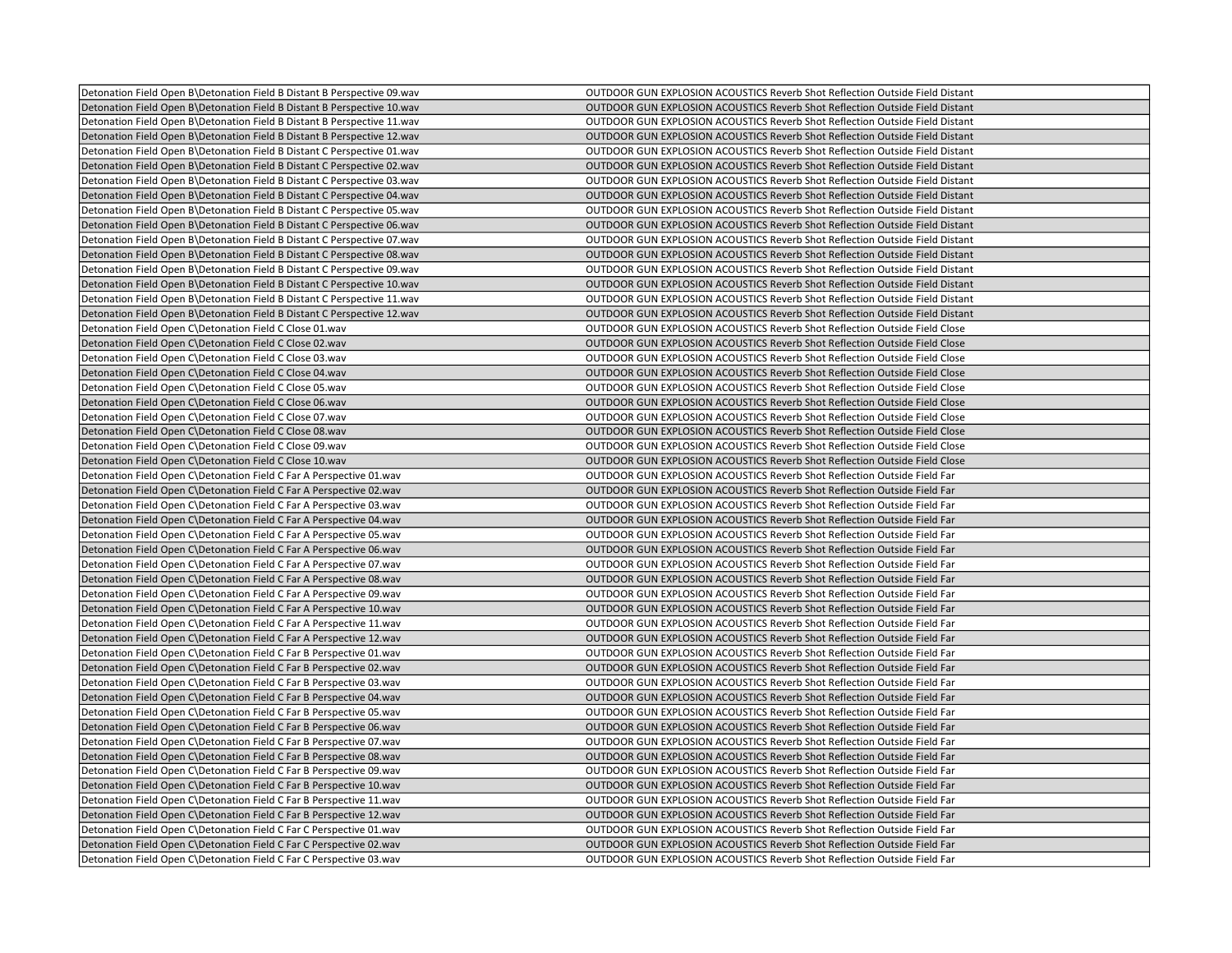| | |
|---|---|
| Detonation Field Open B\Detonation Field B Distant B Perspective 09.wav | OUTDOOR GUN EXPLOSION ACOUSTICS Reverb Shot Reflection Outside Field Distant |
| Detonation Field Open B\Detonation Field B Distant B Perspective 10.wav | OUTDOOR GUN EXPLOSION ACOUSTICS Reverb Shot Reflection Outside Field Distant |
| Detonation Field Open B\Detonation Field B Distant B Perspective 11.wav | OUTDOOR GUN EXPLOSION ACOUSTICS Reverb Shot Reflection Outside Field Distant |
| Detonation Field Open B\Detonation Field B Distant B Perspective 12.wav | OUTDOOR GUN EXPLOSION ACOUSTICS Reverb Shot Reflection Outside Field Distant |
| Detonation Field Open B\Detonation Field B Distant C Perspective 01.wav | OUTDOOR GUN EXPLOSION ACOUSTICS Reverb Shot Reflection Outside Field Distant |
| Detonation Field Open B\Detonation Field B Distant C Perspective 02.wav | OUTDOOR GUN EXPLOSION ACOUSTICS Reverb Shot Reflection Outside Field Distant |
| Detonation Field Open B\Detonation Field B Distant C Perspective 03.wav | OUTDOOR GUN EXPLOSION ACOUSTICS Reverb Shot Reflection Outside Field Distant |
| Detonation Field Open B\Detonation Field B Distant C Perspective 04.wav | OUTDOOR GUN EXPLOSION ACOUSTICS Reverb Shot Reflection Outside Field Distant |
| Detonation Field Open B\Detonation Field B Distant C Perspective 05.wav | OUTDOOR GUN EXPLOSION ACOUSTICS Reverb Shot Reflection Outside Field Distant |
| Detonation Field Open B\Detonation Field B Distant C Perspective 06.wav | OUTDOOR GUN EXPLOSION ACOUSTICS Reverb Shot Reflection Outside Field Distant |
| Detonation Field Open B\Detonation Field B Distant C Perspective 07.wav | OUTDOOR GUN EXPLOSION ACOUSTICS Reverb Shot Reflection Outside Field Distant |
| Detonation Field Open B\Detonation Field B Distant C Perspective 08.wav | OUTDOOR GUN EXPLOSION ACOUSTICS Reverb Shot Reflection Outside Field Distant |
| Detonation Field Open B\Detonation Field B Distant C Perspective 09.wav | OUTDOOR GUN EXPLOSION ACOUSTICS Reverb Shot Reflection Outside Field Distant |
| Detonation Field Open B\Detonation Field B Distant C Perspective 10.wav | OUTDOOR GUN EXPLOSION ACOUSTICS Reverb Shot Reflection Outside Field Distant |
| Detonation Field Open B\Detonation Field B Distant C Perspective 11.wav | OUTDOOR GUN EXPLOSION ACOUSTICS Reverb Shot Reflection Outside Field Distant |
| Detonation Field Open B\Detonation Field B Distant C Perspective 12.wav | OUTDOOR GUN EXPLOSION ACOUSTICS Reverb Shot Reflection Outside Field Distant |
| Detonation Field Open C\Detonation Field C Close 01.wav | OUTDOOR GUN EXPLOSION ACOUSTICS Reverb Shot Reflection Outside Field Close |
| Detonation Field Open C\Detonation Field C Close 02.wav | OUTDOOR GUN EXPLOSION ACOUSTICS Reverb Shot Reflection Outside Field Close |
| Detonation Field Open C\Detonation Field C Close 03.wav | OUTDOOR GUN EXPLOSION ACOUSTICS Reverb Shot Reflection Outside Field Close |
| Detonation Field Open C\Detonation Field C Close 04.wav | OUTDOOR GUN EXPLOSION ACOUSTICS Reverb Shot Reflection Outside Field Close |
| Detonation Field Open C\Detonation Field C Close 05.wav | OUTDOOR GUN EXPLOSION ACOUSTICS Reverb Shot Reflection Outside Field Close |
| Detonation Field Open C\Detonation Field C Close 06.wav | OUTDOOR GUN EXPLOSION ACOUSTICS Reverb Shot Reflection Outside Field Close |
| Detonation Field Open C\Detonation Field C Close 07.wav | OUTDOOR GUN EXPLOSION ACOUSTICS Reverb Shot Reflection Outside Field Close |
| Detonation Field Open C\Detonation Field C Close 08.wav | OUTDOOR GUN EXPLOSION ACOUSTICS Reverb Shot Reflection Outside Field Close |
| Detonation Field Open C\Detonation Field C Close 09.wav | OUTDOOR GUN EXPLOSION ACOUSTICS Reverb Shot Reflection Outside Field Close |
| Detonation Field Open C\Detonation Field C Close 10.wav | OUTDOOR GUN EXPLOSION ACOUSTICS Reverb Shot Reflection Outside Field Close |
| Detonation Field Open C\Detonation Field C Far A Perspective 01.wav | OUTDOOR GUN EXPLOSION ACOUSTICS Reverb Shot Reflection Outside Field Far |
| Detonation Field Open C\Detonation Field C Far A Perspective 02.wav | OUTDOOR GUN EXPLOSION ACOUSTICS Reverb Shot Reflection Outside Field Far |
| Detonation Field Open C\Detonation Field C Far A Perspective 03.wav | OUTDOOR GUN EXPLOSION ACOUSTICS Reverb Shot Reflection Outside Field Far |
| Detonation Field Open C\Detonation Field C Far A Perspective 04.wav | OUTDOOR GUN EXPLOSION ACOUSTICS Reverb Shot Reflection Outside Field Far |
| Detonation Field Open C\Detonation Field C Far A Perspective 05.wav | OUTDOOR GUN EXPLOSION ACOUSTICS Reverb Shot Reflection Outside Field Far |
| Detonation Field Open C\Detonation Field C Far A Perspective 06.wav | OUTDOOR GUN EXPLOSION ACOUSTICS Reverb Shot Reflection Outside Field Far |
| Detonation Field Open C\Detonation Field C Far A Perspective 07.wav | OUTDOOR GUN EXPLOSION ACOUSTICS Reverb Shot Reflection Outside Field Far |
| Detonation Field Open C\Detonation Field C Far A Perspective 08.wav | OUTDOOR GUN EXPLOSION ACOUSTICS Reverb Shot Reflection Outside Field Far |
| Detonation Field Open C\Detonation Field C Far A Perspective 09.wav | OUTDOOR GUN EXPLOSION ACOUSTICS Reverb Shot Reflection Outside Field Far |
| Detonation Field Open C\Detonation Field C Far A Perspective 10.wav | OUTDOOR GUN EXPLOSION ACOUSTICS Reverb Shot Reflection Outside Field Far |
| Detonation Field Open C\Detonation Field C Far A Perspective 11.wav | OUTDOOR GUN EXPLOSION ACOUSTICS Reverb Shot Reflection Outside Field Far |
| Detonation Field Open C\Detonation Field C Far A Perspective 12.wav | OUTDOOR GUN EXPLOSION ACOUSTICS Reverb Shot Reflection Outside Field Far |
| Detonation Field Open C\Detonation Field C Far B Perspective 01.wav | OUTDOOR GUN EXPLOSION ACOUSTICS Reverb Shot Reflection Outside Field Far |
| Detonation Field Open C\Detonation Field C Far B Perspective 02.wav | OUTDOOR GUN EXPLOSION ACOUSTICS Reverb Shot Reflection Outside Field Far |
| Detonation Field Open C\Detonation Field C Far B Perspective 03.wav | OUTDOOR GUN EXPLOSION ACOUSTICS Reverb Shot Reflection Outside Field Far |
| Detonation Field Open C\Detonation Field C Far B Perspective 04.wav | OUTDOOR GUN EXPLOSION ACOUSTICS Reverb Shot Reflection Outside Field Far |
| Detonation Field Open C\Detonation Field C Far B Perspective 05.wav | OUTDOOR GUN EXPLOSION ACOUSTICS Reverb Shot Reflection Outside Field Far |
| Detonation Field Open C\Detonation Field C Far B Perspective 06.wav | OUTDOOR GUN EXPLOSION ACOUSTICS Reverb Shot Reflection Outside Field Far |
| Detonation Field Open C\Detonation Field C Far B Perspective 07.wav | OUTDOOR GUN EXPLOSION ACOUSTICS Reverb Shot Reflection Outside Field Far |
| Detonation Field Open C\Detonation Field C Far B Perspective 08.wav | OUTDOOR GUN EXPLOSION ACOUSTICS Reverb Shot Reflection Outside Field Far |
| Detonation Field Open C\Detonation Field C Far B Perspective 09.wav | OUTDOOR GUN EXPLOSION ACOUSTICS Reverb Shot Reflection Outside Field Far |
| Detonation Field Open C\Detonation Field C Far B Perspective 10.wav | OUTDOOR GUN EXPLOSION ACOUSTICS Reverb Shot Reflection Outside Field Far |
| Detonation Field Open C\Detonation Field C Far B Perspective 11.wav | OUTDOOR GUN EXPLOSION ACOUSTICS Reverb Shot Reflection Outside Field Far |
| Detonation Field Open C\Detonation Field C Far B Perspective 12.wav | OUTDOOR GUN EXPLOSION ACOUSTICS Reverb Shot Reflection Outside Field Far |
| Detonation Field Open C\Detonation Field C Far C Perspective 01.wav | OUTDOOR GUN EXPLOSION ACOUSTICS Reverb Shot Reflection Outside Field Far |
| Detonation Field Open C\Detonation Field C Far C Perspective 02.wav | OUTDOOR GUN EXPLOSION ACOUSTICS Reverb Shot Reflection Outside Field Far |
| Detonation Field Open C\Detonation Field C Far C Perspective 03.wav | OUTDOOR GUN EXPLOSION ACOUSTICS Reverb Shot Reflection Outside Field Far |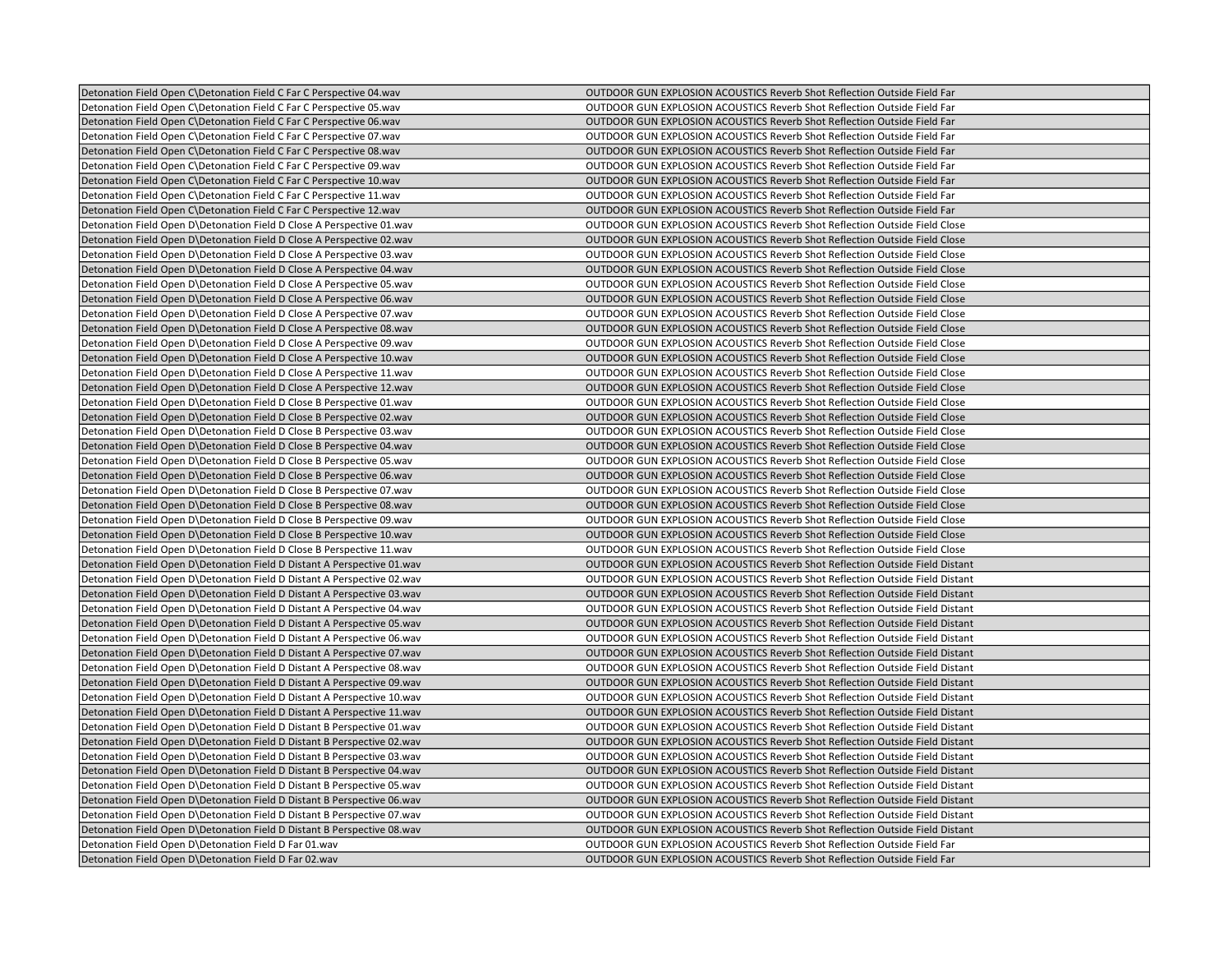| Detonation Field Open C\Detonation Field C Far C Perspective 04.wav | OUTDOOR GUN EXPLOSION ACOUSTICS Reverb Shot Reflection Outside Field Far |
|---|---|
| Detonation Field Open C\Detonation Field C Far C Perspective 05.wav | OUTDOOR GUN EXPLOSION ACOUSTICS Reverb Shot Reflection Outside Field Far |
| Detonation Field Open C\Detonation Field C Far C Perspective 06.wav | OUTDOOR GUN EXPLOSION ACOUSTICS Reverb Shot Reflection Outside Field Far |
| Detonation Field Open C\Detonation Field C Far C Perspective 07.wav | OUTDOOR GUN EXPLOSION ACOUSTICS Reverb Shot Reflection Outside Field Far |
| Detonation Field Open C\Detonation Field C Far C Perspective 08.wav | OUTDOOR GUN EXPLOSION ACOUSTICS Reverb Shot Reflection Outside Field Far |
| Detonation Field Open C\Detonation Field C Far C Perspective 09.wav | OUTDOOR GUN EXPLOSION ACOUSTICS Reverb Shot Reflection Outside Field Far |
| Detonation Field Open C\Detonation Field C Far C Perspective 10.wav | OUTDOOR GUN EXPLOSION ACOUSTICS Reverb Shot Reflection Outside Field Far |
| Detonation Field Open C\Detonation Field C Far C Perspective 11.wav | OUTDOOR GUN EXPLOSION ACOUSTICS Reverb Shot Reflection Outside Field Far |
| Detonation Field Open C\Detonation Field C Far C Perspective 12.wav | OUTDOOR GUN EXPLOSION ACOUSTICS Reverb Shot Reflection Outside Field Far |
| Detonation Field Open D\Detonation Field D Close A Perspective 01.wav | OUTDOOR GUN EXPLOSION ACOUSTICS Reverb Shot Reflection Outside Field Close |
| Detonation Field Open D\Detonation Field D Close A Perspective 02.wav | OUTDOOR GUN EXPLOSION ACOUSTICS Reverb Shot Reflection Outside Field Close |
| Detonation Field Open D\Detonation Field D Close A Perspective 03.wav | OUTDOOR GUN EXPLOSION ACOUSTICS Reverb Shot Reflection Outside Field Close |
| Detonation Field Open D\Detonation Field D Close A Perspective 04.wav | OUTDOOR GUN EXPLOSION ACOUSTICS Reverb Shot Reflection Outside Field Close |
| Detonation Field Open D\Detonation Field D Close A Perspective 05.wav | OUTDOOR GUN EXPLOSION ACOUSTICS Reverb Shot Reflection Outside Field Close |
| Detonation Field Open D\Detonation Field D Close A Perspective 06.wav | OUTDOOR GUN EXPLOSION ACOUSTICS Reverb Shot Reflection Outside Field Close |
| Detonation Field Open D\Detonation Field D Close A Perspective 07.wav | OUTDOOR GUN EXPLOSION ACOUSTICS Reverb Shot Reflection Outside Field Close |
| Detonation Field Open D\Detonation Field D Close A Perspective 08.wav | OUTDOOR GUN EXPLOSION ACOUSTICS Reverb Shot Reflection Outside Field Close |
| Detonation Field Open D\Detonation Field D Close A Perspective 09.wav | OUTDOOR GUN EXPLOSION ACOUSTICS Reverb Shot Reflection Outside Field Close |
| Detonation Field Open D\Detonation Field D Close A Perspective 10.wav | OUTDOOR GUN EXPLOSION ACOUSTICS Reverb Shot Reflection Outside Field Close |
| Detonation Field Open D\Detonation Field D Close A Perspective 11.wav | OUTDOOR GUN EXPLOSION ACOUSTICS Reverb Shot Reflection Outside Field Close |
| Detonation Field Open D\Detonation Field D Close A Perspective 12.wav | OUTDOOR GUN EXPLOSION ACOUSTICS Reverb Shot Reflection Outside Field Close |
| Detonation Field Open D\Detonation Field D Close B Perspective 01.wav | OUTDOOR GUN EXPLOSION ACOUSTICS Reverb Shot Reflection Outside Field Close |
| Detonation Field Open D\Detonation Field D Close B Perspective 02.wav | OUTDOOR GUN EXPLOSION ACOUSTICS Reverb Shot Reflection Outside Field Close |
| Detonation Field Open D\Detonation Field D Close B Perspective 03.wav | OUTDOOR GUN EXPLOSION ACOUSTICS Reverb Shot Reflection Outside Field Close |
| Detonation Field Open D\Detonation Field D Close B Perspective 04.wav | OUTDOOR GUN EXPLOSION ACOUSTICS Reverb Shot Reflection Outside Field Close |
| Detonation Field Open D\Detonation Field D Close B Perspective 05.wav | OUTDOOR GUN EXPLOSION ACOUSTICS Reverb Shot Reflection Outside Field Close |
| Detonation Field Open D\Detonation Field D Close B Perspective 06.wav | OUTDOOR GUN EXPLOSION ACOUSTICS Reverb Shot Reflection Outside Field Close |
| Detonation Field Open D\Detonation Field D Close B Perspective 07.wav | OUTDOOR GUN EXPLOSION ACOUSTICS Reverb Shot Reflection Outside Field Close |
| Detonation Field Open D\Detonation Field D Close B Perspective 08.wav | OUTDOOR GUN EXPLOSION ACOUSTICS Reverb Shot Reflection Outside Field Close |
| Detonation Field Open D\Detonation Field D Close B Perspective 09.wav | OUTDOOR GUN EXPLOSION ACOUSTICS Reverb Shot Reflection Outside Field Close |
| Detonation Field Open D\Detonation Field D Close B Perspective 10.wav | OUTDOOR GUN EXPLOSION ACOUSTICS Reverb Shot Reflection Outside Field Close |
| Detonation Field Open D\Detonation Field D Close B Perspective 11.wav | OUTDOOR GUN EXPLOSION ACOUSTICS Reverb Shot Reflection Outside Field Close |
| Detonation Field Open D\Detonation Field D Distant A Perspective 01.wav | OUTDOOR GUN EXPLOSION ACOUSTICS Reverb Shot Reflection Outside Field Distant |
| Detonation Field Open D\Detonation Field D Distant A Perspective 02.wav | OUTDOOR GUN EXPLOSION ACOUSTICS Reverb Shot Reflection Outside Field Distant |
| Detonation Field Open D\Detonation Field D Distant A Perspective 03.wav | OUTDOOR GUN EXPLOSION ACOUSTICS Reverb Shot Reflection Outside Field Distant |
| Detonation Field Open D\Detonation Field D Distant A Perspective 04.wav | OUTDOOR GUN EXPLOSION ACOUSTICS Reverb Shot Reflection Outside Field Distant |
| Detonation Field Open D\Detonation Field D Distant A Perspective 05.wav | OUTDOOR GUN EXPLOSION ACOUSTICS Reverb Shot Reflection Outside Field Distant |
| Detonation Field Open D\Detonation Field D Distant A Perspective 06.wav | OUTDOOR GUN EXPLOSION ACOUSTICS Reverb Shot Reflection Outside Field Distant |
| Detonation Field Open D\Detonation Field D Distant A Perspective 07.wav | OUTDOOR GUN EXPLOSION ACOUSTICS Reverb Shot Reflection Outside Field Distant |
| Detonation Field Open D\Detonation Field D Distant A Perspective 08.wav | OUTDOOR GUN EXPLOSION ACOUSTICS Reverb Shot Reflection Outside Field Distant |
| Detonation Field Open D\Detonation Field D Distant A Perspective 09.wav | OUTDOOR GUN EXPLOSION ACOUSTICS Reverb Shot Reflection Outside Field Distant |
| Detonation Field Open D\Detonation Field D Distant A Perspective 10.wav | OUTDOOR GUN EXPLOSION ACOUSTICS Reverb Shot Reflection Outside Field Distant |
| Detonation Field Open D\Detonation Field D Distant A Perspective 11.wav | OUTDOOR GUN EXPLOSION ACOUSTICS Reverb Shot Reflection Outside Field Distant |
| Detonation Field Open D\Detonation Field D Distant B Perspective 01.wav | OUTDOOR GUN EXPLOSION ACOUSTICS Reverb Shot Reflection Outside Field Distant |
| Detonation Field Open D\Detonation Field D Distant B Perspective 02.wav | OUTDOOR GUN EXPLOSION ACOUSTICS Reverb Shot Reflection Outside Field Distant |
| Detonation Field Open D\Detonation Field D Distant B Perspective 03.wav | OUTDOOR GUN EXPLOSION ACOUSTICS Reverb Shot Reflection Outside Field Distant |
| Detonation Field Open D\Detonation Field D Distant B Perspective 04.wav | OUTDOOR GUN EXPLOSION ACOUSTICS Reverb Shot Reflection Outside Field Distant |
| Detonation Field Open D\Detonation Field D Distant B Perspective 05.wav | OUTDOOR GUN EXPLOSION ACOUSTICS Reverb Shot Reflection Outside Field Distant |
| Detonation Field Open D\Detonation Field D Distant B Perspective 06.wav | OUTDOOR GUN EXPLOSION ACOUSTICS Reverb Shot Reflection Outside Field Distant |
| Detonation Field Open D\Detonation Field D Distant B Perspective 07.wav | OUTDOOR GUN EXPLOSION ACOUSTICS Reverb Shot Reflection Outside Field Distant |
| Detonation Field Open D\Detonation Field D Distant B Perspective 08.wav | OUTDOOR GUN EXPLOSION ACOUSTICS Reverb Shot Reflection Outside Field Distant |
| Detonation Field Open D\Detonation Field D Far 01.wav | OUTDOOR GUN EXPLOSION ACOUSTICS Reverb Shot Reflection Outside Field Far |
| Detonation Field Open D\Detonation Field D Far 02.wav | OUTDOOR GUN EXPLOSION ACOUSTICS Reverb Shot Reflection Outside Field Far |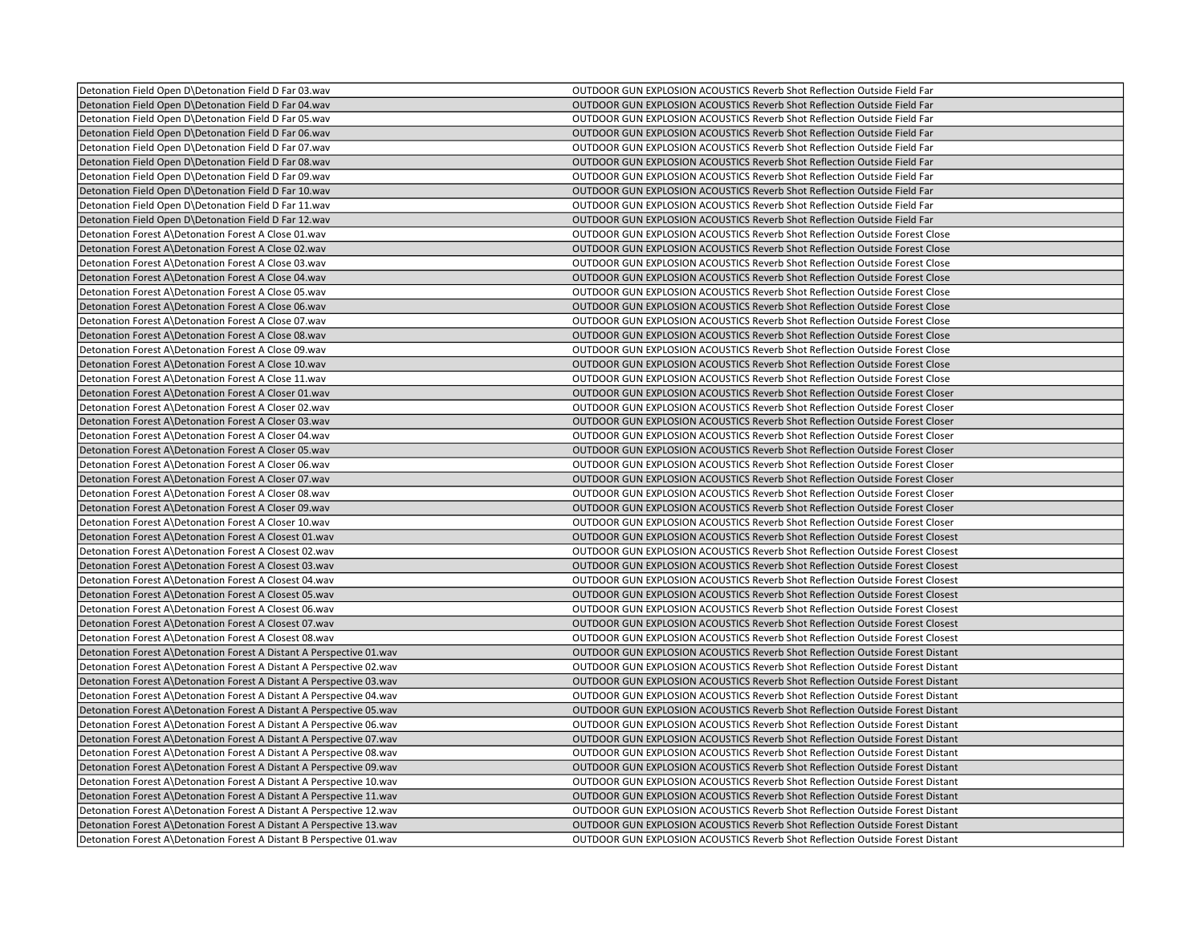| | |
|---|---|
| Detonation Field Open D\Detonation Field D Far 03.wav | OUTDOOR GUN EXPLOSION ACOUSTICS Reverb Shot Reflection Outside Field Far |
| Detonation Field Open D\Detonation Field D Far 04.wav | OUTDOOR GUN EXPLOSION ACOUSTICS Reverb Shot Reflection Outside Field Far |
| Detonation Field Open D\Detonation Field D Far 05.wav | OUTDOOR GUN EXPLOSION ACOUSTICS Reverb Shot Reflection Outside Field Far |
| Detonation Field Open D\Detonation Field D Far 06.wav | OUTDOOR GUN EXPLOSION ACOUSTICS Reverb Shot Reflection Outside Field Far |
| Detonation Field Open D\Detonation Field D Far 07.wav | OUTDOOR GUN EXPLOSION ACOUSTICS Reverb Shot Reflection Outside Field Far |
| Detonation Field Open D\Detonation Field D Far 08.wav | OUTDOOR GUN EXPLOSION ACOUSTICS Reverb Shot Reflection Outside Field Far |
| Detonation Field Open D\Detonation Field D Far 09.wav | OUTDOOR GUN EXPLOSION ACOUSTICS Reverb Shot Reflection Outside Field Far |
| Detonation Field Open D\Detonation Field D Far 10.wav | OUTDOOR GUN EXPLOSION ACOUSTICS Reverb Shot Reflection Outside Field Far |
| Detonation Field Open D\Detonation Field D Far 11.wav | OUTDOOR GUN EXPLOSION ACOUSTICS Reverb Shot Reflection Outside Field Far |
| Detonation Field Open D\Detonation Field D Far 12.wav | OUTDOOR GUN EXPLOSION ACOUSTICS Reverb Shot Reflection Outside Field Far |
| Detonation Forest A\Detonation Forest A Close 01.wav | OUTDOOR GUN EXPLOSION ACOUSTICS Reverb Shot Reflection Outside Forest Close |
| Detonation Forest A\Detonation Forest A Close 02.wav | OUTDOOR GUN EXPLOSION ACOUSTICS Reverb Shot Reflection Outside Forest Close |
| Detonation Forest A\Detonation Forest A Close 03.wav | OUTDOOR GUN EXPLOSION ACOUSTICS Reverb Shot Reflection Outside Forest Close |
| Detonation Forest A\Detonation Forest A Close 04.wav | OUTDOOR GUN EXPLOSION ACOUSTICS Reverb Shot Reflection Outside Forest Close |
| Detonation Forest A\Detonation Forest A Close 05.wav | OUTDOOR GUN EXPLOSION ACOUSTICS Reverb Shot Reflection Outside Forest Close |
| Detonation Forest A\Detonation Forest A Close 06.wav | OUTDOOR GUN EXPLOSION ACOUSTICS Reverb Shot Reflection Outside Forest Close |
| Detonation Forest A\Detonation Forest A Close 07.wav | OUTDOOR GUN EXPLOSION ACOUSTICS Reverb Shot Reflection Outside Forest Close |
| Detonation Forest A\Detonation Forest A Close 08.wav | OUTDOOR GUN EXPLOSION ACOUSTICS Reverb Shot Reflection Outside Forest Close |
| Detonation Forest A\Detonation Forest A Close 09.wav | OUTDOOR GUN EXPLOSION ACOUSTICS Reverb Shot Reflection Outside Forest Close |
| Detonation Forest A\Detonation Forest A Close 10.wav | OUTDOOR GUN EXPLOSION ACOUSTICS Reverb Shot Reflection Outside Forest Close |
| Detonation Forest A\Detonation Forest A Close 11.wav | OUTDOOR GUN EXPLOSION ACOUSTICS Reverb Shot Reflection Outside Forest Close |
| Detonation Forest A\Detonation Forest A Closer 01.wav | OUTDOOR GUN EXPLOSION ACOUSTICS Reverb Shot Reflection Outside Forest Closer |
| Detonation Forest A\Detonation Forest A Closer 02.wav | OUTDOOR GUN EXPLOSION ACOUSTICS Reverb Shot Reflection Outside Forest Closer |
| Detonation Forest A\Detonation Forest A Closer 03.wav | OUTDOOR GUN EXPLOSION ACOUSTICS Reverb Shot Reflection Outside Forest Closer |
| Detonation Forest A\Detonation Forest A Closer 04.wav | OUTDOOR GUN EXPLOSION ACOUSTICS Reverb Shot Reflection Outside Forest Closer |
| Detonation Forest A\Detonation Forest A Closer 05.wav | OUTDOOR GUN EXPLOSION ACOUSTICS Reverb Shot Reflection Outside Forest Closer |
| Detonation Forest A\Detonation Forest A Closer 06.wav | OUTDOOR GUN EXPLOSION ACOUSTICS Reverb Shot Reflection Outside Forest Closer |
| Detonation Forest A\Detonation Forest A Closer 07.wav | OUTDOOR GUN EXPLOSION ACOUSTICS Reverb Shot Reflection Outside Forest Closer |
| Detonation Forest A\Detonation Forest A Closer 08.wav | OUTDOOR GUN EXPLOSION ACOUSTICS Reverb Shot Reflection Outside Forest Closer |
| Detonation Forest A\Detonation Forest A Closer 09.wav | OUTDOOR GUN EXPLOSION ACOUSTICS Reverb Shot Reflection Outside Forest Closer |
| Detonation Forest A\Detonation Forest A Closer 10.wav | OUTDOOR GUN EXPLOSION ACOUSTICS Reverb Shot Reflection Outside Forest Closer |
| Detonation Forest A\Detonation Forest A Closest 01.wav | OUTDOOR GUN EXPLOSION ACOUSTICS Reverb Shot Reflection Outside Forest Closest |
| Detonation Forest A\Detonation Forest A Closest 02.wav | OUTDOOR GUN EXPLOSION ACOUSTICS Reverb Shot Reflection Outside Forest Closest |
| Detonation Forest A\Detonation Forest A Closest 03.wav | OUTDOOR GUN EXPLOSION ACOUSTICS Reverb Shot Reflection Outside Forest Closest |
| Detonation Forest A\Detonation Forest A Closest 04.wav | OUTDOOR GUN EXPLOSION ACOUSTICS Reverb Shot Reflection Outside Forest Closest |
| Detonation Forest A\Detonation Forest A Closest 05.wav | OUTDOOR GUN EXPLOSION ACOUSTICS Reverb Shot Reflection Outside Forest Closest |
| Detonation Forest A\Detonation Forest A Closest 06.wav | OUTDOOR GUN EXPLOSION ACOUSTICS Reverb Shot Reflection Outside Forest Closest |
| Detonation Forest A\Detonation Forest A Closest 07.wav | OUTDOOR GUN EXPLOSION ACOUSTICS Reverb Shot Reflection Outside Forest Closest |
| Detonation Forest A\Detonation Forest A Closest 08.wav | OUTDOOR GUN EXPLOSION ACOUSTICS Reverb Shot Reflection Outside Forest Closest |
| Detonation Forest A\Detonation Forest A Distant A Perspective 01.wav | OUTDOOR GUN EXPLOSION ACOUSTICS Reverb Shot Reflection Outside Forest Distant |
| Detonation Forest A\Detonation Forest A Distant A Perspective 02.wav | OUTDOOR GUN EXPLOSION ACOUSTICS Reverb Shot Reflection Outside Forest Distant |
| Detonation Forest A\Detonation Forest A Distant A Perspective 03.wav | OUTDOOR GUN EXPLOSION ACOUSTICS Reverb Shot Reflection Outside Forest Distant |
| Detonation Forest A\Detonation Forest A Distant A Perspective 04.wav | OUTDOOR GUN EXPLOSION ACOUSTICS Reverb Shot Reflection Outside Forest Distant |
| Detonation Forest A\Detonation Forest A Distant A Perspective 05.wav | OUTDOOR GUN EXPLOSION ACOUSTICS Reverb Shot Reflection Outside Forest Distant |
| Detonation Forest A\Detonation Forest A Distant A Perspective 06.wav | OUTDOOR GUN EXPLOSION ACOUSTICS Reverb Shot Reflection Outside Forest Distant |
| Detonation Forest A\Detonation Forest A Distant A Perspective 07.wav | OUTDOOR GUN EXPLOSION ACOUSTICS Reverb Shot Reflection Outside Forest Distant |
| Detonation Forest A\Detonation Forest A Distant A Perspective 08.wav | OUTDOOR GUN EXPLOSION ACOUSTICS Reverb Shot Reflection Outside Forest Distant |
| Detonation Forest A\Detonation Forest A Distant A Perspective 09.wav | OUTDOOR GUN EXPLOSION ACOUSTICS Reverb Shot Reflection Outside Forest Distant |
| Detonation Forest A\Detonation Forest A Distant A Perspective 10.wav | OUTDOOR GUN EXPLOSION ACOUSTICS Reverb Shot Reflection Outside Forest Distant |
| Detonation Forest A\Detonation Forest A Distant A Perspective 11.wav | OUTDOOR GUN EXPLOSION ACOUSTICS Reverb Shot Reflection Outside Forest Distant |
| Detonation Forest A\Detonation Forest A Distant A Perspective 12.wav | OUTDOOR GUN EXPLOSION ACOUSTICS Reverb Shot Reflection Outside Forest Distant |
| Detonation Forest A\Detonation Forest A Distant A Perspective 13.wav | OUTDOOR GUN EXPLOSION ACOUSTICS Reverb Shot Reflection Outside Forest Distant |
| Detonation Forest A\Detonation Forest A Distant B Perspective 01.wav | OUTDOOR GUN EXPLOSION ACOUSTICS Reverb Shot Reflection Outside Forest Distant |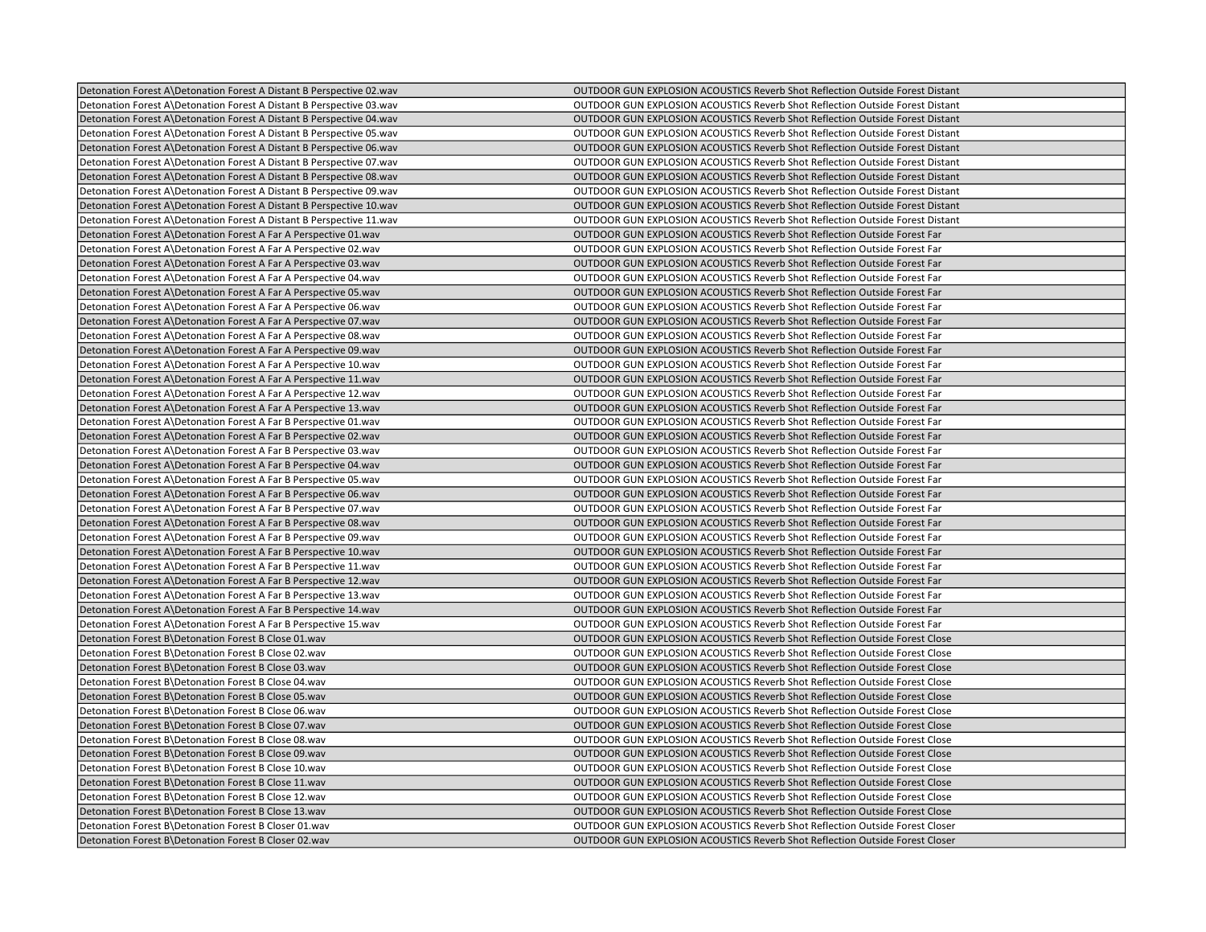| Detonation Forest A\Detonation Forest A Distant B Perspective 02.wav | OUTDOOR GUN EXPLOSION ACOUSTICS Reverb Shot Reflection Outside Forest Distant |
|---|---|
| Detonation Forest A\Detonation Forest A Distant B Perspective 03.wav | OUTDOOR GUN EXPLOSION ACOUSTICS Reverb Shot Reflection Outside Forest Distant |
| Detonation Forest A\Detonation Forest A Distant B Perspective 04.wav | OUTDOOR GUN EXPLOSION ACOUSTICS Reverb Shot Reflection Outside Forest Distant |
| Detonation Forest A\Detonation Forest A Distant B Perspective 05.wav | OUTDOOR GUN EXPLOSION ACOUSTICS Reverb Shot Reflection Outside Forest Distant |
| Detonation Forest A\Detonation Forest A Distant B Perspective 06.wav | OUTDOOR GUN EXPLOSION ACOUSTICS Reverb Shot Reflection Outside Forest Distant |
| Detonation Forest A\Detonation Forest A Distant B Perspective 07.wav | OUTDOOR GUN EXPLOSION ACOUSTICS Reverb Shot Reflection Outside Forest Distant |
| Detonation Forest A\Detonation Forest A Distant B Perspective 08.wav | OUTDOOR GUN EXPLOSION ACOUSTICS Reverb Shot Reflection Outside Forest Distant |
| Detonation Forest A\Detonation Forest A Distant B Perspective 09.wav | OUTDOOR GUN EXPLOSION ACOUSTICS Reverb Shot Reflection Outside Forest Distant |
| Detonation Forest A\Detonation Forest A Distant B Perspective 10.wav | OUTDOOR GUN EXPLOSION ACOUSTICS Reverb Shot Reflection Outside Forest Distant |
| Detonation Forest A\Detonation Forest A Distant B Perspective 11.wav | OUTDOOR GUN EXPLOSION ACOUSTICS Reverb Shot Reflection Outside Forest Distant |
| Detonation Forest A\Detonation Forest A Far A Perspective 01.wav | OUTDOOR GUN EXPLOSION ACOUSTICS Reverb Shot Reflection Outside Forest Far |
| Detonation Forest A\Detonation Forest A Far A Perspective 02.wav | OUTDOOR GUN EXPLOSION ACOUSTICS Reverb Shot Reflection Outside Forest Far |
| Detonation Forest A\Detonation Forest A Far A Perspective 03.wav | OUTDOOR GUN EXPLOSION ACOUSTICS Reverb Shot Reflection Outside Forest Far |
| Detonation Forest A\Detonation Forest A Far A Perspective 04.wav | OUTDOOR GUN EXPLOSION ACOUSTICS Reverb Shot Reflection Outside Forest Far |
| Detonation Forest A\Detonation Forest A Far A Perspective 05.wav | OUTDOOR GUN EXPLOSION ACOUSTICS Reverb Shot Reflection Outside Forest Far |
| Detonation Forest A\Detonation Forest A Far A Perspective 06.wav | OUTDOOR GUN EXPLOSION ACOUSTICS Reverb Shot Reflection Outside Forest Far |
| Detonation Forest A\Detonation Forest A Far A Perspective 07.wav | OUTDOOR GUN EXPLOSION ACOUSTICS Reverb Shot Reflection Outside Forest Far |
| Detonation Forest A\Detonation Forest A Far A Perspective 08.wav | OUTDOOR GUN EXPLOSION ACOUSTICS Reverb Shot Reflection Outside Forest Far |
| Detonation Forest A\Detonation Forest A Far A Perspective 09.wav | OUTDOOR GUN EXPLOSION ACOUSTICS Reverb Shot Reflection Outside Forest Far |
| Detonation Forest A\Detonation Forest A Far A Perspective 10.wav | OUTDOOR GUN EXPLOSION ACOUSTICS Reverb Shot Reflection Outside Forest Far |
| Detonation Forest A\Detonation Forest A Far A Perspective 11.wav | OUTDOOR GUN EXPLOSION ACOUSTICS Reverb Shot Reflection Outside Forest Far |
| Detonation Forest A\Detonation Forest A Far A Perspective 12.wav | OUTDOOR GUN EXPLOSION ACOUSTICS Reverb Shot Reflection Outside Forest Far |
| Detonation Forest A\Detonation Forest A Far A Perspective 13.wav | OUTDOOR GUN EXPLOSION ACOUSTICS Reverb Shot Reflection Outside Forest Far |
| Detonation Forest A\Detonation Forest A Far B Perspective 01.wav | OUTDOOR GUN EXPLOSION ACOUSTICS Reverb Shot Reflection Outside Forest Far |
| Detonation Forest A\Detonation Forest A Far B Perspective 02.wav | OUTDOOR GUN EXPLOSION ACOUSTICS Reverb Shot Reflection Outside Forest Far |
| Detonation Forest A\Detonation Forest A Far B Perspective 03.wav | OUTDOOR GUN EXPLOSION ACOUSTICS Reverb Shot Reflection Outside Forest Far |
| Detonation Forest A\Detonation Forest A Far B Perspective 04.wav | OUTDOOR GUN EXPLOSION ACOUSTICS Reverb Shot Reflection Outside Forest Far |
| Detonation Forest A\Detonation Forest A Far B Perspective 05.wav | OUTDOOR GUN EXPLOSION ACOUSTICS Reverb Shot Reflection Outside Forest Far |
| Detonation Forest A\Detonation Forest A Far B Perspective 06.wav | OUTDOOR GUN EXPLOSION ACOUSTICS Reverb Shot Reflection Outside Forest Far |
| Detonation Forest A\Detonation Forest A Far B Perspective 07.wav | OUTDOOR GUN EXPLOSION ACOUSTICS Reverb Shot Reflection Outside Forest Far |
| Detonation Forest A\Detonation Forest A Far B Perspective 08.wav | OUTDOOR GUN EXPLOSION ACOUSTICS Reverb Shot Reflection Outside Forest Far |
| Detonation Forest A\Detonation Forest A Far B Perspective 09.wav | OUTDOOR GUN EXPLOSION ACOUSTICS Reverb Shot Reflection Outside Forest Far |
| Detonation Forest A\Detonation Forest A Far B Perspective 10.wav | OUTDOOR GUN EXPLOSION ACOUSTICS Reverb Shot Reflection Outside Forest Far |
| Detonation Forest A\Detonation Forest A Far B Perspective 11.wav | OUTDOOR GUN EXPLOSION ACOUSTICS Reverb Shot Reflection Outside Forest Far |
| Detonation Forest A\Detonation Forest A Far B Perspective 12.wav | OUTDOOR GUN EXPLOSION ACOUSTICS Reverb Shot Reflection Outside Forest Far |
| Detonation Forest A\Detonation Forest A Far B Perspective 13.wav | OUTDOOR GUN EXPLOSION ACOUSTICS Reverb Shot Reflection Outside Forest Far |
| Detonation Forest A\Detonation Forest A Far B Perspective 14.wav | OUTDOOR GUN EXPLOSION ACOUSTICS Reverb Shot Reflection Outside Forest Far |
| Detonation Forest A\Detonation Forest A Far B Perspective 15.wav | OUTDOOR GUN EXPLOSION ACOUSTICS Reverb Shot Reflection Outside Forest Far |
| Detonation Forest B\Detonation Forest B Close 01.wav | OUTDOOR GUN EXPLOSION ACOUSTICS Reverb Shot Reflection Outside Forest Close |
| Detonation Forest B\Detonation Forest B Close 02.wav | OUTDOOR GUN EXPLOSION ACOUSTICS Reverb Shot Reflection Outside Forest Close |
| Detonation Forest B\Detonation Forest B Close 03.wav | OUTDOOR GUN EXPLOSION ACOUSTICS Reverb Shot Reflection Outside Forest Close |
| Detonation Forest B\Detonation Forest B Close 04.wav | OUTDOOR GUN EXPLOSION ACOUSTICS Reverb Shot Reflection Outside Forest Close |
| Detonation Forest B\Detonation Forest B Close 05.wav | OUTDOOR GUN EXPLOSION ACOUSTICS Reverb Shot Reflection Outside Forest Close |
| Detonation Forest B\Detonation Forest B Close 06.wav | OUTDOOR GUN EXPLOSION ACOUSTICS Reverb Shot Reflection Outside Forest Close |
| Detonation Forest B\Detonation Forest B Close 07.wav | OUTDOOR GUN EXPLOSION ACOUSTICS Reverb Shot Reflection Outside Forest Close |
| Detonation Forest B\Detonation Forest B Close 08.wav | OUTDOOR GUN EXPLOSION ACOUSTICS Reverb Shot Reflection Outside Forest Close |
| Detonation Forest B\Detonation Forest B Close 09.wav | OUTDOOR GUN EXPLOSION ACOUSTICS Reverb Shot Reflection Outside Forest Close |
| Detonation Forest B\Detonation Forest B Close 10.wav | OUTDOOR GUN EXPLOSION ACOUSTICS Reverb Shot Reflection Outside Forest Close |
| Detonation Forest B\Detonation Forest B Close 11.wav | OUTDOOR GUN EXPLOSION ACOUSTICS Reverb Shot Reflection Outside Forest Close |
| Detonation Forest B\Detonation Forest B Close 12.wav | OUTDOOR GUN EXPLOSION ACOUSTICS Reverb Shot Reflection Outside Forest Close |
| Detonation Forest B\Detonation Forest B Close 13.wav | OUTDOOR GUN EXPLOSION ACOUSTICS Reverb Shot Reflection Outside Forest Close |
| Detonation Forest B\Detonation Forest B Closer 01.wav | OUTDOOR GUN EXPLOSION ACOUSTICS Reverb Shot Reflection Outside Forest Closer |
| Detonation Forest B\Detonation Forest B Closer 02.wav | OUTDOOR GUN EXPLOSION ACOUSTICS Reverb Shot Reflection Outside Forest Closer |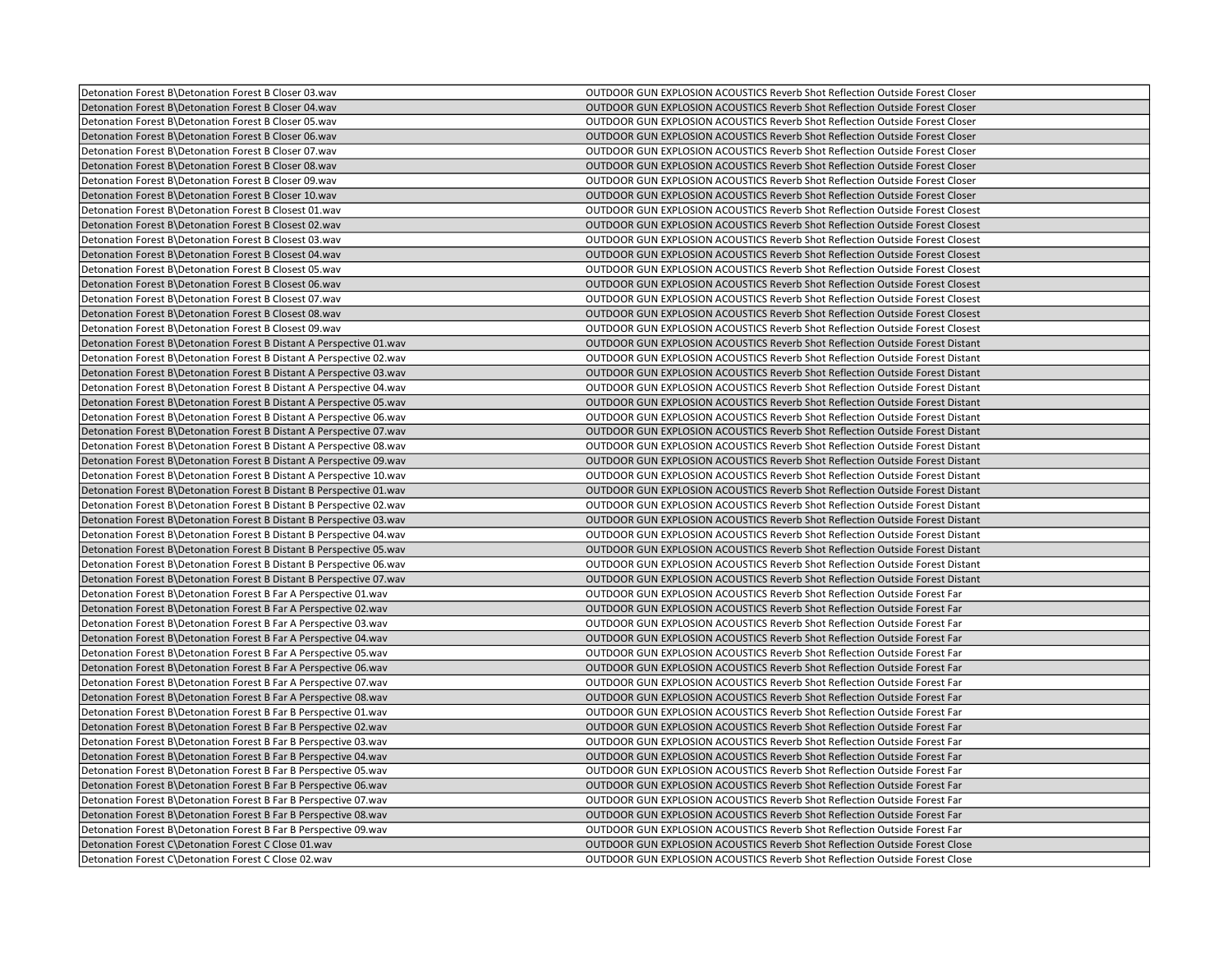| | |
|---|---|
| Detonation Forest B\Detonation Forest B Closer 03.wav | OUTDOOR GUN EXPLOSION ACOUSTICS Reverb Shot Reflection Outside Forest Closer |
| Detonation Forest B\Detonation Forest B Closer 04.wav | OUTDOOR GUN EXPLOSION ACOUSTICS Reverb Shot Reflection Outside Forest Closer |
| Detonation Forest B\Detonation Forest B Closer 05.wav | OUTDOOR GUN EXPLOSION ACOUSTICS Reverb Shot Reflection Outside Forest Closer |
| Detonation Forest B\Detonation Forest B Closer 06.wav | OUTDOOR GUN EXPLOSION ACOUSTICS Reverb Shot Reflection Outside Forest Closer |
| Detonation Forest B\Detonation Forest B Closer 07.wav | OUTDOOR GUN EXPLOSION ACOUSTICS Reverb Shot Reflection Outside Forest Closer |
| Detonation Forest B\Detonation Forest B Closer 08.wav | OUTDOOR GUN EXPLOSION ACOUSTICS Reverb Shot Reflection Outside Forest Closer |
| Detonation Forest B\Detonation Forest B Closer 09.wav | OUTDOOR GUN EXPLOSION ACOUSTICS Reverb Shot Reflection Outside Forest Closer |
| Detonation Forest B\Detonation Forest B Closer 10.wav | OUTDOOR GUN EXPLOSION ACOUSTICS Reverb Shot Reflection Outside Forest Closer |
| Detonation Forest B\Detonation Forest B Closest 01.wav | OUTDOOR GUN EXPLOSION ACOUSTICS Reverb Shot Reflection Outside Forest Closest |
| Detonation Forest B\Detonation Forest B Closest 02.wav | OUTDOOR GUN EXPLOSION ACOUSTICS Reverb Shot Reflection Outside Forest Closest |
| Detonation Forest B\Detonation Forest B Closest 03.wav | OUTDOOR GUN EXPLOSION ACOUSTICS Reverb Shot Reflection Outside Forest Closest |
| Detonation Forest B\Detonation Forest B Closest 04.wav | OUTDOOR GUN EXPLOSION ACOUSTICS Reverb Shot Reflection Outside Forest Closest |
| Detonation Forest B\Detonation Forest B Closest 05.wav | OUTDOOR GUN EXPLOSION ACOUSTICS Reverb Shot Reflection Outside Forest Closest |
| Detonation Forest B\Detonation Forest B Closest 06.wav | OUTDOOR GUN EXPLOSION ACOUSTICS Reverb Shot Reflection Outside Forest Closest |
| Detonation Forest B\Detonation Forest B Closest 07.wav | OUTDOOR GUN EXPLOSION ACOUSTICS Reverb Shot Reflection Outside Forest Closest |
| Detonation Forest B\Detonation Forest B Closest 08.wav | OUTDOOR GUN EXPLOSION ACOUSTICS Reverb Shot Reflection Outside Forest Closest |
| Detonation Forest B\Detonation Forest B Closest 09.wav | OUTDOOR GUN EXPLOSION ACOUSTICS Reverb Shot Reflection Outside Forest Closest |
| Detonation Forest B\Detonation Forest B Distant A Perspective 01.wav | OUTDOOR GUN EXPLOSION ACOUSTICS Reverb Shot Reflection Outside Forest Distant |
| Detonation Forest B\Detonation Forest B Distant A Perspective 02.wav | OUTDOOR GUN EXPLOSION ACOUSTICS Reverb Shot Reflection Outside Forest Distant |
| Detonation Forest B\Detonation Forest B Distant A Perspective 03.wav | OUTDOOR GUN EXPLOSION ACOUSTICS Reverb Shot Reflection Outside Forest Distant |
| Detonation Forest B\Detonation Forest B Distant A Perspective 04.wav | OUTDOOR GUN EXPLOSION ACOUSTICS Reverb Shot Reflection Outside Forest Distant |
| Detonation Forest B\Detonation Forest B Distant A Perspective 05.wav | OUTDOOR GUN EXPLOSION ACOUSTICS Reverb Shot Reflection Outside Forest Distant |
| Detonation Forest B\Detonation Forest B Distant A Perspective 06.wav | OUTDOOR GUN EXPLOSION ACOUSTICS Reverb Shot Reflection Outside Forest Distant |
| Detonation Forest B\Detonation Forest B Distant A Perspective 07.wav | OUTDOOR GUN EXPLOSION ACOUSTICS Reverb Shot Reflection Outside Forest Distant |
| Detonation Forest B\Detonation Forest B Distant A Perspective 08.wav | OUTDOOR GUN EXPLOSION ACOUSTICS Reverb Shot Reflection Outside Forest Distant |
| Detonation Forest B\Detonation Forest B Distant A Perspective 09.wav | OUTDOOR GUN EXPLOSION ACOUSTICS Reverb Shot Reflection Outside Forest Distant |
| Detonation Forest B\Detonation Forest B Distant A Perspective 10.wav | OUTDOOR GUN EXPLOSION ACOUSTICS Reverb Shot Reflection Outside Forest Distant |
| Detonation Forest B\Detonation Forest B Distant B Perspective 01.wav | OUTDOOR GUN EXPLOSION ACOUSTICS Reverb Shot Reflection Outside Forest Distant |
| Detonation Forest B\Detonation Forest B Distant B Perspective 02.wav | OUTDOOR GUN EXPLOSION ACOUSTICS Reverb Shot Reflection Outside Forest Distant |
| Detonation Forest B\Detonation Forest B Distant B Perspective 03.wav | OUTDOOR GUN EXPLOSION ACOUSTICS Reverb Shot Reflection Outside Forest Distant |
| Detonation Forest B\Detonation Forest B Distant B Perspective 04.wav | OUTDOOR GUN EXPLOSION ACOUSTICS Reverb Shot Reflection Outside Forest Distant |
| Detonation Forest B\Detonation Forest B Distant B Perspective 05.wav | OUTDOOR GUN EXPLOSION ACOUSTICS Reverb Shot Reflection Outside Forest Distant |
| Detonation Forest B\Detonation Forest B Distant B Perspective 06.wav | OUTDOOR GUN EXPLOSION ACOUSTICS Reverb Shot Reflection Outside Forest Distant |
| Detonation Forest B\Detonation Forest B Distant B Perspective 07.wav | OUTDOOR GUN EXPLOSION ACOUSTICS Reverb Shot Reflection Outside Forest Distant |
| Detonation Forest B\Detonation Forest B Far A Perspective 01.wav | OUTDOOR GUN EXPLOSION ACOUSTICS Reverb Shot Reflection Outside Forest Far |
| Detonation Forest B\Detonation Forest B Far A Perspective 02.wav | OUTDOOR GUN EXPLOSION ACOUSTICS Reverb Shot Reflection Outside Forest Far |
| Detonation Forest B\Detonation Forest B Far A Perspective 03.wav | OUTDOOR GUN EXPLOSION ACOUSTICS Reverb Shot Reflection Outside Forest Far |
| Detonation Forest B\Detonation Forest B Far A Perspective 04.wav | OUTDOOR GUN EXPLOSION ACOUSTICS Reverb Shot Reflection Outside Forest Far |
| Detonation Forest B\Detonation Forest B Far A Perspective 05.wav | OUTDOOR GUN EXPLOSION ACOUSTICS Reverb Shot Reflection Outside Forest Far |
| Detonation Forest B\Detonation Forest B Far A Perspective 06.wav | OUTDOOR GUN EXPLOSION ACOUSTICS Reverb Shot Reflection Outside Forest Far |
| Detonation Forest B\Detonation Forest B Far A Perspective 07.wav | OUTDOOR GUN EXPLOSION ACOUSTICS Reverb Shot Reflection Outside Forest Far |
| Detonation Forest B\Detonation Forest B Far A Perspective 08.wav | OUTDOOR GUN EXPLOSION ACOUSTICS Reverb Shot Reflection Outside Forest Far |
| Detonation Forest B\Detonation Forest B Far B Perspective 01.wav | OUTDOOR GUN EXPLOSION ACOUSTICS Reverb Shot Reflection Outside Forest Far |
| Detonation Forest B\Detonation Forest B Far B Perspective 02.wav | OUTDOOR GUN EXPLOSION ACOUSTICS Reverb Shot Reflection Outside Forest Far |
| Detonation Forest B\Detonation Forest B Far B Perspective 03.wav | OUTDOOR GUN EXPLOSION ACOUSTICS Reverb Shot Reflection Outside Forest Far |
| Detonation Forest B\Detonation Forest B Far B Perspective 04.wav | OUTDOOR GUN EXPLOSION ACOUSTICS Reverb Shot Reflection Outside Forest Far |
| Detonation Forest B\Detonation Forest B Far B Perspective 05.wav | OUTDOOR GUN EXPLOSION ACOUSTICS Reverb Shot Reflection Outside Forest Far |
| Detonation Forest B\Detonation Forest B Far B Perspective 06.wav | OUTDOOR GUN EXPLOSION ACOUSTICS Reverb Shot Reflection Outside Forest Far |
| Detonation Forest B\Detonation Forest B Far B Perspective 07.wav | OUTDOOR GUN EXPLOSION ACOUSTICS Reverb Shot Reflection Outside Forest Far |
| Detonation Forest B\Detonation Forest B Far B Perspective 08.wav | OUTDOOR GUN EXPLOSION ACOUSTICS Reverb Shot Reflection Outside Forest Far |
| Detonation Forest B\Detonation Forest B Far B Perspective 09.wav | OUTDOOR GUN EXPLOSION ACOUSTICS Reverb Shot Reflection Outside Forest Far |
| Detonation Forest C\Detonation Forest C Close 01.wav | OUTDOOR GUN EXPLOSION ACOUSTICS Reverb Shot Reflection Outside Forest Close |
| Detonation Forest C\Detonation Forest C Close 02.wav | OUTDOOR GUN EXPLOSION ACOUSTICS Reverb Shot Reflection Outside Forest Close |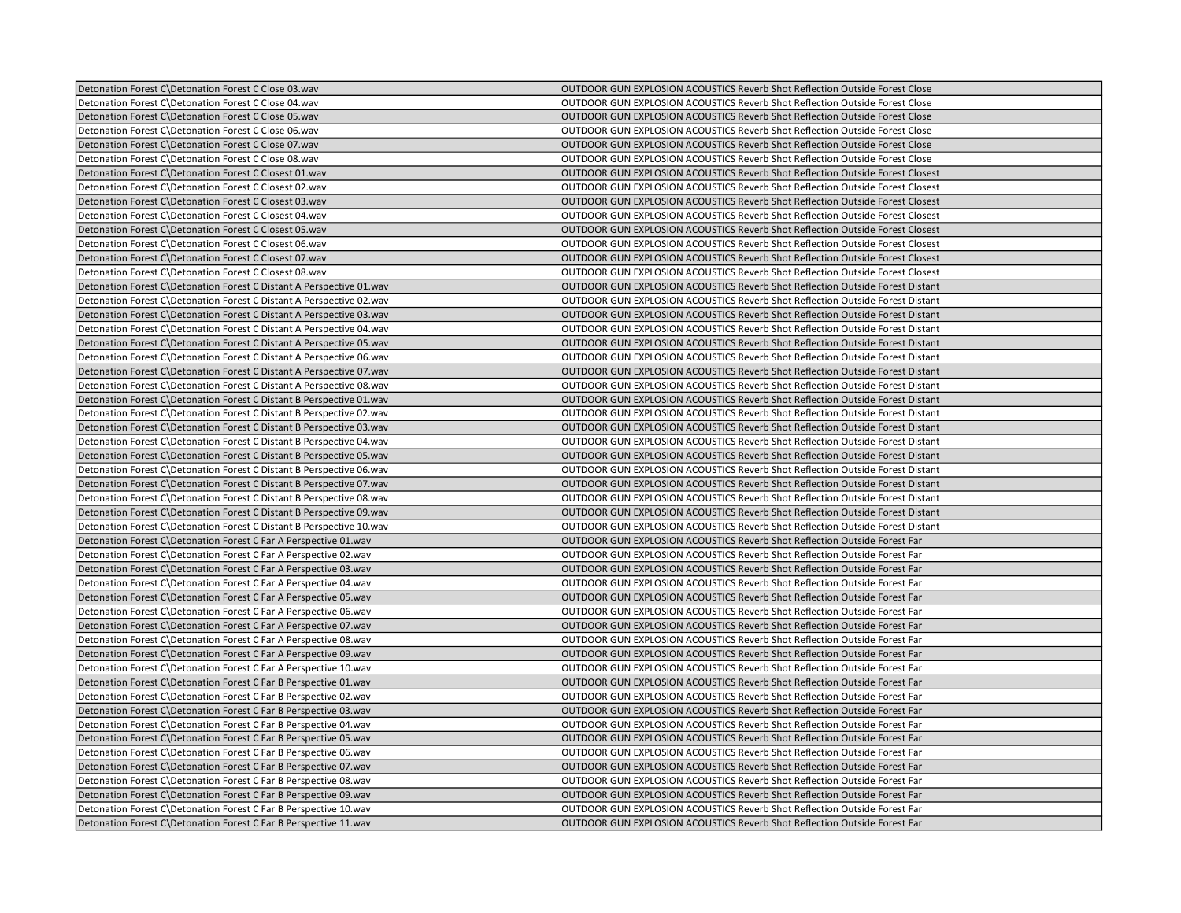| | |
|---|---|
| Detonation Forest C\Detonation Forest C Close 03.wav | OUTDOOR GUN EXPLOSION ACOUSTICS Reverb Shot Reflection Outside Forest Close |
| Detonation Forest C\Detonation Forest C Close 04.wav | OUTDOOR GUN EXPLOSION ACOUSTICS Reverb Shot Reflection Outside Forest Close |
| Detonation Forest C\Detonation Forest C Close 05.wav | OUTDOOR GUN EXPLOSION ACOUSTICS Reverb Shot Reflection Outside Forest Close |
| Detonation Forest C\Detonation Forest C Close 06.wav | OUTDOOR GUN EXPLOSION ACOUSTICS Reverb Shot Reflection Outside Forest Close |
| Detonation Forest C\Detonation Forest C Close 07.wav | OUTDOOR GUN EXPLOSION ACOUSTICS Reverb Shot Reflection Outside Forest Close |
| Detonation Forest C\Detonation Forest C Close 08.wav | OUTDOOR GUN EXPLOSION ACOUSTICS Reverb Shot Reflection Outside Forest Close |
| Detonation Forest C\Detonation Forest C Closest 01.wav | OUTDOOR GUN EXPLOSION ACOUSTICS Reverb Shot Reflection Outside Forest Closest |
| Detonation Forest C\Detonation Forest C Closest 02.wav | OUTDOOR GUN EXPLOSION ACOUSTICS Reverb Shot Reflection Outside Forest Closest |
| Detonation Forest C\Detonation Forest C Closest 03.wav | OUTDOOR GUN EXPLOSION ACOUSTICS Reverb Shot Reflection Outside Forest Closest |
| Detonation Forest C\Detonation Forest C Closest 04.wav | OUTDOOR GUN EXPLOSION ACOUSTICS Reverb Shot Reflection Outside Forest Closest |
| Detonation Forest C\Detonation Forest C Closest 05.wav | OUTDOOR GUN EXPLOSION ACOUSTICS Reverb Shot Reflection Outside Forest Closest |
| Detonation Forest C\Detonation Forest C Closest 06.wav | OUTDOOR GUN EXPLOSION ACOUSTICS Reverb Shot Reflection Outside Forest Closest |
| Detonation Forest C\Detonation Forest C Closest 07.wav | OUTDOOR GUN EXPLOSION ACOUSTICS Reverb Shot Reflection Outside Forest Closest |
| Detonation Forest C\Detonation Forest C Closest 08.wav | OUTDOOR GUN EXPLOSION ACOUSTICS Reverb Shot Reflection Outside Forest Closest |
| Detonation Forest C\Detonation Forest C Distant A Perspective 01.wav | OUTDOOR GUN EXPLOSION ACOUSTICS Reverb Shot Reflection Outside Forest Distant |
| Detonation Forest C\Detonation Forest C Distant A Perspective 02.wav | OUTDOOR GUN EXPLOSION ACOUSTICS Reverb Shot Reflection Outside Forest Distant |
| Detonation Forest C\Detonation Forest C Distant A Perspective 03.wav | OUTDOOR GUN EXPLOSION ACOUSTICS Reverb Shot Reflection Outside Forest Distant |
| Detonation Forest C\Detonation Forest C Distant A Perspective 04.wav | OUTDOOR GUN EXPLOSION ACOUSTICS Reverb Shot Reflection Outside Forest Distant |
| Detonation Forest C\Detonation Forest C Distant A Perspective 05.wav | OUTDOOR GUN EXPLOSION ACOUSTICS Reverb Shot Reflection Outside Forest Distant |
| Detonation Forest C\Detonation Forest C Distant A Perspective 06.wav | OUTDOOR GUN EXPLOSION ACOUSTICS Reverb Shot Reflection Outside Forest Distant |
| Detonation Forest C\Detonation Forest C Distant A Perspective 07.wav | OUTDOOR GUN EXPLOSION ACOUSTICS Reverb Shot Reflection Outside Forest Distant |
| Detonation Forest C\Detonation Forest C Distant A Perspective 08.wav | OUTDOOR GUN EXPLOSION ACOUSTICS Reverb Shot Reflection Outside Forest Distant |
| Detonation Forest C\Detonation Forest C Distant B Perspective 01.wav | OUTDOOR GUN EXPLOSION ACOUSTICS Reverb Shot Reflection Outside Forest Distant |
| Detonation Forest C\Detonation Forest C Distant B Perspective 02.wav | OUTDOOR GUN EXPLOSION ACOUSTICS Reverb Shot Reflection Outside Forest Distant |
| Detonation Forest C\Detonation Forest C Distant B Perspective 03.wav | OUTDOOR GUN EXPLOSION ACOUSTICS Reverb Shot Reflection Outside Forest Distant |
| Detonation Forest C\Detonation Forest C Distant B Perspective 04.wav | OUTDOOR GUN EXPLOSION ACOUSTICS Reverb Shot Reflection Outside Forest Distant |
| Detonation Forest C\Detonation Forest C Distant B Perspective 05.wav | OUTDOOR GUN EXPLOSION ACOUSTICS Reverb Shot Reflection Outside Forest Distant |
| Detonation Forest C\Detonation Forest C Distant B Perspective 06.wav | OUTDOOR GUN EXPLOSION ACOUSTICS Reverb Shot Reflection Outside Forest Distant |
| Detonation Forest C\Detonation Forest C Distant B Perspective 07.wav | OUTDOOR GUN EXPLOSION ACOUSTICS Reverb Shot Reflection Outside Forest Distant |
| Detonation Forest C\Detonation Forest C Distant B Perspective 08.wav | OUTDOOR GUN EXPLOSION ACOUSTICS Reverb Shot Reflection Outside Forest Distant |
| Detonation Forest C\Detonation Forest C Distant B Perspective 09.wav | OUTDOOR GUN EXPLOSION ACOUSTICS Reverb Shot Reflection Outside Forest Distant |
| Detonation Forest C\Detonation Forest C Distant B Perspective 10.wav | OUTDOOR GUN EXPLOSION ACOUSTICS Reverb Shot Reflection Outside Forest Distant |
| Detonation Forest C\Detonation Forest C Far A Perspective 01.wav | OUTDOOR GUN EXPLOSION ACOUSTICS Reverb Shot Reflection Outside Forest Far |
| Detonation Forest C\Detonation Forest C Far A Perspective 02.wav | OUTDOOR GUN EXPLOSION ACOUSTICS Reverb Shot Reflection Outside Forest Far |
| Detonation Forest C\Detonation Forest C Far A Perspective 03.wav | OUTDOOR GUN EXPLOSION ACOUSTICS Reverb Shot Reflection Outside Forest Far |
| Detonation Forest C\Detonation Forest C Far A Perspective 04.wav | OUTDOOR GUN EXPLOSION ACOUSTICS Reverb Shot Reflection Outside Forest Far |
| Detonation Forest C\Detonation Forest C Far A Perspective 05.wav | OUTDOOR GUN EXPLOSION ACOUSTICS Reverb Shot Reflection Outside Forest Far |
| Detonation Forest C\Detonation Forest C Far A Perspective 06.wav | OUTDOOR GUN EXPLOSION ACOUSTICS Reverb Shot Reflection Outside Forest Far |
| Detonation Forest C\Detonation Forest C Far A Perspective 07.wav | OUTDOOR GUN EXPLOSION ACOUSTICS Reverb Shot Reflection Outside Forest Far |
| Detonation Forest C\Detonation Forest C Far A Perspective 08.wav | OUTDOOR GUN EXPLOSION ACOUSTICS Reverb Shot Reflection Outside Forest Far |
| Detonation Forest C\Detonation Forest C Far A Perspective 09.wav | OUTDOOR GUN EXPLOSION ACOUSTICS Reverb Shot Reflection Outside Forest Far |
| Detonation Forest C\Detonation Forest C Far A Perspective 10.wav | OUTDOOR GUN EXPLOSION ACOUSTICS Reverb Shot Reflection Outside Forest Far |
| Detonation Forest C\Detonation Forest C Far B Perspective 01.wav | OUTDOOR GUN EXPLOSION ACOUSTICS Reverb Shot Reflection Outside Forest Far |
| Detonation Forest C\Detonation Forest C Far B Perspective 02.wav | OUTDOOR GUN EXPLOSION ACOUSTICS Reverb Shot Reflection Outside Forest Far |
| Detonation Forest C\Detonation Forest C Far B Perspective 03.wav | OUTDOOR GUN EXPLOSION ACOUSTICS Reverb Shot Reflection Outside Forest Far |
| Detonation Forest C\Detonation Forest C Far B Perspective 04.wav | OUTDOOR GUN EXPLOSION ACOUSTICS Reverb Shot Reflection Outside Forest Far |
| Detonation Forest C\Detonation Forest C Far B Perspective 05.wav | OUTDOOR GUN EXPLOSION ACOUSTICS Reverb Shot Reflection Outside Forest Far |
| Detonation Forest C\Detonation Forest C Far B Perspective 06.wav | OUTDOOR GUN EXPLOSION ACOUSTICS Reverb Shot Reflection Outside Forest Far |
| Detonation Forest C\Detonation Forest C Far B Perspective 07.wav | OUTDOOR GUN EXPLOSION ACOUSTICS Reverb Shot Reflection Outside Forest Far |
| Detonation Forest C\Detonation Forest C Far B Perspective 08.wav | OUTDOOR GUN EXPLOSION ACOUSTICS Reverb Shot Reflection Outside Forest Far |
| Detonation Forest C\Detonation Forest C Far B Perspective 09.wav | OUTDOOR GUN EXPLOSION ACOUSTICS Reverb Shot Reflection Outside Forest Far |
| Detonation Forest C\Detonation Forest C Far B Perspective 10.wav | OUTDOOR GUN EXPLOSION ACOUSTICS Reverb Shot Reflection Outside Forest Far |
| Detonation Forest C\Detonation Forest C Far B Perspective 11.wav | OUTDOOR GUN EXPLOSION ACOUSTICS Reverb Shot Reflection Outside Forest Far |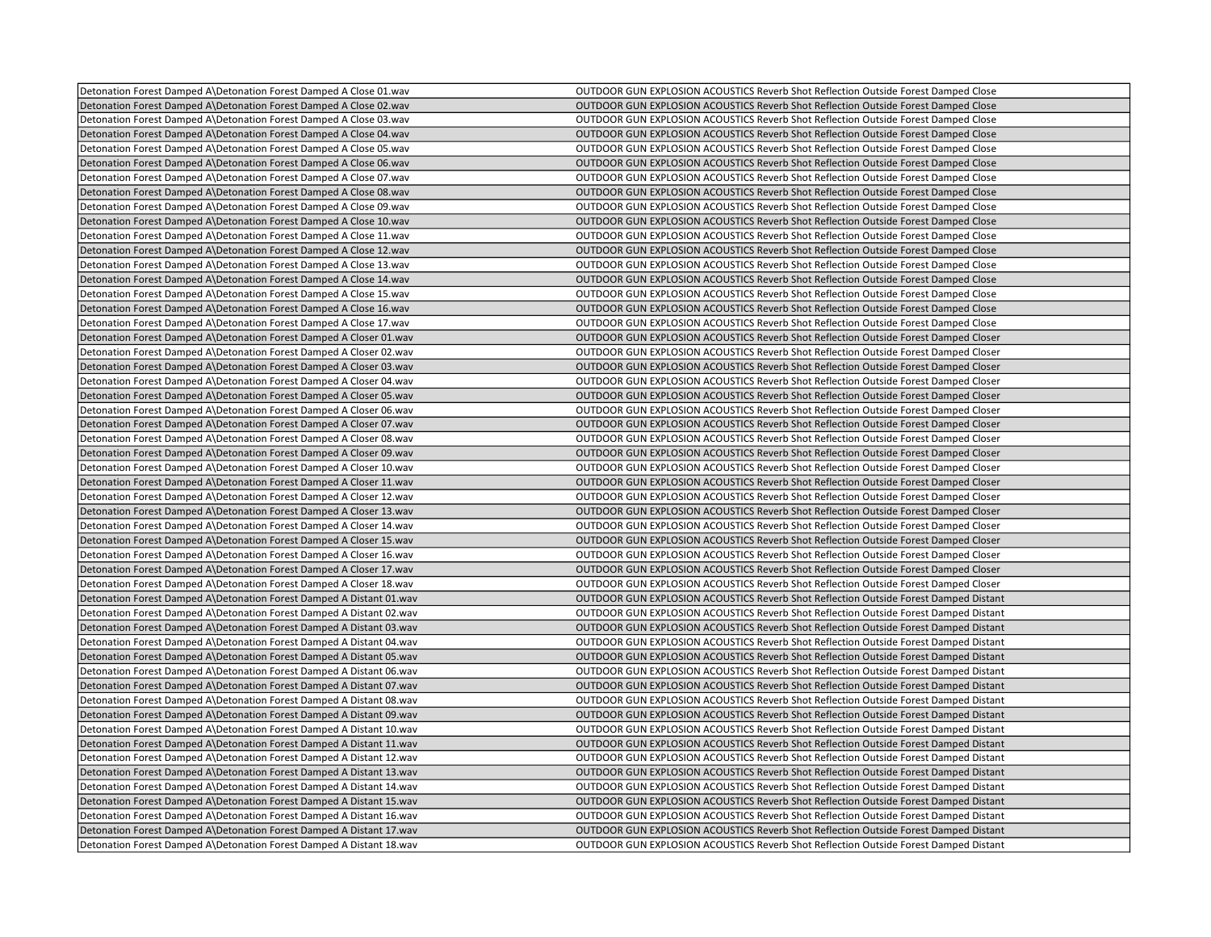| | |
|---|---|
| Detonation Forest Damped A\Detonation Forest Damped A Close 01.wav | OUTDOOR GUN EXPLOSION ACOUSTICS Reverb Shot Reflection Outside Forest Damped Close |
| Detonation Forest Damped A\Detonation Forest Damped A Close 02.wav | OUTDOOR GUN EXPLOSION ACOUSTICS Reverb Shot Reflection Outside Forest Damped Close |
| Detonation Forest Damped A\Detonation Forest Damped A Close 03.wav | OUTDOOR GUN EXPLOSION ACOUSTICS Reverb Shot Reflection Outside Forest Damped Close |
| Detonation Forest Damped A\Detonation Forest Damped A Close 04.wav | OUTDOOR GUN EXPLOSION ACOUSTICS Reverb Shot Reflection Outside Forest Damped Close |
| Detonation Forest Damped A\Detonation Forest Damped A Close 05.wav | OUTDOOR GUN EXPLOSION ACOUSTICS Reverb Shot Reflection Outside Forest Damped Close |
| Detonation Forest Damped A\Detonation Forest Damped A Close 06.wav | OUTDOOR GUN EXPLOSION ACOUSTICS Reverb Shot Reflection Outside Forest Damped Close |
| Detonation Forest Damped A\Detonation Forest Damped A Close 07.wav | OUTDOOR GUN EXPLOSION ACOUSTICS Reverb Shot Reflection Outside Forest Damped Close |
| Detonation Forest Damped A\Detonation Forest Damped A Close 08.wav | OUTDOOR GUN EXPLOSION ACOUSTICS Reverb Shot Reflection Outside Forest Damped Close |
| Detonation Forest Damped A\Detonation Forest Damped A Close 09.wav | OUTDOOR GUN EXPLOSION ACOUSTICS Reverb Shot Reflection Outside Forest Damped Close |
| Detonation Forest Damped A\Detonation Forest Damped A Close 10.wav | OUTDOOR GUN EXPLOSION ACOUSTICS Reverb Shot Reflection Outside Forest Damped Close |
| Detonation Forest Damped A\Detonation Forest Damped A Close 11.wav | OUTDOOR GUN EXPLOSION ACOUSTICS Reverb Shot Reflection Outside Forest Damped Close |
| Detonation Forest Damped A\Detonation Forest Damped A Close 12.wav | OUTDOOR GUN EXPLOSION ACOUSTICS Reverb Shot Reflection Outside Forest Damped Close |
| Detonation Forest Damped A\Detonation Forest Damped A Close 13.wav | OUTDOOR GUN EXPLOSION ACOUSTICS Reverb Shot Reflection Outside Forest Damped Close |
| Detonation Forest Damped A\Detonation Forest Damped A Close 14.wav | OUTDOOR GUN EXPLOSION ACOUSTICS Reverb Shot Reflection Outside Forest Damped Close |
| Detonation Forest Damped A\Detonation Forest Damped A Close 15.wav | OUTDOOR GUN EXPLOSION ACOUSTICS Reverb Shot Reflection Outside Forest Damped Close |
| Detonation Forest Damped A\Detonation Forest Damped A Close 16.wav | OUTDOOR GUN EXPLOSION ACOUSTICS Reverb Shot Reflection Outside Forest Damped Close |
| Detonation Forest Damped A\Detonation Forest Damped A Close 17.wav | OUTDOOR GUN EXPLOSION ACOUSTICS Reverb Shot Reflection Outside Forest Damped Close |
| Detonation Forest Damped A\Detonation Forest Damped A Closer 01.wav | OUTDOOR GUN EXPLOSION ACOUSTICS Reverb Shot Reflection Outside Forest Damped Closer |
| Detonation Forest Damped A\Detonation Forest Damped A Closer 02.wav | OUTDOOR GUN EXPLOSION ACOUSTICS Reverb Shot Reflection Outside Forest Damped Closer |
| Detonation Forest Damped A\Detonation Forest Damped A Closer 03.wav | OUTDOOR GUN EXPLOSION ACOUSTICS Reverb Shot Reflection Outside Forest Damped Closer |
| Detonation Forest Damped A\Detonation Forest Damped A Closer 04.wav | OUTDOOR GUN EXPLOSION ACOUSTICS Reverb Shot Reflection Outside Forest Damped Closer |
| Detonation Forest Damped A\Detonation Forest Damped A Closer 05.wav | OUTDOOR GUN EXPLOSION ACOUSTICS Reverb Shot Reflection Outside Forest Damped Closer |
| Detonation Forest Damped A\Detonation Forest Damped A Closer 06.wav | OUTDOOR GUN EXPLOSION ACOUSTICS Reverb Shot Reflection Outside Forest Damped Closer |
| Detonation Forest Damped A\Detonation Forest Damped A Closer 07.wav | OUTDOOR GUN EXPLOSION ACOUSTICS Reverb Shot Reflection Outside Forest Damped Closer |
| Detonation Forest Damped A\Detonation Forest Damped A Closer 08.wav | OUTDOOR GUN EXPLOSION ACOUSTICS Reverb Shot Reflection Outside Forest Damped Closer |
| Detonation Forest Damped A\Detonation Forest Damped A Closer 09.wav | OUTDOOR GUN EXPLOSION ACOUSTICS Reverb Shot Reflection Outside Forest Damped Closer |
| Detonation Forest Damped A\Detonation Forest Damped A Closer 10.wav | OUTDOOR GUN EXPLOSION ACOUSTICS Reverb Shot Reflection Outside Forest Damped Closer |
| Detonation Forest Damped A\Detonation Forest Damped A Closer 11.wav | OUTDOOR GUN EXPLOSION ACOUSTICS Reverb Shot Reflection Outside Forest Damped Closer |
| Detonation Forest Damped A\Detonation Forest Damped A Closer 12.wav | OUTDOOR GUN EXPLOSION ACOUSTICS Reverb Shot Reflection Outside Forest Damped Closer |
| Detonation Forest Damped A\Detonation Forest Damped A Closer 13.wav | OUTDOOR GUN EXPLOSION ACOUSTICS Reverb Shot Reflection Outside Forest Damped Closer |
| Detonation Forest Damped A\Detonation Forest Damped A Closer 14.wav | OUTDOOR GUN EXPLOSION ACOUSTICS Reverb Shot Reflection Outside Forest Damped Closer |
| Detonation Forest Damped A\Detonation Forest Damped A Closer 15.wav | OUTDOOR GUN EXPLOSION ACOUSTICS Reverb Shot Reflection Outside Forest Damped Closer |
| Detonation Forest Damped A\Detonation Forest Damped A Closer 16.wav | OUTDOOR GUN EXPLOSION ACOUSTICS Reverb Shot Reflection Outside Forest Damped Closer |
| Detonation Forest Damped A\Detonation Forest Damped A Closer 17.wav | OUTDOOR GUN EXPLOSION ACOUSTICS Reverb Shot Reflection Outside Forest Damped Closer |
| Detonation Forest Damped A\Detonation Forest Damped A Closer 18.wav | OUTDOOR GUN EXPLOSION ACOUSTICS Reverb Shot Reflection Outside Forest Damped Closer |
| Detonation Forest Damped A\Detonation Forest Damped A Distant 01.wav | OUTDOOR GUN EXPLOSION ACOUSTICS Reverb Shot Reflection Outside Forest Damped Distant |
| Detonation Forest Damped A\Detonation Forest Damped A Distant 02.wav | OUTDOOR GUN EXPLOSION ACOUSTICS Reverb Shot Reflection Outside Forest Damped Distant |
| Detonation Forest Damped A\Detonation Forest Damped A Distant 03.wav | OUTDOOR GUN EXPLOSION ACOUSTICS Reverb Shot Reflection Outside Forest Damped Distant |
| Detonation Forest Damped A\Detonation Forest Damped A Distant 04.wav | OUTDOOR GUN EXPLOSION ACOUSTICS Reverb Shot Reflection Outside Forest Damped Distant |
| Detonation Forest Damped A\Detonation Forest Damped A Distant 05.wav | OUTDOOR GUN EXPLOSION ACOUSTICS Reverb Shot Reflection Outside Forest Damped Distant |
| Detonation Forest Damped A\Detonation Forest Damped A Distant 06.wav | OUTDOOR GUN EXPLOSION ACOUSTICS Reverb Shot Reflection Outside Forest Damped Distant |
| Detonation Forest Damped A\Detonation Forest Damped A Distant 07.wav | OUTDOOR GUN EXPLOSION ACOUSTICS Reverb Shot Reflection Outside Forest Damped Distant |
| Detonation Forest Damped A\Detonation Forest Damped A Distant 08.wav | OUTDOOR GUN EXPLOSION ACOUSTICS Reverb Shot Reflection Outside Forest Damped Distant |
| Detonation Forest Damped A\Detonation Forest Damped A Distant 09.wav | OUTDOOR GUN EXPLOSION ACOUSTICS Reverb Shot Reflection Outside Forest Damped Distant |
| Detonation Forest Damped A\Detonation Forest Damped A Distant 10.wav | OUTDOOR GUN EXPLOSION ACOUSTICS Reverb Shot Reflection Outside Forest Damped Distant |
| Detonation Forest Damped A\Detonation Forest Damped A Distant 11.wav | OUTDOOR GUN EXPLOSION ACOUSTICS Reverb Shot Reflection Outside Forest Damped Distant |
| Detonation Forest Damped A\Detonation Forest Damped A Distant 12.wav | OUTDOOR GUN EXPLOSION ACOUSTICS Reverb Shot Reflection Outside Forest Damped Distant |
| Detonation Forest Damped A\Detonation Forest Damped A Distant 13.wav | OUTDOOR GUN EXPLOSION ACOUSTICS Reverb Shot Reflection Outside Forest Damped Distant |
| Detonation Forest Damped A\Detonation Forest Damped A Distant 14.wav | OUTDOOR GUN EXPLOSION ACOUSTICS Reverb Shot Reflection Outside Forest Damped Distant |
| Detonation Forest Damped A\Detonation Forest Damped A Distant 15.wav | OUTDOOR GUN EXPLOSION ACOUSTICS Reverb Shot Reflection Outside Forest Damped Distant |
| Detonation Forest Damped A\Detonation Forest Damped A Distant 16.wav | OUTDOOR GUN EXPLOSION ACOUSTICS Reverb Shot Reflection Outside Forest Damped Distant |
| Detonation Forest Damped A\Detonation Forest Damped A Distant 17.wav | OUTDOOR GUN EXPLOSION ACOUSTICS Reverb Shot Reflection Outside Forest Damped Distant |
| Detonation Forest Damped A\Detonation Forest Damped A Distant 18.wav | OUTDOOR GUN EXPLOSION ACOUSTICS Reverb Shot Reflection Outside Forest Damped Distant |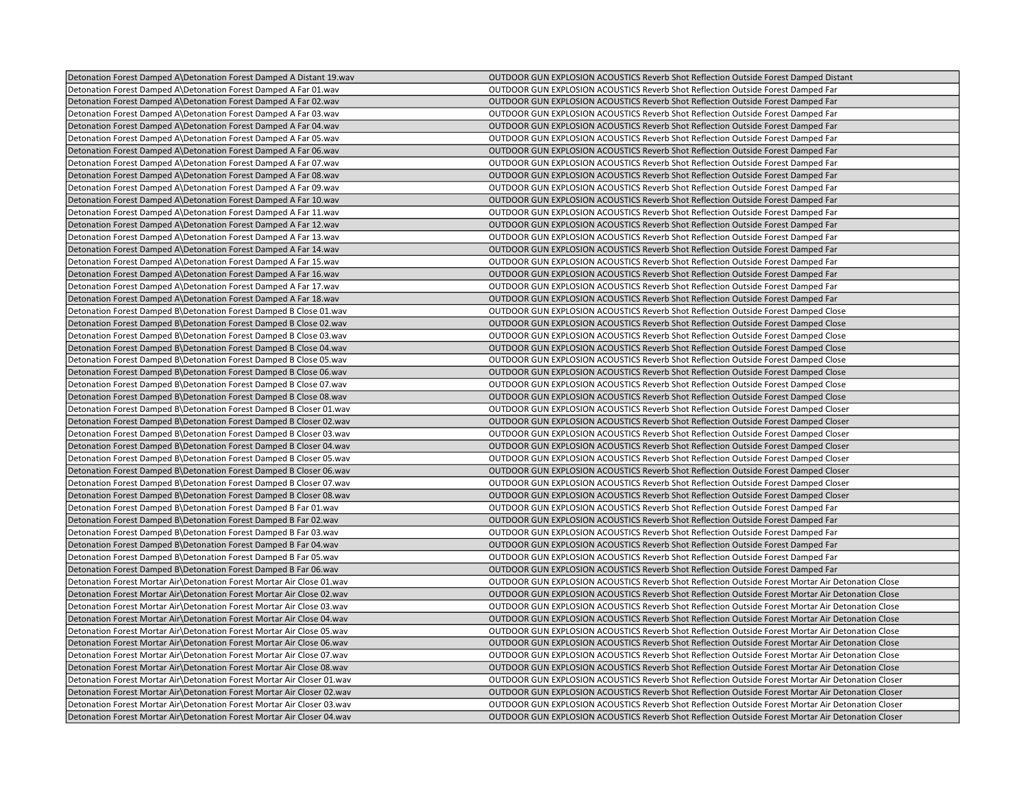| | |
|---|---|
| Detonation Forest Damped A\Detonation Forest Damped A Distant 19.wav | OUTDOOR GUN EXPLOSION ACOUSTICS Reverb Shot Reflection Outside Forest Damped Distant |
| Detonation Forest Damped A\Detonation Forest Damped A Far 01.wav | OUTDOOR GUN EXPLOSION ACOUSTICS Reverb Shot Reflection Outside Forest Damped Far |
| Detonation Forest Damped A\Detonation Forest Damped A Far 02.wav | OUTDOOR GUN EXPLOSION ACOUSTICS Reverb Shot Reflection Outside Forest Damped Far |
| Detonation Forest Damped A\Detonation Forest Damped A Far 03.wav | OUTDOOR GUN EXPLOSION ACOUSTICS Reverb Shot Reflection Outside Forest Damped Far |
| Detonation Forest Damped A\Detonation Forest Damped A Far 04.wav | OUTDOOR GUN EXPLOSION ACOUSTICS Reverb Shot Reflection Outside Forest Damped Far |
| Detonation Forest Damped A\Detonation Forest Damped A Far 05.wav | OUTDOOR GUN EXPLOSION ACOUSTICS Reverb Shot Reflection Outside Forest Damped Far |
| Detonation Forest Damped A\Detonation Forest Damped A Far 06.wav | OUTDOOR GUN EXPLOSION ACOUSTICS Reverb Shot Reflection Outside Forest Damped Far |
| Detonation Forest Damped A\Detonation Forest Damped A Far 07.wav | OUTDOOR GUN EXPLOSION ACOUSTICS Reverb Shot Reflection Outside Forest Damped Far |
| Detonation Forest Damped A\Detonation Forest Damped A Far 08.wav | OUTDOOR GUN EXPLOSION ACOUSTICS Reverb Shot Reflection Outside Forest Damped Far |
| Detonation Forest Damped A\Detonation Forest Damped A Far 09.wav | OUTDOOR GUN EXPLOSION ACOUSTICS Reverb Shot Reflection Outside Forest Damped Far |
| Detonation Forest Damped A\Detonation Forest Damped A Far 10.wav | OUTDOOR GUN EXPLOSION ACOUSTICS Reverb Shot Reflection Outside Forest Damped Far |
| Detonation Forest Damped A\Detonation Forest Damped A Far 11.wav | OUTDOOR GUN EXPLOSION ACOUSTICS Reverb Shot Reflection Outside Forest Damped Far |
| Detonation Forest Damped A\Detonation Forest Damped A Far 12.wav | OUTDOOR GUN EXPLOSION ACOUSTICS Reverb Shot Reflection Outside Forest Damped Far |
| Detonation Forest Damped A\Detonation Forest Damped A Far 13.wav | OUTDOOR GUN EXPLOSION ACOUSTICS Reverb Shot Reflection Outside Forest Damped Far |
| Detonation Forest Damped A\Detonation Forest Damped A Far 14.wav | OUTDOOR GUN EXPLOSION ACOUSTICS Reverb Shot Reflection Outside Forest Damped Far |
| Detonation Forest Damped A\Detonation Forest Damped A Far 15.wav | OUTDOOR GUN EXPLOSION ACOUSTICS Reverb Shot Reflection Outside Forest Damped Far |
| Detonation Forest Damped A\Detonation Forest Damped A Far 16.wav | OUTDOOR GUN EXPLOSION ACOUSTICS Reverb Shot Reflection Outside Forest Damped Far |
| Detonation Forest Damped A\Detonation Forest Damped A Far 17.wav | OUTDOOR GUN EXPLOSION ACOUSTICS Reverb Shot Reflection Outside Forest Damped Far |
| Detonation Forest Damped A\Detonation Forest Damped A Far 18.wav | OUTDOOR GUN EXPLOSION ACOUSTICS Reverb Shot Reflection Outside Forest Damped Far |
| Detonation Forest Damped B\Detonation Forest Damped B Close 01.wav | OUTDOOR GUN EXPLOSION ACOUSTICS Reverb Shot Reflection Outside Forest Damped Close |
| Detonation Forest Damped B\Detonation Forest Damped B Close 02.wav | OUTDOOR GUN EXPLOSION ACOUSTICS Reverb Shot Reflection Outside Forest Damped Close |
| Detonation Forest Damped B\Detonation Forest Damped B Close 03.wav | OUTDOOR GUN EXPLOSION ACOUSTICS Reverb Shot Reflection Outside Forest Damped Close |
| Detonation Forest Damped B\Detonation Forest Damped B Close 04.wav | OUTDOOR GUN EXPLOSION ACOUSTICS Reverb Shot Reflection Outside Forest Damped Close |
| Detonation Forest Damped B\Detonation Forest Damped B Close 05.wav | OUTDOOR GUN EXPLOSION ACOUSTICS Reverb Shot Reflection Outside Forest Damped Close |
| Detonation Forest Damped B\Detonation Forest Damped B Close 06.wav | OUTDOOR GUN EXPLOSION ACOUSTICS Reverb Shot Reflection Outside Forest Damped Close |
| Detonation Forest Damped B\Detonation Forest Damped B Close 07.wav | OUTDOOR GUN EXPLOSION ACOUSTICS Reverb Shot Reflection Outside Forest Damped Close |
| Detonation Forest Damped B\Detonation Forest Damped B Close 08.wav | OUTDOOR GUN EXPLOSION ACOUSTICS Reverb Shot Reflection Outside Forest Damped Close |
| Detonation Forest Damped B\Detonation Forest Damped B Closer 01.wav | OUTDOOR GUN EXPLOSION ACOUSTICS Reverb Shot Reflection Outside Forest Damped Closer |
| Detonation Forest Damped B\Detonation Forest Damped B Closer 02.wav | OUTDOOR GUN EXPLOSION ACOUSTICS Reverb Shot Reflection Outside Forest Damped Closer |
| Detonation Forest Damped B\Detonation Forest Damped B Closer 03.wav | OUTDOOR GUN EXPLOSION ACOUSTICS Reverb Shot Reflection Outside Forest Damped Closer |
| Detonation Forest Damped B\Detonation Forest Damped B Closer 04.wav | OUTDOOR GUN EXPLOSION ACOUSTICS Reverb Shot Reflection Outside Forest Damped Closer |
| Detonation Forest Damped B\Detonation Forest Damped B Closer 05.wav | OUTDOOR GUN EXPLOSION ACOUSTICS Reverb Shot Reflection Outside Forest Damped Closer |
| Detonation Forest Damped B\Detonation Forest Damped B Closer 06.wav | OUTDOOR GUN EXPLOSION ACOUSTICS Reverb Shot Reflection Outside Forest Damped Closer |
| Detonation Forest Damped B\Detonation Forest Damped B Closer 07.wav | OUTDOOR GUN EXPLOSION ACOUSTICS Reverb Shot Reflection Outside Forest Damped Closer |
| Detonation Forest Damped B\Detonation Forest Damped B Closer 08.wav | OUTDOOR GUN EXPLOSION ACOUSTICS Reverb Shot Reflection Outside Forest Damped Closer |
| Detonation Forest Damped B\Detonation Forest Damped B Far 01.wav | OUTDOOR GUN EXPLOSION ACOUSTICS Reverb Shot Reflection Outside Forest Damped Far |
| Detonation Forest Damped B\Detonation Forest Damped B Far 02.wav | OUTDOOR GUN EXPLOSION ACOUSTICS Reverb Shot Reflection Outside Forest Damped Far |
| Detonation Forest Damped B\Detonation Forest Damped B Far 03.wav | OUTDOOR GUN EXPLOSION ACOUSTICS Reverb Shot Reflection Outside Forest Damped Far |
| Detonation Forest Damped B\Detonation Forest Damped B Far 04.wav | OUTDOOR GUN EXPLOSION ACOUSTICS Reverb Shot Reflection Outside Forest Damped Far |
| Detonation Forest Damped B\Detonation Forest Damped B Far 05.wav | OUTDOOR GUN EXPLOSION ACOUSTICS Reverb Shot Reflection Outside Forest Damped Far |
| Detonation Forest Damped B\Detonation Forest Damped B Far 06.wav | OUTDOOR GUN EXPLOSION ACOUSTICS Reverb Shot Reflection Outside Forest Damped Far |
| Detonation Forest Mortar Air\Detonation Forest Mortar Air Close 01.wav | OUTDOOR GUN EXPLOSION ACOUSTICS Reverb Shot Reflection Outside Forest Mortar Air Detonation Close |
| Detonation Forest Mortar Air\Detonation Forest Mortar Air Close 02.wav | OUTDOOR GUN EXPLOSION ACOUSTICS Reverb Shot Reflection Outside Forest Mortar Air Detonation Close |
| Detonation Forest Mortar Air\Detonation Forest Mortar Air Close 03.wav | OUTDOOR GUN EXPLOSION ACOUSTICS Reverb Shot Reflection Outside Forest Mortar Air Detonation Close |
| Detonation Forest Mortar Air\Detonation Forest Mortar Air Close 04.wav | OUTDOOR GUN EXPLOSION ACOUSTICS Reverb Shot Reflection Outside Forest Mortar Air Detonation Close |
| Detonation Forest Mortar Air\Detonation Forest Mortar Air Close 05.wav | OUTDOOR GUN EXPLOSION ACOUSTICS Reverb Shot Reflection Outside Forest Mortar Air Detonation Close |
| Detonation Forest Mortar Air\Detonation Forest Mortar Air Close 06.wav | OUTDOOR GUN EXPLOSION ACOUSTICS Reverb Shot Reflection Outside Forest Mortar Air Detonation Close |
| Detonation Forest Mortar Air\Detonation Forest Mortar Air Close 07.wav | OUTDOOR GUN EXPLOSION ACOUSTICS Reverb Shot Reflection Outside Forest Mortar Air Detonation Close |
| Detonation Forest Mortar Air\Detonation Forest Mortar Air Close 08.wav | OUTDOOR GUN EXPLOSION ACOUSTICS Reverb Shot Reflection Outside Forest Mortar Air Detonation Close |
| Detonation Forest Mortar Air\Detonation Forest Mortar Air Closer 01.wav | OUTDOOR GUN EXPLOSION ACOUSTICS Reverb Shot Reflection Outside Forest Mortar Air Detonation Closer |
| Detonation Forest Mortar Air\Detonation Forest Mortar Air Closer 02.wav | OUTDOOR GUN EXPLOSION ACOUSTICS Reverb Shot Reflection Outside Forest Mortar Air Detonation Closer |
| Detonation Forest Mortar Air\Detonation Forest Mortar Air Closer 03.wav | OUTDOOR GUN EXPLOSION ACOUSTICS Reverb Shot Reflection Outside Forest Mortar Air Detonation Closer |
| Detonation Forest Mortar Air\Detonation Forest Mortar Air Closer 04.wav | OUTDOOR GUN EXPLOSION ACOUSTICS Reverb Shot Reflection Outside Forest Mortar Air Detonation Closer |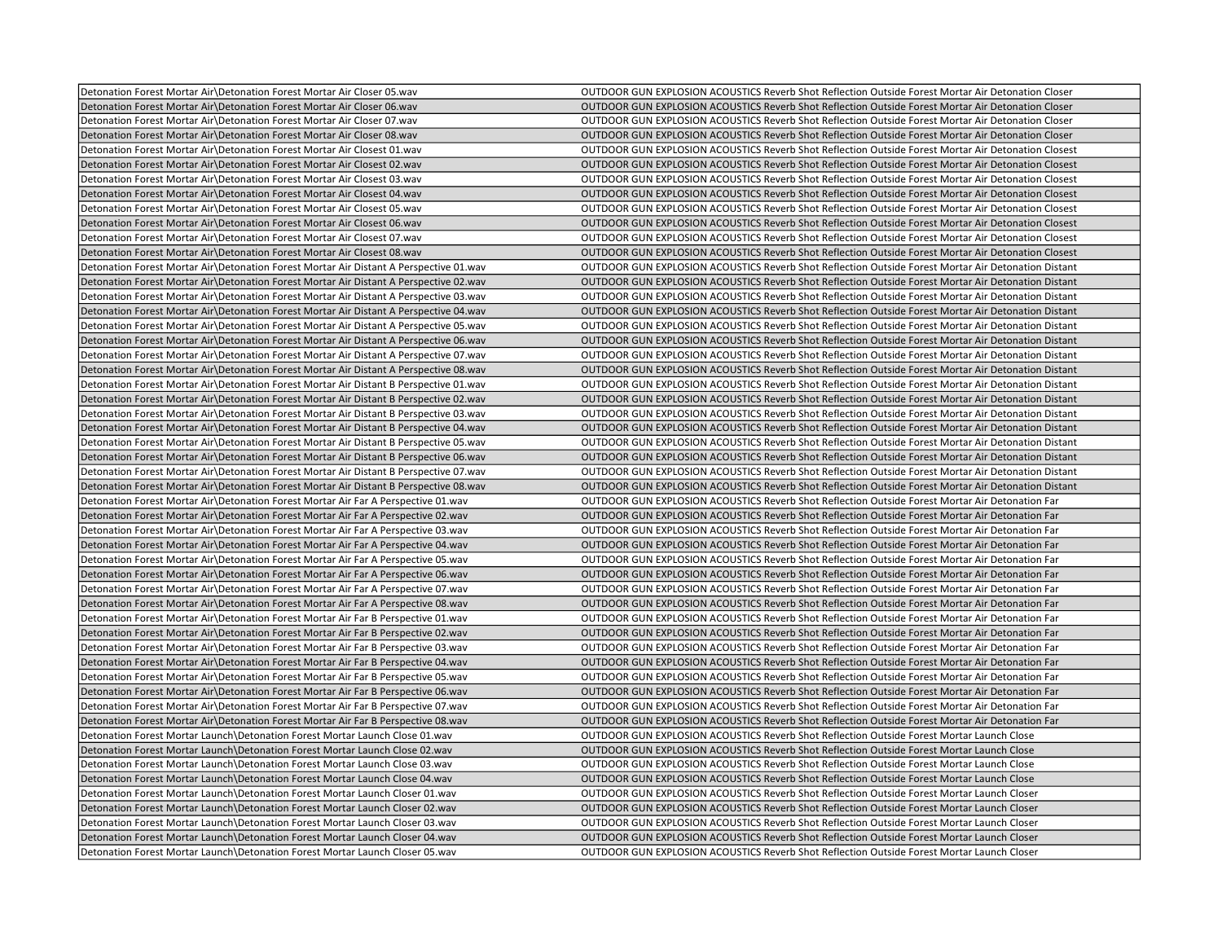| | |
|---|---|
| Detonation Forest Mortar Air\Detonation Forest Mortar Air Closer 05.wav | OUTDOOR GUN EXPLOSION ACOUSTICS Reverb Shot Reflection Outside Forest Mortar Air Detonation Closer |
| Detonation Forest Mortar Air\Detonation Forest Mortar Air Closer 06.wav | OUTDOOR GUN EXPLOSION ACOUSTICS Reverb Shot Reflection Outside Forest Mortar Air Detonation Closer |
| Detonation Forest Mortar Air\Detonation Forest Mortar Air Closer 07.wav | OUTDOOR GUN EXPLOSION ACOUSTICS Reverb Shot Reflection Outside Forest Mortar Air Detonation Closer |
| Detonation Forest Mortar Air\Detonation Forest Mortar Air Closer 08.wav | OUTDOOR GUN EXPLOSION ACOUSTICS Reverb Shot Reflection Outside Forest Mortar Air Detonation Closer |
| Detonation Forest Mortar Air\Detonation Forest Mortar Air Closest 01.wav | OUTDOOR GUN EXPLOSION ACOUSTICS Reverb Shot Reflection Outside Forest Mortar Air Detonation Closest |
| Detonation Forest Mortar Air\Detonation Forest Mortar Air Closest 02.wav | OUTDOOR GUN EXPLOSION ACOUSTICS Reverb Shot Reflection Outside Forest Mortar Air Detonation Closest |
| Detonation Forest Mortar Air\Detonation Forest Mortar Air Closest 03.wav | OUTDOOR GUN EXPLOSION ACOUSTICS Reverb Shot Reflection Outside Forest Mortar Air Detonation Closest |
| Detonation Forest Mortar Air\Detonation Forest Mortar Air Closest 04.wav | OUTDOOR GUN EXPLOSION ACOUSTICS Reverb Shot Reflection Outside Forest Mortar Air Detonation Closest |
| Detonation Forest Mortar Air\Detonation Forest Mortar Air Closest 05.wav | OUTDOOR GUN EXPLOSION ACOUSTICS Reverb Shot Reflection Outside Forest Mortar Air Detonation Closest |
| Detonation Forest Mortar Air\Detonation Forest Mortar Air Closest 06.wav | OUTDOOR GUN EXPLOSION ACOUSTICS Reverb Shot Reflection Outside Forest Mortar Air Detonation Closest |
| Detonation Forest Mortar Air\Detonation Forest Mortar Air Closest 07.wav | OUTDOOR GUN EXPLOSION ACOUSTICS Reverb Shot Reflection Outside Forest Mortar Air Detonation Closest |
| Detonation Forest Mortar Air\Detonation Forest Mortar Air Closest 08.wav | OUTDOOR GUN EXPLOSION ACOUSTICS Reverb Shot Reflection Outside Forest Mortar Air Detonation Closest |
| Detonation Forest Mortar Air\Detonation Forest Mortar Air Distant A Perspective 01.wav | OUTDOOR GUN EXPLOSION ACOUSTICS Reverb Shot Reflection Outside Forest Mortar Air Detonation Distant |
| Detonation Forest Mortar Air\Detonation Forest Mortar Air Distant A Perspective 02.wav | OUTDOOR GUN EXPLOSION ACOUSTICS Reverb Shot Reflection Outside Forest Mortar Air Detonation Distant |
| Detonation Forest Mortar Air\Detonation Forest Mortar Air Distant A Perspective 03.wav | OUTDOOR GUN EXPLOSION ACOUSTICS Reverb Shot Reflection Outside Forest Mortar Air Detonation Distant |
| Detonation Forest Mortar Air\Detonation Forest Mortar Air Distant A Perspective 04.wav | OUTDOOR GUN EXPLOSION ACOUSTICS Reverb Shot Reflection Outside Forest Mortar Air Detonation Distant |
| Detonation Forest Mortar Air\Detonation Forest Mortar Air Distant A Perspective 05.wav | OUTDOOR GUN EXPLOSION ACOUSTICS Reverb Shot Reflection Outside Forest Mortar Air Detonation Distant |
| Detonation Forest Mortar Air\Detonation Forest Mortar Air Distant A Perspective 06.wav | OUTDOOR GUN EXPLOSION ACOUSTICS Reverb Shot Reflection Outside Forest Mortar Air Detonation Distant |
| Detonation Forest Mortar Air\Detonation Forest Mortar Air Distant A Perspective 07.wav | OUTDOOR GUN EXPLOSION ACOUSTICS Reverb Shot Reflection Outside Forest Mortar Air Detonation Distant |
| Detonation Forest Mortar Air\Detonation Forest Mortar Air Distant A Perspective 08.wav | OUTDOOR GUN EXPLOSION ACOUSTICS Reverb Shot Reflection Outside Forest Mortar Air Detonation Distant |
| Detonation Forest Mortar Air\Detonation Forest Mortar Air Distant B Perspective 01.wav | OUTDOOR GUN EXPLOSION ACOUSTICS Reverb Shot Reflection Outside Forest Mortar Air Detonation Distant |
| Detonation Forest Mortar Air\Detonation Forest Mortar Air Distant B Perspective 02.wav | OUTDOOR GUN EXPLOSION ACOUSTICS Reverb Shot Reflection Outside Forest Mortar Air Detonation Distant |
| Detonation Forest Mortar Air\Detonation Forest Mortar Air Distant B Perspective 03.wav | OUTDOOR GUN EXPLOSION ACOUSTICS Reverb Shot Reflection Outside Forest Mortar Air Detonation Distant |
| Detonation Forest Mortar Air\Detonation Forest Mortar Air Distant B Perspective 04.wav | OUTDOOR GUN EXPLOSION ACOUSTICS Reverb Shot Reflection Outside Forest Mortar Air Detonation Distant |
| Detonation Forest Mortar Air\Detonation Forest Mortar Air Distant B Perspective 05.wav | OUTDOOR GUN EXPLOSION ACOUSTICS Reverb Shot Reflection Outside Forest Mortar Air Detonation Distant |
| Detonation Forest Mortar Air\Detonation Forest Mortar Air Distant B Perspective 06.wav | OUTDOOR GUN EXPLOSION ACOUSTICS Reverb Shot Reflection Outside Forest Mortar Air Detonation Distant |
| Detonation Forest Mortar Air\Detonation Forest Mortar Air Distant B Perspective 07.wav | OUTDOOR GUN EXPLOSION ACOUSTICS Reverb Shot Reflection Outside Forest Mortar Air Detonation Distant |
| Detonation Forest Mortar Air\Detonation Forest Mortar Air Distant B Perspective 08.wav | OUTDOOR GUN EXPLOSION ACOUSTICS Reverb Shot Reflection Outside Forest Mortar Air Detonation Distant |
| Detonation Forest Mortar Air\Detonation Forest Mortar Air Far A Perspective 01.wav | OUTDOOR GUN EXPLOSION ACOUSTICS Reverb Shot Reflection Outside Forest Mortar Air Detonation Far |
| Detonation Forest Mortar Air\Detonation Forest Mortar Air Far A Perspective 02.wav | OUTDOOR GUN EXPLOSION ACOUSTICS Reverb Shot Reflection Outside Forest Mortar Air Detonation Far |
| Detonation Forest Mortar Air\Detonation Forest Mortar Air Far A Perspective 03.wav | OUTDOOR GUN EXPLOSION ACOUSTICS Reverb Shot Reflection Outside Forest Mortar Air Detonation Far |
| Detonation Forest Mortar Air\Detonation Forest Mortar Air Far A Perspective 04.wav | OUTDOOR GUN EXPLOSION ACOUSTICS Reverb Shot Reflection Outside Forest Mortar Air Detonation Far |
| Detonation Forest Mortar Air\Detonation Forest Mortar Air Far A Perspective 05.wav | OUTDOOR GUN EXPLOSION ACOUSTICS Reverb Shot Reflection Outside Forest Mortar Air Detonation Far |
| Detonation Forest Mortar Air\Detonation Forest Mortar Air Far A Perspective 06.wav | OUTDOOR GUN EXPLOSION ACOUSTICS Reverb Shot Reflection Outside Forest Mortar Air Detonation Far |
| Detonation Forest Mortar Air\Detonation Forest Mortar Air Far A Perspective 07.wav | OUTDOOR GUN EXPLOSION ACOUSTICS Reverb Shot Reflection Outside Forest Mortar Air Detonation Far |
| Detonation Forest Mortar Air\Detonation Forest Mortar Air Far A Perspective 08.wav | OUTDOOR GUN EXPLOSION ACOUSTICS Reverb Shot Reflection Outside Forest Mortar Air Detonation Far |
| Detonation Forest Mortar Air\Detonation Forest Mortar Air Far B Perspective 01.wav | OUTDOOR GUN EXPLOSION ACOUSTICS Reverb Shot Reflection Outside Forest Mortar Air Detonation Far |
| Detonation Forest Mortar Air\Detonation Forest Mortar Air Far B Perspective 02.wav | OUTDOOR GUN EXPLOSION ACOUSTICS Reverb Shot Reflection Outside Forest Mortar Air Detonation Far |
| Detonation Forest Mortar Air\Detonation Forest Mortar Air Far B Perspective 03.wav | OUTDOOR GUN EXPLOSION ACOUSTICS Reverb Shot Reflection Outside Forest Mortar Air Detonation Far |
| Detonation Forest Mortar Air\Detonation Forest Mortar Air Far B Perspective 04.wav | OUTDOOR GUN EXPLOSION ACOUSTICS Reverb Shot Reflection Outside Forest Mortar Air Detonation Far |
| Detonation Forest Mortar Air\Detonation Forest Mortar Air Far B Perspective 05.wav | OUTDOOR GUN EXPLOSION ACOUSTICS Reverb Shot Reflection Outside Forest Mortar Air Detonation Far |
| Detonation Forest Mortar Air\Detonation Forest Mortar Air Far B Perspective 06.wav | OUTDOOR GUN EXPLOSION ACOUSTICS Reverb Shot Reflection Outside Forest Mortar Air Detonation Far |
| Detonation Forest Mortar Air\Detonation Forest Mortar Air Far B Perspective 07.wav | OUTDOOR GUN EXPLOSION ACOUSTICS Reverb Shot Reflection Outside Forest Mortar Air Detonation Far |
| Detonation Forest Mortar Air\Detonation Forest Mortar Air Far B Perspective 08.wav | OUTDOOR GUN EXPLOSION ACOUSTICS Reverb Shot Reflection Outside Forest Mortar Air Detonation Far |
| Detonation Forest Mortar Launch\Detonation Forest Mortar Launch Close 01.wav | OUTDOOR GUN EXPLOSION ACOUSTICS Reverb Shot Reflection Outside Forest Mortar Launch Close |
| Detonation Forest Mortar Launch\Detonation Forest Mortar Launch Close 02.wav | OUTDOOR GUN EXPLOSION ACOUSTICS Reverb Shot Reflection Outside Forest Mortar Launch Close |
| Detonation Forest Mortar Launch\Detonation Forest Mortar Launch Close 03.wav | OUTDOOR GUN EXPLOSION ACOUSTICS Reverb Shot Reflection Outside Forest Mortar Launch Close |
| Detonation Forest Mortar Launch\Detonation Forest Mortar Launch Close 04.wav | OUTDOOR GUN EXPLOSION ACOUSTICS Reverb Shot Reflection Outside Forest Mortar Launch Close |
| Detonation Forest Mortar Launch\Detonation Forest Mortar Launch Closer 01.wav | OUTDOOR GUN EXPLOSION ACOUSTICS Reverb Shot Reflection Outside Forest Mortar Launch Closer |
| Detonation Forest Mortar Launch\Detonation Forest Mortar Launch Closer 02.wav | OUTDOOR GUN EXPLOSION ACOUSTICS Reverb Shot Reflection Outside Forest Mortar Launch Closer |
| Detonation Forest Mortar Launch\Detonation Forest Mortar Launch Closer 03.wav | OUTDOOR GUN EXPLOSION ACOUSTICS Reverb Shot Reflection Outside Forest Mortar Launch Closer |
| Detonation Forest Mortar Launch\Detonation Forest Mortar Launch Closer 04.wav | OUTDOOR GUN EXPLOSION ACOUSTICS Reverb Shot Reflection Outside Forest Mortar Launch Closer |
| Detonation Forest Mortar Launch\Detonation Forest Mortar Launch Closer 05.wav | OUTDOOR GUN EXPLOSION ACOUSTICS Reverb Shot Reflection Outside Forest Mortar Launch Closer |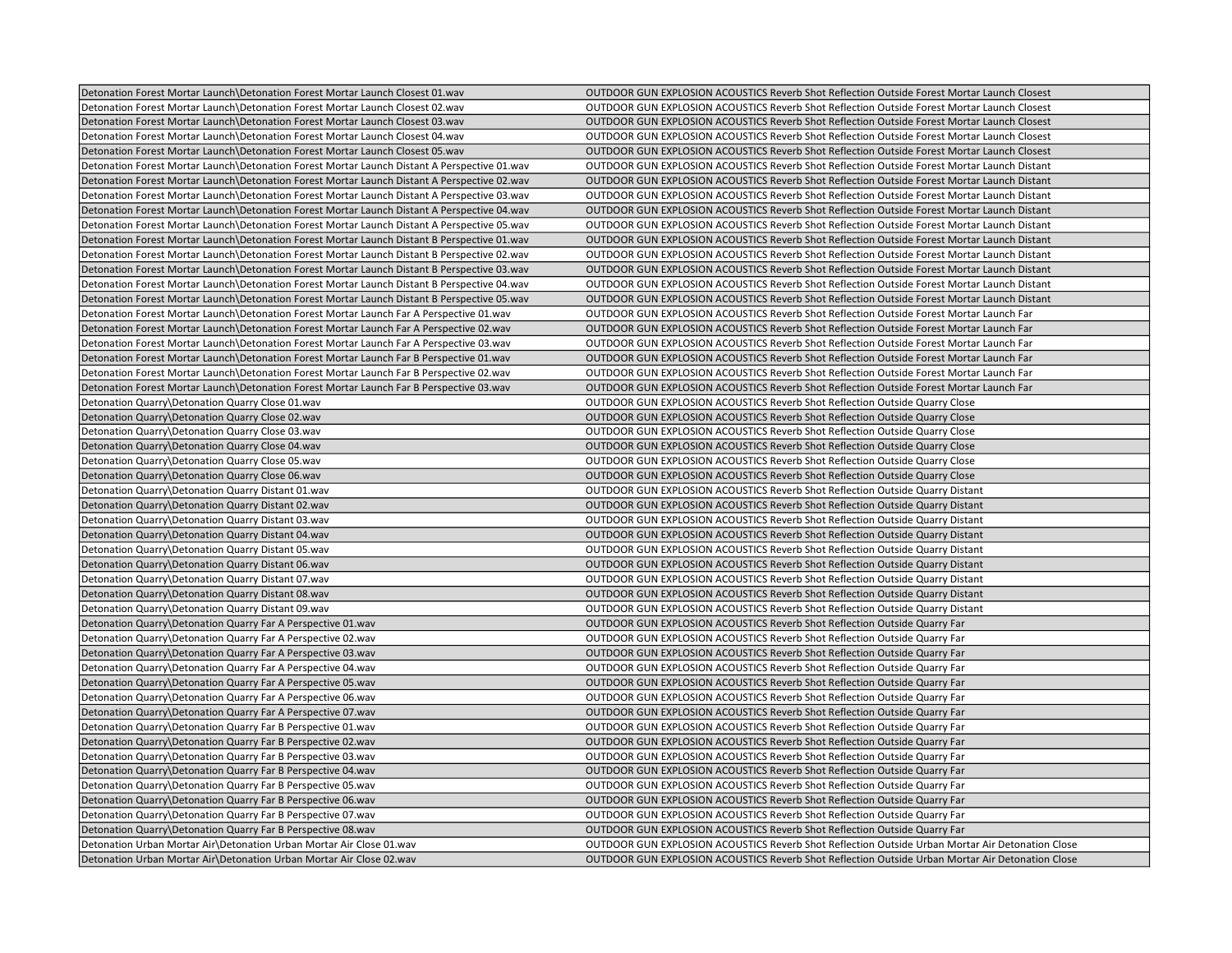| | |
|---|---|
| Detonation Forest Mortar Launch\Detonation Forest Mortar Launch Closest 01.wav | OUTDOOR GUN EXPLOSION ACOUSTICS Reverb Shot Reflection Outside Forest Mortar Launch Closest |
| Detonation Forest Mortar Launch\Detonation Forest Mortar Launch Closest 02.wav | OUTDOOR GUN EXPLOSION ACOUSTICS Reverb Shot Reflection Outside Forest Mortar Launch Closest |
| Detonation Forest Mortar Launch\Detonation Forest Mortar Launch Closest 03.wav | OUTDOOR GUN EXPLOSION ACOUSTICS Reverb Shot Reflection Outside Forest Mortar Launch Closest |
| Detonation Forest Mortar Launch\Detonation Forest Mortar Launch Closest 04.wav | OUTDOOR GUN EXPLOSION ACOUSTICS Reverb Shot Reflection Outside Forest Mortar Launch Closest |
| Detonation Forest Mortar Launch\Detonation Forest Mortar Launch Closest 05.wav | OUTDOOR GUN EXPLOSION ACOUSTICS Reverb Shot Reflection Outside Forest Mortar Launch Closest |
| Detonation Forest Mortar Launch\Detonation Forest Mortar Launch Distant A Perspective 01.wav | OUTDOOR GUN EXPLOSION ACOUSTICS Reverb Shot Reflection Outside Forest Mortar Launch Distant |
| Detonation Forest Mortar Launch\Detonation Forest Mortar Launch Distant A Perspective 02.wav | OUTDOOR GUN EXPLOSION ACOUSTICS Reverb Shot Reflection Outside Forest Mortar Launch Distant |
| Detonation Forest Mortar Launch\Detonation Forest Mortar Launch Distant A Perspective 03.wav | OUTDOOR GUN EXPLOSION ACOUSTICS Reverb Shot Reflection Outside Forest Mortar Launch Distant |
| Detonation Forest Mortar Launch\Detonation Forest Mortar Launch Distant A Perspective 04.wav | OUTDOOR GUN EXPLOSION ACOUSTICS Reverb Shot Reflection Outside Forest Mortar Launch Distant |
| Detonation Forest Mortar Launch\Detonation Forest Mortar Launch Distant A Perspective 05.wav | OUTDOOR GUN EXPLOSION ACOUSTICS Reverb Shot Reflection Outside Forest Mortar Launch Distant |
| Detonation Forest Mortar Launch\Detonation Forest Mortar Launch Distant B Perspective 01.wav | OUTDOOR GUN EXPLOSION ACOUSTICS Reverb Shot Reflection Outside Forest Mortar Launch Distant |
| Detonation Forest Mortar Launch\Detonation Forest Mortar Launch Distant B Perspective 02.wav | OUTDOOR GUN EXPLOSION ACOUSTICS Reverb Shot Reflection Outside Forest Mortar Launch Distant |
| Detonation Forest Mortar Launch\Detonation Forest Mortar Launch Distant B Perspective 03.wav | OUTDOOR GUN EXPLOSION ACOUSTICS Reverb Shot Reflection Outside Forest Mortar Launch Distant |
| Detonation Forest Mortar Launch\Detonation Forest Mortar Launch Distant B Perspective 04.wav | OUTDOOR GUN EXPLOSION ACOUSTICS Reverb Shot Reflection Outside Forest Mortar Launch Distant |
| Detonation Forest Mortar Launch\Detonation Forest Mortar Launch Distant B Perspective 05.wav | OUTDOOR GUN EXPLOSION ACOUSTICS Reverb Shot Reflection Outside Forest Mortar Launch Distant |
| Detonation Forest Mortar Launch\Detonation Forest Mortar Launch Far A Perspective 01.wav | OUTDOOR GUN EXPLOSION ACOUSTICS Reverb Shot Reflection Outside Forest Mortar Launch Far |
| Detonation Forest Mortar Launch\Detonation Forest Mortar Launch Far A Perspective 02.wav | OUTDOOR GUN EXPLOSION ACOUSTICS Reverb Shot Reflection Outside Forest Mortar Launch Far |
| Detonation Forest Mortar Launch\Detonation Forest Mortar Launch Far A Perspective 03.wav | OUTDOOR GUN EXPLOSION ACOUSTICS Reverb Shot Reflection Outside Forest Mortar Launch Far |
| Detonation Forest Mortar Launch\Detonation Forest Mortar Launch Far B Perspective 01.wav | OUTDOOR GUN EXPLOSION ACOUSTICS Reverb Shot Reflection Outside Forest Mortar Launch Far |
| Detonation Forest Mortar Launch\Detonation Forest Mortar Launch Far B Perspective 02.wav | OUTDOOR GUN EXPLOSION ACOUSTICS Reverb Shot Reflection Outside Forest Mortar Launch Far |
| Detonation Forest Mortar Launch\Detonation Forest Mortar Launch Far B Perspective 03.wav | OUTDOOR GUN EXPLOSION ACOUSTICS Reverb Shot Reflection Outside Forest Mortar Launch Far |
| Detonation Quarry\Detonation Quarry Close 01.wav | OUTDOOR GUN EXPLOSION ACOUSTICS Reverb Shot Reflection Outside Quarry Close |
| Detonation Quarry\Detonation Quarry Close 02.wav | OUTDOOR GUN EXPLOSION ACOUSTICS Reverb Shot Reflection Outside Quarry Close |
| Detonation Quarry\Detonation Quarry Close 03.wav | OUTDOOR GUN EXPLOSION ACOUSTICS Reverb Shot Reflection Outside Quarry Close |
| Detonation Quarry\Detonation Quarry Close 04.wav | OUTDOOR GUN EXPLOSION ACOUSTICS Reverb Shot Reflection Outside Quarry Close |
| Detonation Quarry\Detonation Quarry Close 05.wav | OUTDOOR GUN EXPLOSION ACOUSTICS Reverb Shot Reflection Outside Quarry Close |
| Detonation Quarry\Detonation Quarry Close 06.wav | OUTDOOR GUN EXPLOSION ACOUSTICS Reverb Shot Reflection Outside Quarry Close |
| Detonation Quarry\Detonation Quarry Distant 01.wav | OUTDOOR GUN EXPLOSION ACOUSTICS Reverb Shot Reflection Outside Quarry Distant |
| Detonation Quarry\Detonation Quarry Distant 02.wav | OUTDOOR GUN EXPLOSION ACOUSTICS Reverb Shot Reflection Outside Quarry Distant |
| Detonation Quarry\Detonation Quarry Distant 03.wav | OUTDOOR GUN EXPLOSION ACOUSTICS Reverb Shot Reflection Outside Quarry Distant |
| Detonation Quarry\Detonation Quarry Distant 04.wav | OUTDOOR GUN EXPLOSION ACOUSTICS Reverb Shot Reflection Outside Quarry Distant |
| Detonation Quarry\Detonation Quarry Distant 05.wav | OUTDOOR GUN EXPLOSION ACOUSTICS Reverb Shot Reflection Outside Quarry Distant |
| Detonation Quarry\Detonation Quarry Distant 06.wav | OUTDOOR GUN EXPLOSION ACOUSTICS Reverb Shot Reflection Outside Quarry Distant |
| Detonation Quarry\Detonation Quarry Distant 07.wav | OUTDOOR GUN EXPLOSION ACOUSTICS Reverb Shot Reflection Outside Quarry Distant |
| Detonation Quarry\Detonation Quarry Distant 08.wav | OUTDOOR GUN EXPLOSION ACOUSTICS Reverb Shot Reflection Outside Quarry Distant |
| Detonation Quarry\Detonation Quarry Distant 09.wav | OUTDOOR GUN EXPLOSION ACOUSTICS Reverb Shot Reflection Outside Quarry Distant |
| Detonation Quarry\Detonation Quarry Far A Perspective 01.wav | OUTDOOR GUN EXPLOSION ACOUSTICS Reverb Shot Reflection Outside Quarry Far |
| Detonation Quarry\Detonation Quarry Far A Perspective 02.wav | OUTDOOR GUN EXPLOSION ACOUSTICS Reverb Shot Reflection Outside Quarry Far |
| Detonation Quarry\Detonation Quarry Far A Perspective 03.wav | OUTDOOR GUN EXPLOSION ACOUSTICS Reverb Shot Reflection Outside Quarry Far |
| Detonation Quarry\Detonation Quarry Far A Perspective 04.wav | OUTDOOR GUN EXPLOSION ACOUSTICS Reverb Shot Reflection Outside Quarry Far |
| Detonation Quarry\Detonation Quarry Far A Perspective 05.wav | OUTDOOR GUN EXPLOSION ACOUSTICS Reverb Shot Reflection Outside Quarry Far |
| Detonation Quarry\Detonation Quarry Far A Perspective 06.wav | OUTDOOR GUN EXPLOSION ACOUSTICS Reverb Shot Reflection Outside Quarry Far |
| Detonation Quarry\Detonation Quarry Far A Perspective 07.wav | OUTDOOR GUN EXPLOSION ACOUSTICS Reverb Shot Reflection Outside Quarry Far |
| Detonation Quarry\Detonation Quarry Far B Perspective 01.wav | OUTDOOR GUN EXPLOSION ACOUSTICS Reverb Shot Reflection Outside Quarry Far |
| Detonation Quarry\Detonation Quarry Far B Perspective 02.wav | OUTDOOR GUN EXPLOSION ACOUSTICS Reverb Shot Reflection Outside Quarry Far |
| Detonation Quarry\Detonation Quarry Far B Perspective 03.wav | OUTDOOR GUN EXPLOSION ACOUSTICS Reverb Shot Reflection Outside Quarry Far |
| Detonation Quarry\Detonation Quarry Far B Perspective 04.wav | OUTDOOR GUN EXPLOSION ACOUSTICS Reverb Shot Reflection Outside Quarry Far |
| Detonation Quarry\Detonation Quarry Far B Perspective 05.wav | OUTDOOR GUN EXPLOSION ACOUSTICS Reverb Shot Reflection Outside Quarry Far |
| Detonation Quarry\Detonation Quarry Far B Perspective 06.wav | OUTDOOR GUN EXPLOSION ACOUSTICS Reverb Shot Reflection Outside Quarry Far |
| Detonation Quarry\Detonation Quarry Far B Perspective 07.wav | OUTDOOR GUN EXPLOSION ACOUSTICS Reverb Shot Reflection Outside Quarry Far |
| Detonation Quarry\Detonation Quarry Far B Perspective 08.wav | OUTDOOR GUN EXPLOSION ACOUSTICS Reverb Shot Reflection Outside Quarry Far |
| Detonation Urban Mortar Air\Detonation Urban Mortar Air Close 01.wav | OUTDOOR GUN EXPLOSION ACOUSTICS Reverb Shot Reflection Outside Urban Mortar Air Detonation Close |
| Detonation Urban Mortar Air\Detonation Urban Mortar Air Close 02.wav | OUTDOOR GUN EXPLOSION ACOUSTICS Reverb Shot Reflection Outside Urban Mortar Air Detonation Close |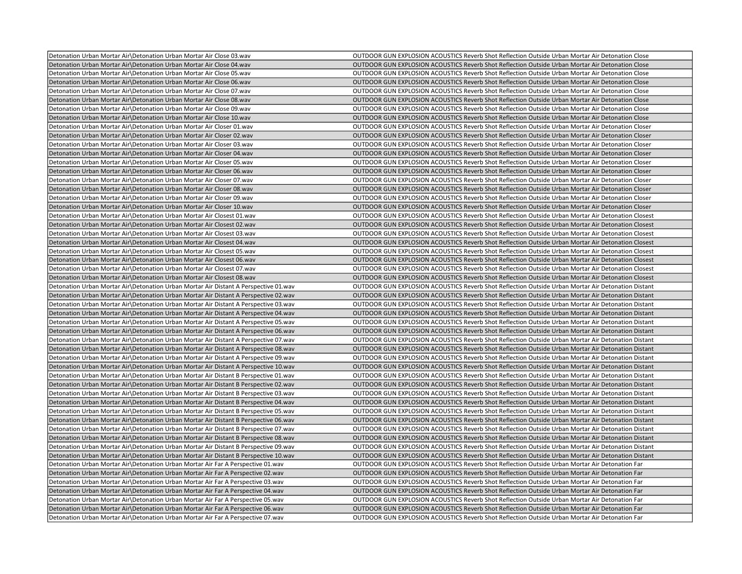| | |
|---|---|
| Detonation Urban Mortar Air\Detonation Urban Mortar Air Close 03.wav | OUTDOOR GUN EXPLOSION ACOUSTICS Reverb Shot Reflection Outside Urban Mortar Air Detonation Close |
| Detonation Urban Mortar Air\Detonation Urban Mortar Air Close 04.wav | OUTDOOR GUN EXPLOSION ACOUSTICS Reverb Shot Reflection Outside Urban Mortar Air Detonation Close |
| Detonation Urban Mortar Air\Detonation Urban Mortar Air Close 05.wav | OUTDOOR GUN EXPLOSION ACOUSTICS Reverb Shot Reflection Outside Urban Mortar Air Detonation Close |
| Detonation Urban Mortar Air\Detonation Urban Mortar Air Close 06.wav | OUTDOOR GUN EXPLOSION ACOUSTICS Reverb Shot Reflection Outside Urban Mortar Air Detonation Close |
| Detonation Urban Mortar Air\Detonation Urban Mortar Air Close 07.wav | OUTDOOR GUN EXPLOSION ACOUSTICS Reverb Shot Reflection Outside Urban Mortar Air Detonation Close |
| Detonation Urban Mortar Air\Detonation Urban Mortar Air Close 08.wav | OUTDOOR GUN EXPLOSION ACOUSTICS Reverb Shot Reflection Outside Urban Mortar Air Detonation Close |
| Detonation Urban Mortar Air\Detonation Urban Mortar Air Close 09.wav | OUTDOOR GUN EXPLOSION ACOUSTICS Reverb Shot Reflection Outside Urban Mortar Air Detonation Close |
| Detonation Urban Mortar Air\Detonation Urban Mortar Air Close 10.wav | OUTDOOR GUN EXPLOSION ACOUSTICS Reverb Shot Reflection Outside Urban Mortar Air Detonation Close |
| Detonation Urban Mortar Air\Detonation Urban Mortar Air Closer 01.wav | OUTDOOR GUN EXPLOSION ACOUSTICS Reverb Shot Reflection Outside Urban Mortar Air Detonation Closer |
| Detonation Urban Mortar Air\Detonation Urban Mortar Air Closer 02.wav | OUTDOOR GUN EXPLOSION ACOUSTICS Reverb Shot Reflection Outside Urban Mortar Air Detonation Closer |
| Detonation Urban Mortar Air\Detonation Urban Mortar Air Closer 03.wav | OUTDOOR GUN EXPLOSION ACOUSTICS Reverb Shot Reflection Outside Urban Mortar Air Detonation Closer |
| Detonation Urban Mortar Air\Detonation Urban Mortar Air Closer 04.wav | OUTDOOR GUN EXPLOSION ACOUSTICS Reverb Shot Reflection Outside Urban Mortar Air Detonation Closer |
| Detonation Urban Mortar Air\Detonation Urban Mortar Air Closer 05.wav | OUTDOOR GUN EXPLOSION ACOUSTICS Reverb Shot Reflection Outside Urban Mortar Air Detonation Closer |
| Detonation Urban Mortar Air\Detonation Urban Mortar Air Closer 06.wav | OUTDOOR GUN EXPLOSION ACOUSTICS Reverb Shot Reflection Outside Urban Mortar Air Detonation Closer |
| Detonation Urban Mortar Air\Detonation Urban Mortar Air Closer 07.wav | OUTDOOR GUN EXPLOSION ACOUSTICS Reverb Shot Reflection Outside Urban Mortar Air Detonation Closer |
| Detonation Urban Mortar Air\Detonation Urban Mortar Air Closer 08.wav | OUTDOOR GUN EXPLOSION ACOUSTICS Reverb Shot Reflection Outside Urban Mortar Air Detonation Closer |
| Detonation Urban Mortar Air\Detonation Urban Mortar Air Closer 09.wav | OUTDOOR GUN EXPLOSION ACOUSTICS Reverb Shot Reflection Outside Urban Mortar Air Detonation Closer |
| Detonation Urban Mortar Air\Detonation Urban Mortar Air Closer 10.wav | OUTDOOR GUN EXPLOSION ACOUSTICS Reverb Shot Reflection Outside Urban Mortar Air Detonation Closer |
| Detonation Urban Mortar Air\Detonation Urban Mortar Air Closest 01.wav | OUTDOOR GUN EXPLOSION ACOUSTICS Reverb Shot Reflection Outside Urban Mortar Air Detonation Closest |
| Detonation Urban Mortar Air\Detonation Urban Mortar Air Closest 02.wav | OUTDOOR GUN EXPLOSION ACOUSTICS Reverb Shot Reflection Outside Urban Mortar Air Detonation Closest |
| Detonation Urban Mortar Air\Detonation Urban Mortar Air Closest 03.wav | OUTDOOR GUN EXPLOSION ACOUSTICS Reverb Shot Reflection Outside Urban Mortar Air Detonation Closest |
| Detonation Urban Mortar Air\Detonation Urban Mortar Air Closest 04.wav | OUTDOOR GUN EXPLOSION ACOUSTICS Reverb Shot Reflection Outside Urban Mortar Air Detonation Closest |
| Detonation Urban Mortar Air\Detonation Urban Mortar Air Closest 05.wav | OUTDOOR GUN EXPLOSION ACOUSTICS Reverb Shot Reflection Outside Urban Mortar Air Detonation Closest |
| Detonation Urban Mortar Air\Detonation Urban Mortar Air Closest 06.wav | OUTDOOR GUN EXPLOSION ACOUSTICS Reverb Shot Reflection Outside Urban Mortar Air Detonation Closest |
| Detonation Urban Mortar Air\Detonation Urban Mortar Air Closest 07.wav | OUTDOOR GUN EXPLOSION ACOUSTICS Reverb Shot Reflection Outside Urban Mortar Air Detonation Closest |
| Detonation Urban Mortar Air\Detonation Urban Mortar Air Closest 08.wav | OUTDOOR GUN EXPLOSION ACOUSTICS Reverb Shot Reflection Outside Urban Mortar Air Detonation Closest |
| Detonation Urban Mortar Air\Detonation Urban Mortar Air Distant A Perspective 01.wav | OUTDOOR GUN EXPLOSION ACOUSTICS Reverb Shot Reflection Outside Urban Mortar Air Detonation Distant |
| Detonation Urban Mortar Air\Detonation Urban Mortar Air Distant A Perspective 02.wav | OUTDOOR GUN EXPLOSION ACOUSTICS Reverb Shot Reflection Outside Urban Mortar Air Detonation Distant |
| Detonation Urban Mortar Air\Detonation Urban Mortar Air Distant A Perspective 03.wav | OUTDOOR GUN EXPLOSION ACOUSTICS Reverb Shot Reflection Outside Urban Mortar Air Detonation Distant |
| Detonation Urban Mortar Air\Detonation Urban Mortar Air Distant A Perspective 04.wav | OUTDOOR GUN EXPLOSION ACOUSTICS Reverb Shot Reflection Outside Urban Mortar Air Detonation Distant |
| Detonation Urban Mortar Air\Detonation Urban Mortar Air Distant A Perspective 05.wav | OUTDOOR GUN EXPLOSION ACOUSTICS Reverb Shot Reflection Outside Urban Mortar Air Detonation Distant |
| Detonation Urban Mortar Air\Detonation Urban Mortar Air Distant A Perspective 06.wav | OUTDOOR GUN EXPLOSION ACOUSTICS Reverb Shot Reflection Outside Urban Mortar Air Detonation Distant |
| Detonation Urban Mortar Air\Detonation Urban Mortar Air Distant A Perspective 07.wav | OUTDOOR GUN EXPLOSION ACOUSTICS Reverb Shot Reflection Outside Urban Mortar Air Detonation Distant |
| Detonation Urban Mortar Air\Detonation Urban Mortar Air Distant A Perspective 08.wav | OUTDOOR GUN EXPLOSION ACOUSTICS Reverb Shot Reflection Outside Urban Mortar Air Detonation Distant |
| Detonation Urban Mortar Air\Detonation Urban Mortar Air Distant A Perspective 09.wav | OUTDOOR GUN EXPLOSION ACOUSTICS Reverb Shot Reflection Outside Urban Mortar Air Detonation Distant |
| Detonation Urban Mortar Air\Detonation Urban Mortar Air Distant A Perspective 10.wav | OUTDOOR GUN EXPLOSION ACOUSTICS Reverb Shot Reflection Outside Urban Mortar Air Detonation Distant |
| Detonation Urban Mortar Air\Detonation Urban Mortar Air Distant B Perspective 01.wav | OUTDOOR GUN EXPLOSION ACOUSTICS Reverb Shot Reflection Outside Urban Mortar Air Detonation Distant |
| Detonation Urban Mortar Air\Detonation Urban Mortar Air Distant B Perspective 02.wav | OUTDOOR GUN EXPLOSION ACOUSTICS Reverb Shot Reflection Outside Urban Mortar Air Detonation Distant |
| Detonation Urban Mortar Air\Detonation Urban Mortar Air Distant B Perspective 03.wav | OUTDOOR GUN EXPLOSION ACOUSTICS Reverb Shot Reflection Outside Urban Mortar Air Detonation Distant |
| Detonation Urban Mortar Air\Detonation Urban Mortar Air Distant B Perspective 04.wav | OUTDOOR GUN EXPLOSION ACOUSTICS Reverb Shot Reflection Outside Urban Mortar Air Detonation Distant |
| Detonation Urban Mortar Air\Detonation Urban Mortar Air Distant B Perspective 05.wav | OUTDOOR GUN EXPLOSION ACOUSTICS Reverb Shot Reflection Outside Urban Mortar Air Detonation Distant |
| Detonation Urban Mortar Air\Detonation Urban Mortar Air Distant B Perspective 06.wav | OUTDOOR GUN EXPLOSION ACOUSTICS Reverb Shot Reflection Outside Urban Mortar Air Detonation Distant |
| Detonation Urban Mortar Air\Detonation Urban Mortar Air Distant B Perspective 07.wav | OUTDOOR GUN EXPLOSION ACOUSTICS Reverb Shot Reflection Outside Urban Mortar Air Detonation Distant |
| Detonation Urban Mortar Air\Detonation Urban Mortar Air Distant B Perspective 08.wav | OUTDOOR GUN EXPLOSION ACOUSTICS Reverb Shot Reflection Outside Urban Mortar Air Detonation Distant |
| Detonation Urban Mortar Air\Detonation Urban Mortar Air Distant B Perspective 09.wav | OUTDOOR GUN EXPLOSION ACOUSTICS Reverb Shot Reflection Outside Urban Mortar Air Detonation Distant |
| Detonation Urban Mortar Air\Detonation Urban Mortar Air Distant B Perspective 10.wav | OUTDOOR GUN EXPLOSION ACOUSTICS Reverb Shot Reflection Outside Urban Mortar Air Detonation Distant |
| Detonation Urban Mortar Air\Detonation Urban Mortar Air Far A Perspective 01.wav | OUTDOOR GUN EXPLOSION ACOUSTICS Reverb Shot Reflection Outside Urban Mortar Air Detonation Far |
| Detonation Urban Mortar Air\Detonation Urban Mortar Air Far A Perspective 02.wav | OUTDOOR GUN EXPLOSION ACOUSTICS Reverb Shot Reflection Outside Urban Mortar Air Detonation Far |
| Detonation Urban Mortar Air\Detonation Urban Mortar Air Far A Perspective 03.wav | OUTDOOR GUN EXPLOSION ACOUSTICS Reverb Shot Reflection Outside Urban Mortar Air Detonation Far |
| Detonation Urban Mortar Air\Detonation Urban Mortar Air Far A Perspective 04.wav | OUTDOOR GUN EXPLOSION ACOUSTICS Reverb Shot Reflection Outside Urban Mortar Air Detonation Far |
| Detonation Urban Mortar Air\Detonation Urban Mortar Air Far A Perspective 05.wav | OUTDOOR GUN EXPLOSION ACOUSTICS Reverb Shot Reflection Outside Urban Mortar Air Detonation Far |
| Detonation Urban Mortar Air\Detonation Urban Mortar Air Far A Perspective 06.wav | OUTDOOR GUN EXPLOSION ACOUSTICS Reverb Shot Reflection Outside Urban Mortar Air Detonation Far |
| Detonation Urban Mortar Air\Detonation Urban Mortar Air Far A Perspective 07.wav | OUTDOOR GUN EXPLOSION ACOUSTICS Reverb Shot Reflection Outside Urban Mortar Air Detonation Far |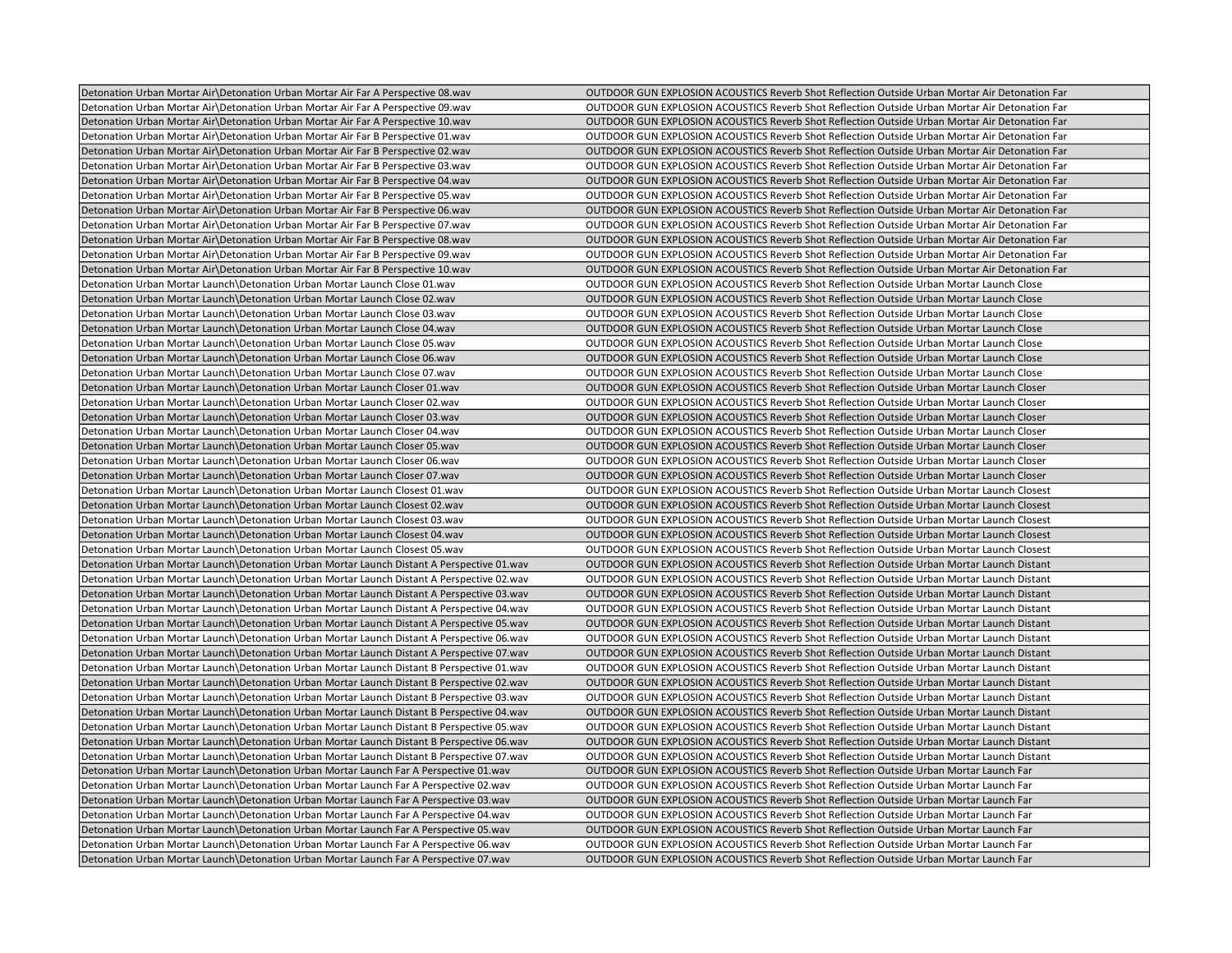| | |
|---|---|
| Detonation Urban Mortar Air\Detonation Urban Mortar Air Far A Perspective 08.wav | OUTDOOR GUN EXPLOSION ACOUSTICS Reverb Shot Reflection Outside Urban Mortar Air Detonation Far |
| Detonation Urban Mortar Air\Detonation Urban Mortar Air Far A Perspective 09.wav | OUTDOOR GUN EXPLOSION ACOUSTICS Reverb Shot Reflection Outside Urban Mortar Air Detonation Far |
| Detonation Urban Mortar Air\Detonation Urban Mortar Air Far A Perspective 10.wav | OUTDOOR GUN EXPLOSION ACOUSTICS Reverb Shot Reflection Outside Urban Mortar Air Detonation Far |
| Detonation Urban Mortar Air\Detonation Urban Mortar Air Far B Perspective 01.wav | OUTDOOR GUN EXPLOSION ACOUSTICS Reverb Shot Reflection Outside Urban Mortar Air Detonation Far |
| Detonation Urban Mortar Air\Detonation Urban Mortar Air Far B Perspective 02.wav | OUTDOOR GUN EXPLOSION ACOUSTICS Reverb Shot Reflection Outside Urban Mortar Air Detonation Far |
| Detonation Urban Mortar Air\Detonation Urban Mortar Air Far B Perspective 03.wav | OUTDOOR GUN EXPLOSION ACOUSTICS Reverb Shot Reflection Outside Urban Mortar Air Detonation Far |
| Detonation Urban Mortar Air\Detonation Urban Mortar Air Far B Perspective 04.wav | OUTDOOR GUN EXPLOSION ACOUSTICS Reverb Shot Reflection Outside Urban Mortar Air Detonation Far |
| Detonation Urban Mortar Air\Detonation Urban Mortar Air Far B Perspective 05.wav | OUTDOOR GUN EXPLOSION ACOUSTICS Reverb Shot Reflection Outside Urban Mortar Air Detonation Far |
| Detonation Urban Mortar Air\Detonation Urban Mortar Air Far B Perspective 06.wav | OUTDOOR GUN EXPLOSION ACOUSTICS Reverb Shot Reflection Outside Urban Mortar Air Detonation Far |
| Detonation Urban Mortar Air\Detonation Urban Mortar Air Far B Perspective 07.wav | OUTDOOR GUN EXPLOSION ACOUSTICS Reverb Shot Reflection Outside Urban Mortar Air Detonation Far |
| Detonation Urban Mortar Air\Detonation Urban Mortar Air Far B Perspective 08.wav | OUTDOOR GUN EXPLOSION ACOUSTICS Reverb Shot Reflection Outside Urban Mortar Air Detonation Far |
| Detonation Urban Mortar Air\Detonation Urban Mortar Air Far B Perspective 09.wav | OUTDOOR GUN EXPLOSION ACOUSTICS Reverb Shot Reflection Outside Urban Mortar Air Detonation Far |
| Detonation Urban Mortar Air\Detonation Urban Mortar Air Far B Perspective 10.wav | OUTDOOR GUN EXPLOSION ACOUSTICS Reverb Shot Reflection Outside Urban Mortar Air Detonation Far |
| Detonation Urban Mortar Launch\Detonation Urban Mortar Launch Close 01.wav | OUTDOOR GUN EXPLOSION ACOUSTICS Reverb Shot Reflection Outside Urban Mortar Launch Close |
| Detonation Urban Mortar Launch\Detonation Urban Mortar Launch Close 02.wav | OUTDOOR GUN EXPLOSION ACOUSTICS Reverb Shot Reflection Outside Urban Mortar Launch Close |
| Detonation Urban Mortar Launch\Detonation Urban Mortar Launch Close 03.wav | OUTDOOR GUN EXPLOSION ACOUSTICS Reverb Shot Reflection Outside Urban Mortar Launch Close |
| Detonation Urban Mortar Launch\Detonation Urban Mortar Launch Close 04.wav | OUTDOOR GUN EXPLOSION ACOUSTICS Reverb Shot Reflection Outside Urban Mortar Launch Close |
| Detonation Urban Mortar Launch\Detonation Urban Mortar Launch Close 05.wav | OUTDOOR GUN EXPLOSION ACOUSTICS Reverb Shot Reflection Outside Urban Mortar Launch Close |
| Detonation Urban Mortar Launch\Detonation Urban Mortar Launch Close 06.wav | OUTDOOR GUN EXPLOSION ACOUSTICS Reverb Shot Reflection Outside Urban Mortar Launch Close |
| Detonation Urban Mortar Launch\Detonation Urban Mortar Launch Close 07.wav | OUTDOOR GUN EXPLOSION ACOUSTICS Reverb Shot Reflection Outside Urban Mortar Launch Close |
| Detonation Urban Mortar Launch\Detonation Urban Mortar Launch Closer 01.wav | OUTDOOR GUN EXPLOSION ACOUSTICS Reverb Shot Reflection Outside Urban Mortar Launch Closer |
| Detonation Urban Mortar Launch\Detonation Urban Mortar Launch Closer 02.wav | OUTDOOR GUN EXPLOSION ACOUSTICS Reverb Shot Reflection Outside Urban Mortar Launch Closer |
| Detonation Urban Mortar Launch\Detonation Urban Mortar Launch Closer 03.wav | OUTDOOR GUN EXPLOSION ACOUSTICS Reverb Shot Reflection Outside Urban Mortar Launch Closer |
| Detonation Urban Mortar Launch\Detonation Urban Mortar Launch Closer 04.wav | OUTDOOR GUN EXPLOSION ACOUSTICS Reverb Shot Reflection Outside Urban Mortar Launch Closer |
| Detonation Urban Mortar Launch\Detonation Urban Mortar Launch Closer 05.wav | OUTDOOR GUN EXPLOSION ACOUSTICS Reverb Shot Reflection Outside Urban Mortar Launch Closer |
| Detonation Urban Mortar Launch\Detonation Urban Mortar Launch Closer 06.wav | OUTDOOR GUN EXPLOSION ACOUSTICS Reverb Shot Reflection Outside Urban Mortar Launch Closer |
| Detonation Urban Mortar Launch\Detonation Urban Mortar Launch Closer 07.wav | OUTDOOR GUN EXPLOSION ACOUSTICS Reverb Shot Reflection Outside Urban Mortar Launch Closer |
| Detonation Urban Mortar Launch\Detonation Urban Mortar Launch Closest 01.wav | OUTDOOR GUN EXPLOSION ACOUSTICS Reverb Shot Reflection Outside Urban Mortar Launch Closest |
| Detonation Urban Mortar Launch\Detonation Urban Mortar Launch Closest 02.wav | OUTDOOR GUN EXPLOSION ACOUSTICS Reverb Shot Reflection Outside Urban Mortar Launch Closest |
| Detonation Urban Mortar Launch\Detonation Urban Mortar Launch Closest 03.wav | OUTDOOR GUN EXPLOSION ACOUSTICS Reverb Shot Reflection Outside Urban Mortar Launch Closest |
| Detonation Urban Mortar Launch\Detonation Urban Mortar Launch Closest 04.wav | OUTDOOR GUN EXPLOSION ACOUSTICS Reverb Shot Reflection Outside Urban Mortar Launch Closest |
| Detonation Urban Mortar Launch\Detonation Urban Mortar Launch Closest 05.wav | OUTDOOR GUN EXPLOSION ACOUSTICS Reverb Shot Reflection Outside Urban Mortar Launch Closest |
| Detonation Urban Mortar Launch\Detonation Urban Mortar Launch Distant A Perspective 01.wav | OUTDOOR GUN EXPLOSION ACOUSTICS Reverb Shot Reflection Outside Urban Mortar Launch Distant |
| Detonation Urban Mortar Launch\Detonation Urban Mortar Launch Distant A Perspective 02.wav | OUTDOOR GUN EXPLOSION ACOUSTICS Reverb Shot Reflection Outside Urban Mortar Launch Distant |
| Detonation Urban Mortar Launch\Detonation Urban Mortar Launch Distant A Perspective 03.wav | OUTDOOR GUN EXPLOSION ACOUSTICS Reverb Shot Reflection Outside Urban Mortar Launch Distant |
| Detonation Urban Mortar Launch\Detonation Urban Mortar Launch Distant A Perspective 04.wav | OUTDOOR GUN EXPLOSION ACOUSTICS Reverb Shot Reflection Outside Urban Mortar Launch Distant |
| Detonation Urban Mortar Launch\Detonation Urban Mortar Launch Distant A Perspective 05.wav | OUTDOOR GUN EXPLOSION ACOUSTICS Reverb Shot Reflection Outside Urban Mortar Launch Distant |
| Detonation Urban Mortar Launch\Detonation Urban Mortar Launch Distant A Perspective 06.wav | OUTDOOR GUN EXPLOSION ACOUSTICS Reverb Shot Reflection Outside Urban Mortar Launch Distant |
| Detonation Urban Mortar Launch\Detonation Urban Mortar Launch Distant A Perspective 07.wav | OUTDOOR GUN EXPLOSION ACOUSTICS Reverb Shot Reflection Outside Urban Mortar Launch Distant |
| Detonation Urban Mortar Launch\Detonation Urban Mortar Launch Distant B Perspective 01.wav | OUTDOOR GUN EXPLOSION ACOUSTICS Reverb Shot Reflection Outside Urban Mortar Launch Distant |
| Detonation Urban Mortar Launch\Detonation Urban Mortar Launch Distant B Perspective 02.wav | OUTDOOR GUN EXPLOSION ACOUSTICS Reverb Shot Reflection Outside Urban Mortar Launch Distant |
| Detonation Urban Mortar Launch\Detonation Urban Mortar Launch Distant B Perspective 03.wav | OUTDOOR GUN EXPLOSION ACOUSTICS Reverb Shot Reflection Outside Urban Mortar Launch Distant |
| Detonation Urban Mortar Launch\Detonation Urban Mortar Launch Distant B Perspective 04.wav | OUTDOOR GUN EXPLOSION ACOUSTICS Reverb Shot Reflection Outside Urban Mortar Launch Distant |
| Detonation Urban Mortar Launch\Detonation Urban Mortar Launch Distant B Perspective 05.wav | OUTDOOR GUN EXPLOSION ACOUSTICS Reverb Shot Reflection Outside Urban Mortar Launch Distant |
| Detonation Urban Mortar Launch\Detonation Urban Mortar Launch Distant B Perspective 06.wav | OUTDOOR GUN EXPLOSION ACOUSTICS Reverb Shot Reflection Outside Urban Mortar Launch Distant |
| Detonation Urban Mortar Launch\Detonation Urban Mortar Launch Distant B Perspective 07.wav | OUTDOOR GUN EXPLOSION ACOUSTICS Reverb Shot Reflection Outside Urban Mortar Launch Distant |
| Detonation Urban Mortar Launch\Detonation Urban Mortar Launch Far A Perspective 01.wav | OUTDOOR GUN EXPLOSION ACOUSTICS Reverb Shot Reflection Outside Urban Mortar Launch Far |
| Detonation Urban Mortar Launch\Detonation Urban Mortar Launch Far A Perspective 02.wav | OUTDOOR GUN EXPLOSION ACOUSTICS Reverb Shot Reflection Outside Urban Mortar Launch Far |
| Detonation Urban Mortar Launch\Detonation Urban Mortar Launch Far A Perspective 03.wav | OUTDOOR GUN EXPLOSION ACOUSTICS Reverb Shot Reflection Outside Urban Mortar Launch Far |
| Detonation Urban Mortar Launch\Detonation Urban Mortar Launch Far A Perspective 04.wav | OUTDOOR GUN EXPLOSION ACOUSTICS Reverb Shot Reflection Outside Urban Mortar Launch Far |
| Detonation Urban Mortar Launch\Detonation Urban Mortar Launch Far A Perspective 05.wav | OUTDOOR GUN EXPLOSION ACOUSTICS Reverb Shot Reflection Outside Urban Mortar Launch Far |
| Detonation Urban Mortar Launch\Detonation Urban Mortar Launch Far A Perspective 06.wav | OUTDOOR GUN EXPLOSION ACOUSTICS Reverb Shot Reflection Outside Urban Mortar Launch Far |
| Detonation Urban Mortar Launch\Detonation Urban Mortar Launch Far A Perspective 07.wav | OUTDOOR GUN EXPLOSION ACOUSTICS Reverb Shot Reflection Outside Urban Mortar Launch Far |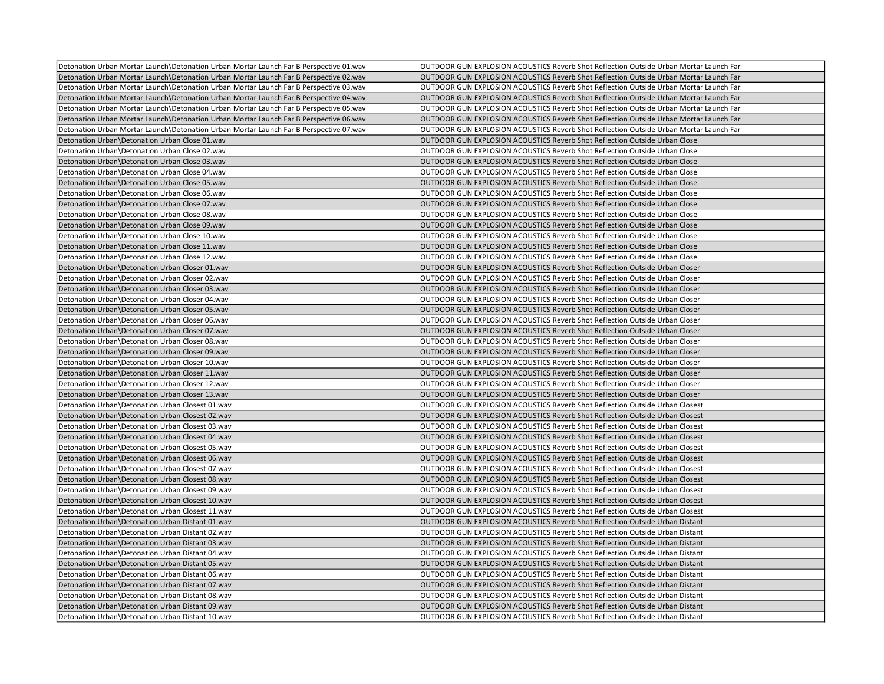| | |
|---|---|
| Detonation Urban Mortar Launch\Detonation Urban Mortar Launch Far B Perspective 01.wav | OUTDOOR GUN EXPLOSION ACOUSTICS Reverb Shot Reflection Outside Urban Mortar Launch Far |
| Detonation Urban Mortar Launch\Detonation Urban Mortar Launch Far B Perspective 02.wav | OUTDOOR GUN EXPLOSION ACOUSTICS Reverb Shot Reflection Outside Urban Mortar Launch Far |
| Detonation Urban Mortar Launch\Detonation Urban Mortar Launch Far B Perspective 03.wav | OUTDOOR GUN EXPLOSION ACOUSTICS Reverb Shot Reflection Outside Urban Mortar Launch Far |
| Detonation Urban Mortar Launch\Detonation Urban Mortar Launch Far B Perspective 04.wav | OUTDOOR GUN EXPLOSION ACOUSTICS Reverb Shot Reflection Outside Urban Mortar Launch Far |
| Detonation Urban Mortar Launch\Detonation Urban Mortar Launch Far B Perspective 05.wav | OUTDOOR GUN EXPLOSION ACOUSTICS Reverb Shot Reflection Outside Urban Mortar Launch Far |
| Detonation Urban Mortar Launch\Detonation Urban Mortar Launch Far B Perspective 06.wav | OUTDOOR GUN EXPLOSION ACOUSTICS Reverb Shot Reflection Outside Urban Mortar Launch Far |
| Detonation Urban Mortar Launch\Detonation Urban Mortar Launch Far B Perspective 07.wav | OUTDOOR GUN EXPLOSION ACOUSTICS Reverb Shot Reflection Outside Urban Mortar Launch Far |
| Detonation Urban\Detonation Urban Close 01.wav | OUTDOOR GUN EXPLOSION ACOUSTICS Reverb Shot Reflection Outside Urban Close |
| Detonation Urban\Detonation Urban Close 02.wav | OUTDOOR GUN EXPLOSION ACOUSTICS Reverb Shot Reflection Outside Urban Close |
| Detonation Urban\Detonation Urban Close 03.wav | OUTDOOR GUN EXPLOSION ACOUSTICS Reverb Shot Reflection Outside Urban Close |
| Detonation Urban\Detonation Urban Close 04.wav | OUTDOOR GUN EXPLOSION ACOUSTICS Reverb Shot Reflection Outside Urban Close |
| Detonation Urban\Detonation Urban Close 05.wav | OUTDOOR GUN EXPLOSION ACOUSTICS Reverb Shot Reflection Outside Urban Close |
| Detonation Urban\Detonation Urban Close 06.wav | OUTDOOR GUN EXPLOSION ACOUSTICS Reverb Shot Reflection Outside Urban Close |
| Detonation Urban\Detonation Urban Close 07.wav | OUTDOOR GUN EXPLOSION ACOUSTICS Reverb Shot Reflection Outside Urban Close |
| Detonation Urban\Detonation Urban Close 08.wav | OUTDOOR GUN EXPLOSION ACOUSTICS Reverb Shot Reflection Outside Urban Close |
| Detonation Urban\Detonation Urban Close 09.wav | OUTDOOR GUN EXPLOSION ACOUSTICS Reverb Shot Reflection Outside Urban Close |
| Detonation Urban\Detonation Urban Close 10.wav | OUTDOOR GUN EXPLOSION ACOUSTICS Reverb Shot Reflection Outside Urban Close |
| Detonation Urban\Detonation Urban Close 11.wav | OUTDOOR GUN EXPLOSION ACOUSTICS Reverb Shot Reflection Outside Urban Close |
| Detonation Urban\Detonation Urban Close 12.wav | OUTDOOR GUN EXPLOSION ACOUSTICS Reverb Shot Reflection Outside Urban Close |
| Detonation Urban\Detonation Urban Closer 01.wav | OUTDOOR GUN EXPLOSION ACOUSTICS Reverb Shot Reflection Outside Urban Closer |
| Detonation Urban\Detonation Urban Closer 02.wav | OUTDOOR GUN EXPLOSION ACOUSTICS Reverb Shot Reflection Outside Urban Closer |
| Detonation Urban\Detonation Urban Closer 03.wav | OUTDOOR GUN EXPLOSION ACOUSTICS Reverb Shot Reflection Outside Urban Closer |
| Detonation Urban\Detonation Urban Closer 04.wav | OUTDOOR GUN EXPLOSION ACOUSTICS Reverb Shot Reflection Outside Urban Closer |
| Detonation Urban\Detonation Urban Closer 05.wav | OUTDOOR GUN EXPLOSION ACOUSTICS Reverb Shot Reflection Outside Urban Closer |
| Detonation Urban\Detonation Urban Closer 06.wav | OUTDOOR GUN EXPLOSION ACOUSTICS Reverb Shot Reflection Outside Urban Closer |
| Detonation Urban\Detonation Urban Closer 07.wav | OUTDOOR GUN EXPLOSION ACOUSTICS Reverb Shot Reflection Outside Urban Closer |
| Detonation Urban\Detonation Urban Closer 08.wav | OUTDOOR GUN EXPLOSION ACOUSTICS Reverb Shot Reflection Outside Urban Closer |
| Detonation Urban\Detonation Urban Closer 09.wav | OUTDOOR GUN EXPLOSION ACOUSTICS Reverb Shot Reflection Outside Urban Closer |
| Detonation Urban\Detonation Urban Closer 10.wav | OUTDOOR GUN EXPLOSION ACOUSTICS Reverb Shot Reflection Outside Urban Closer |
| Detonation Urban\Detonation Urban Closer 11.wav | OUTDOOR GUN EXPLOSION ACOUSTICS Reverb Shot Reflection Outside Urban Closer |
| Detonation Urban\Detonation Urban Closer 12.wav | OUTDOOR GUN EXPLOSION ACOUSTICS Reverb Shot Reflection Outside Urban Closer |
| Detonation Urban\Detonation Urban Closer 13.wav | OUTDOOR GUN EXPLOSION ACOUSTICS Reverb Shot Reflection Outside Urban Closer |
| Detonation Urban\Detonation Urban Closest 01.wav | OUTDOOR GUN EXPLOSION ACOUSTICS Reverb Shot Reflection Outside Urban Closest |
| Detonation Urban\Detonation Urban Closest 02.wav | OUTDOOR GUN EXPLOSION ACOUSTICS Reverb Shot Reflection Outside Urban Closest |
| Detonation Urban\Detonation Urban Closest 03.wav | OUTDOOR GUN EXPLOSION ACOUSTICS Reverb Shot Reflection Outside Urban Closest |
| Detonation Urban\Detonation Urban Closest 04.wav | OUTDOOR GUN EXPLOSION ACOUSTICS Reverb Shot Reflection Outside Urban Closest |
| Detonation Urban\Detonation Urban Closest 05.wav | OUTDOOR GUN EXPLOSION ACOUSTICS Reverb Shot Reflection Outside Urban Closest |
| Detonation Urban\Detonation Urban Closest 06.wav | OUTDOOR GUN EXPLOSION ACOUSTICS Reverb Shot Reflection Outside Urban Closest |
| Detonation Urban\Detonation Urban Closest 07.wav | OUTDOOR GUN EXPLOSION ACOUSTICS Reverb Shot Reflection Outside Urban Closest |
| Detonation Urban\Detonation Urban Closest 08.wav | OUTDOOR GUN EXPLOSION ACOUSTICS Reverb Shot Reflection Outside Urban Closest |
| Detonation Urban\Detonation Urban Closest 09.wav | OUTDOOR GUN EXPLOSION ACOUSTICS Reverb Shot Reflection Outside Urban Closest |
| Detonation Urban\Detonation Urban Closest 10.wav | OUTDOOR GUN EXPLOSION ACOUSTICS Reverb Shot Reflection Outside Urban Closest |
| Detonation Urban\Detonation Urban Closest 11.wav | OUTDOOR GUN EXPLOSION ACOUSTICS Reverb Shot Reflection Outside Urban Closest |
| Detonation Urban\Detonation Urban Distant 01.wav | OUTDOOR GUN EXPLOSION ACOUSTICS Reverb Shot Reflection Outside Urban Distant |
| Detonation Urban\Detonation Urban Distant 02.wav | OUTDOOR GUN EXPLOSION ACOUSTICS Reverb Shot Reflection Outside Urban Distant |
| Detonation Urban\Detonation Urban Distant 03.wav | OUTDOOR GUN EXPLOSION ACOUSTICS Reverb Shot Reflection Outside Urban Distant |
| Detonation Urban\Detonation Urban Distant 04.wav | OUTDOOR GUN EXPLOSION ACOUSTICS Reverb Shot Reflection Outside Urban Distant |
| Detonation Urban\Detonation Urban Distant 05.wav | OUTDOOR GUN EXPLOSION ACOUSTICS Reverb Shot Reflection Outside Urban Distant |
| Detonation Urban\Detonation Urban Distant 06.wav | OUTDOOR GUN EXPLOSION ACOUSTICS Reverb Shot Reflection Outside Urban Distant |
| Detonation Urban\Detonation Urban Distant 07.wav | OUTDOOR GUN EXPLOSION ACOUSTICS Reverb Shot Reflection Outside Urban Distant |
| Detonation Urban\Detonation Urban Distant 08.wav | OUTDOOR GUN EXPLOSION ACOUSTICS Reverb Shot Reflection Outside Urban Distant |
| Detonation Urban\Detonation Urban Distant 09.wav | OUTDOOR GUN EXPLOSION ACOUSTICS Reverb Shot Reflection Outside Urban Distant |
| Detonation Urban\Detonation Urban Distant 10.wav | OUTDOOR GUN EXPLOSION ACOUSTICS Reverb Shot Reflection Outside Urban Distant |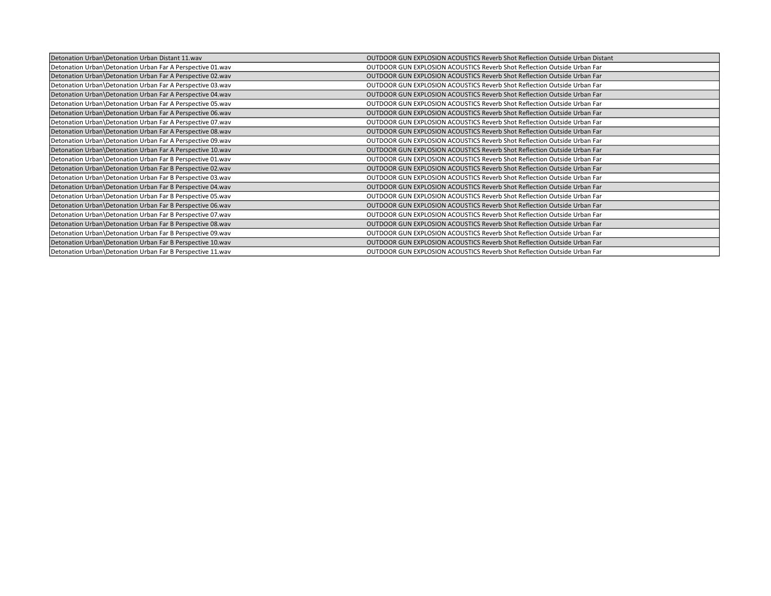| | |
|---|---|
| Detonation Urban\Detonation Urban Distant 11.wav | OUTDOOR GUN EXPLOSION ACOUSTICS Reverb Shot Reflection Outside Urban Distant |
| Detonation Urban\Detonation Urban Far A Perspective 01.wav | OUTDOOR GUN EXPLOSION ACOUSTICS Reverb Shot Reflection Outside Urban Far |
| Detonation Urban\Detonation Urban Far A Perspective 02.wav | OUTDOOR GUN EXPLOSION ACOUSTICS Reverb Shot Reflection Outside Urban Far |
| Detonation Urban\Detonation Urban Far A Perspective 03.wav | OUTDOOR GUN EXPLOSION ACOUSTICS Reverb Shot Reflection Outside Urban Far |
| Detonation Urban\Detonation Urban Far A Perspective 04.wav | OUTDOOR GUN EXPLOSION ACOUSTICS Reverb Shot Reflection Outside Urban Far |
| Detonation Urban\Detonation Urban Far A Perspective 05.wav | OUTDOOR GUN EXPLOSION ACOUSTICS Reverb Shot Reflection Outside Urban Far |
| Detonation Urban\Detonation Urban Far A Perspective 06.wav | OUTDOOR GUN EXPLOSION ACOUSTICS Reverb Shot Reflection Outside Urban Far |
| Detonation Urban\Detonation Urban Far A Perspective 07.wav | OUTDOOR GUN EXPLOSION ACOUSTICS Reverb Shot Reflection Outside Urban Far |
| Detonation Urban\Detonation Urban Far A Perspective 08.wav | OUTDOOR GUN EXPLOSION ACOUSTICS Reverb Shot Reflection Outside Urban Far |
| Detonation Urban\Detonation Urban Far A Perspective 09.wav | OUTDOOR GUN EXPLOSION ACOUSTICS Reverb Shot Reflection Outside Urban Far |
| Detonation Urban\Detonation Urban Far A Perspective 10.wav | OUTDOOR GUN EXPLOSION ACOUSTICS Reverb Shot Reflection Outside Urban Far |
| Detonation Urban\Detonation Urban Far B Perspective 01.wav | OUTDOOR GUN EXPLOSION ACOUSTICS Reverb Shot Reflection Outside Urban Far |
| Detonation Urban\Detonation Urban Far B Perspective 02.wav | OUTDOOR GUN EXPLOSION ACOUSTICS Reverb Shot Reflection Outside Urban Far |
| Detonation Urban\Detonation Urban Far B Perspective 03.wav | OUTDOOR GUN EXPLOSION ACOUSTICS Reverb Shot Reflection Outside Urban Far |
| Detonation Urban\Detonation Urban Far B Perspective 04.wav | OUTDOOR GUN EXPLOSION ACOUSTICS Reverb Shot Reflection Outside Urban Far |
| Detonation Urban\Detonation Urban Far B Perspective 05.wav | OUTDOOR GUN EXPLOSION ACOUSTICS Reverb Shot Reflection Outside Urban Far |
| Detonation Urban\Detonation Urban Far B Perspective 06.wav | OUTDOOR GUN EXPLOSION ACOUSTICS Reverb Shot Reflection Outside Urban Far |
| Detonation Urban\Detonation Urban Far B Perspective 07.wav | OUTDOOR GUN EXPLOSION ACOUSTICS Reverb Shot Reflection Outside Urban Far |
| Detonation Urban\Detonation Urban Far B Perspective 08.wav | OUTDOOR GUN EXPLOSION ACOUSTICS Reverb Shot Reflection Outside Urban Far |
| Detonation Urban\Detonation Urban Far B Perspective 09.wav | OUTDOOR GUN EXPLOSION ACOUSTICS Reverb Shot Reflection Outside Urban Far |
| Detonation Urban\Detonation Urban Far B Perspective 10.wav | OUTDOOR GUN EXPLOSION ACOUSTICS Reverb Shot Reflection Outside Urban Far |
| Detonation Urban\Detonation Urban Far B Perspective 11.wav | OUTDOOR GUN EXPLOSION ACOUSTICS Reverb Shot Reflection Outside Urban Far |